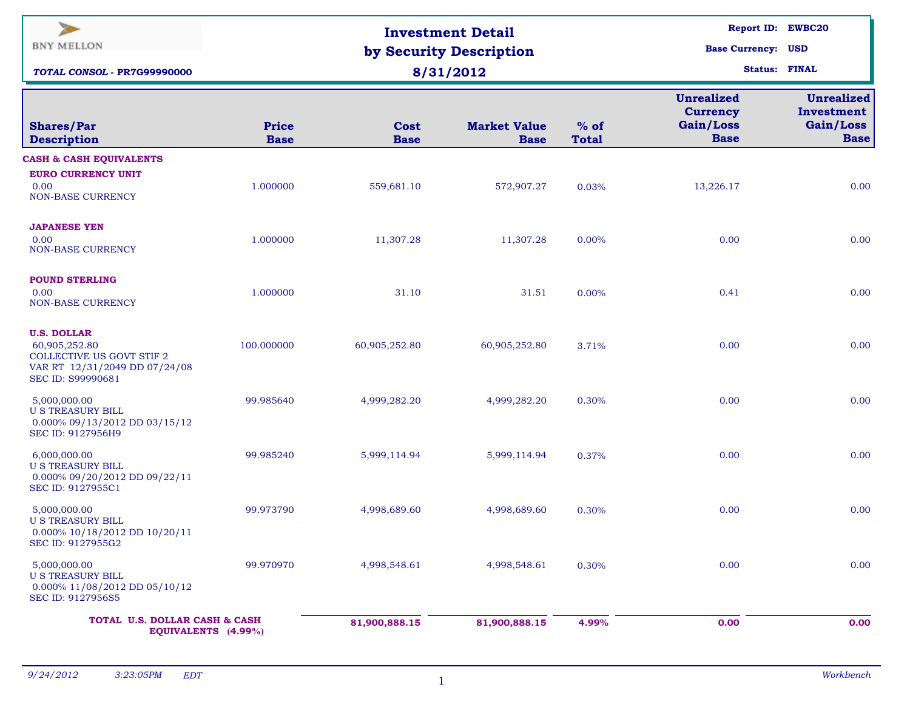BNY MELLON

***TOTAL CONSOL* - PR7G99990000**

# Investment Detail by Security Description

## 8/31/2012

**Report ID:** EWBC20
**Base Currency:** USD
**Status:** FINAL

| Shares/Par Description | Price Base | Cost Base | Market Value Base | % of Total | Unrealized Currency Gain/Loss Base | Unrealized Investment Gain/Loss Base |
|---|---|---|---|---|---|---|
| **CASH & CASH EQUIVALENTS** | | | | | | |
| **EURO CURRENCY UNIT** | | | | | | |
| 0.00 NON-BASE CURRENCY | 1.000000 | 559,681.10 | 572,907.27 | 0.03% | 13,226.17 | 0.00 |
| **JAPANESE YEN** | | | | | | |
| 0.00 NON-BASE CURRENCY | 1.000000 | 11,307.28 | 11,307.28 | 0.00% | 0.00 | 0.00 |
| **POUND STERLING** | | | | | | |
| 0.00 NON-BASE CURRENCY | 1.000000 | 31.10 | 31.51 | 0.00% | 0.41 | 0.00 |
| **U.S. DOLLAR** | | | | | | |
| 60,905,252.80 COLLECTIVE US GOVT STIF 2 VAR RT 12/31/2049 DD 07/24/08 SEC ID: S99990681 | 100.000000 | 60,905,252.80 | 60,905,252.80 | 3.71% | 0.00 | 0.00 |
| 5,000,000.00 U S TREASURY BILL 0.000% 09/13/2012 DD 03/15/12 SEC ID: 9127956H9 | 99.985640 | 4,999,282.20 | 4,999,282.20 | 0.30% | 0.00 | 0.00 |
| 6,000,000.00 U S TREASURY BILL 0.000% 09/20/2012 DD 09/22/11 SEC ID: 9127955C1 | 99.985240 | 5,999,114.94 | 5,999,114.94 | 0.37% | 0.00 | 0.00 |
| 5,000,000.00 U S TREASURY BILL 0.000% 10/18/2012 DD 10/20/11 SEC ID: 9127955G2 | 99.973790 | 4,998,689.60 | 4,998,689.60 | 0.30% | 0.00 | 0.00 |
| 5,000,000.00 U S TREASURY BILL 0.000% 11/08/2012 DD 05/10/12 SEC ID: 9127956S5 | 99.970970 | 4,998,548.61 | 4,998,548.61 | 0.30% | 0.00 | 0.00 |
| **TOTAL U.S. DOLLAR CASH & CASH EQUIVALENTS (4.99%)** | | **81,900,888.15** | **81,900,888.15** | **4.99%** | **0.00** | **0.00** |

*9/24/2012 3:23:05PM EDT* *Workbench*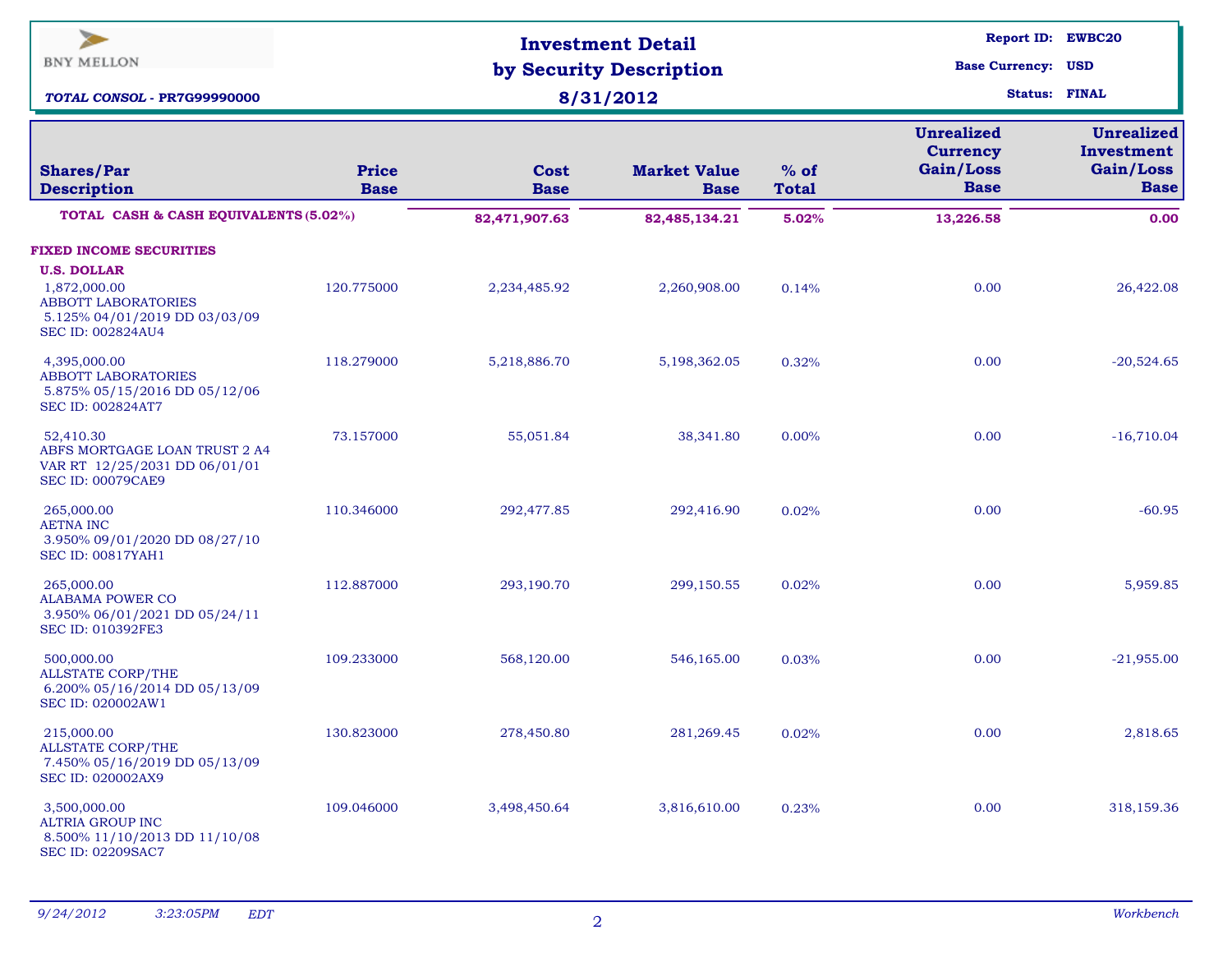BNY MELLON

**TOTAL CONSOL - PR7G99990000**

# Investment Detail by Security Description

## 8/31/2012

**Report ID:** EWBC20
**Base Currency:** USD
**Status:** FINAL

| Shares/Par Description | Price Base | Cost Base | Market Value Base | % of Total | Unrealized Currency Gain/Loss Base | Unrealized Investment Gain/Loss Base |
|---|---|---|---|---|---|---|
| **TOTAL CASH & CASH EQUIVALENTS (5.02%)** | | **82,471,907.63** | **82,485,134.21** | **5.02%** | **13,226.58** | **0.00** |
| **FIXED INCOME SECURITIES** | | | | | | |
| **U.S. DOLLAR** | | | | | | |
| 1,872,000.00 ABBOTT LABORATORIES 5.125% 04/01/2019 DD 03/03/09 SEC ID: 002824AU4 | 120.775000 | 2,234,485.92 | 2,260,908.00 | 0.14% | 0.00 | 26,422.08 |
| 4,395,000.00 ABBOTT LABORATORIES 5.875% 05/15/2016 DD 05/12/06 SEC ID: 002824AT7 | 118.279000 | 5,218,886.70 | 5,198,362.05 | 0.32% | 0.00 | -20,524.65 |
| 52,410.30 ABFS MORTGAGE LOAN TRUST 2 A4 VAR RT 12/25/2031 DD 06/01/01 SEC ID: 00079CAE9 | 73.157000 | 55,051.84 | 38,341.80 | 0.00% | 0.00 | -16,710.04 |
| 265,000.00 AETNA INC 3.950% 09/01/2020 DD 08/27/10 SEC ID: 00817YAH1 | 110.346000 | 292,477.85 | 292,416.90 | 0.02% | 0.00 | -60.95 |
| 265,000.00 ALABAMA POWER CO 3.950% 06/01/2021 DD 05/24/11 SEC ID: 010392FE3 | 112.887000 | 293,190.70 | 299,150.55 | 0.02% | 0.00 | 5,959.85 |
| 500,000.00 ALLSTATE CORP/THE 6.200% 05/16/2014 DD 05/13/09 SEC ID: 020002AW1 | 109.233000 | 568,120.00 | 546,165.00 | 0.03% | 0.00 | -21,955.00 |
| 215,000.00 ALLSTATE CORP/THE 7.450% 05/16/2019 DD 05/13/09 SEC ID: 020002AX9 | 130.823000 | 278,450.80 | 281,269.45 | 0.02% | 0.00 | 2,818.65 |
| 3,500,000.00 ALTRIA GROUP INC 8.500% 11/10/2013 DD 11/10/08 SEC ID: 02209SAC7 | 109.046000 | 3,498,450.64 | 3,816,610.00 | 0.23% | 0.00 | 318,159.36 |

9/24/2012 3:23:05PM EDT — Workbench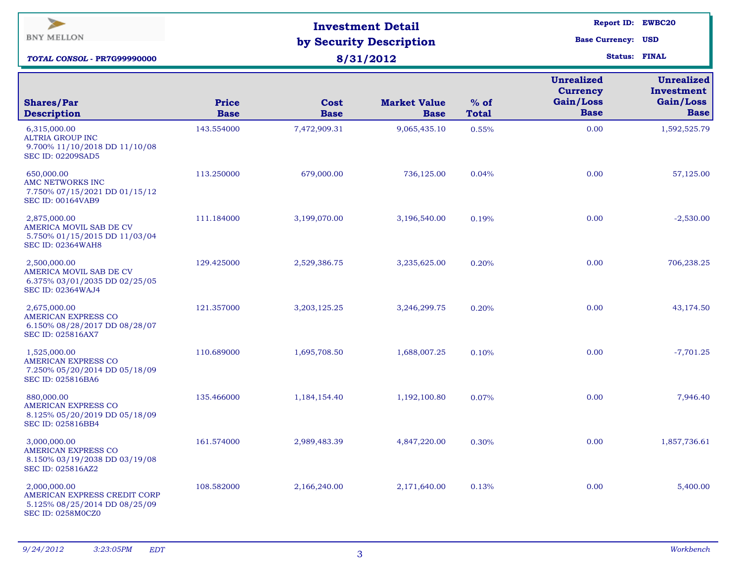BNY MELLON

***TOTAL CONSOL* - PR7G99990000**

# Investment Detail by Security Description

**8/31/2012**

**Report ID:** EWBC20
**Base Currency:** USD
**Status:** FINAL

| Shares/Par Description | Price Base | Cost Base | Market Value Base | % of Total | Unrealized Currency Gain/Loss Base | Unrealized Investment Gain/Loss Base |
|---|---|---|---|---|---|---|
| 6,315,000.00 ALTRIA GROUP INC 9.700% 11/10/2018 DD 11/10/08 SEC ID: 02209SAD5 | 143.554000 | 7,472,909.31 | 9,065,435.10 | 0.55% | 0.00 | 1,592,525.79 |
| 650,000.00 AMC NETWORKS INC 7.750% 07/15/2021 DD 01/15/12 SEC ID: 00164VAB9 | 113.250000 | 679,000.00 | 736,125.00 | 0.04% | 0.00 | 57,125.00 |
| 2,875,000.00 AMERICA MOVIL SAB DE CV 5.750% 01/15/2015 DD 11/03/04 SEC ID: 02364WAH8 | 111.184000 | 3,199,070.00 | 3,196,540.00 | 0.19% | 0.00 | -2,530.00 |
| 2,500,000.00 AMERICA MOVIL SAB DE CV 6.375% 03/01/2035 DD 02/25/05 SEC ID: 02364WAJ4 | 129.425000 | 2,529,386.75 | 3,235,625.00 | 0.20% | 0.00 | 706,238.25 |
| 2,675,000.00 AMERICAN EXPRESS CO 6.150% 08/28/2017 DD 08/28/07 SEC ID: 025816AX7 | 121.357000 | 3,203,125.25 | 3,246,299.75 | 0.20% | 0.00 | 43,174.50 |
| 1,525,000.00 AMERICAN EXPRESS CO 7.250% 05/20/2014 DD 05/18/09 SEC ID: 025816BA6 | 110.689000 | 1,695,708.50 | 1,688,007.25 | 0.10% | 0.00 | -7,701.25 |
| 880,000.00 AMERICAN EXPRESS CO 8.125% 05/20/2019 DD 05/18/09 SEC ID: 025816BB4 | 135.466000 | 1,184,154.40 | 1,192,100.80 | 0.07% | 0.00 | 7,946.40 |
| 3,000,000.00 AMERICAN EXPRESS CO 8.150% 03/19/2038 DD 03/19/08 SEC ID: 025816AZ2 | 161.574000 | 2,989,483.39 | 4,847,220.00 | 0.30% | 0.00 | 1,857,736.61 |
| 2,000,000.00 AMERICAN EXPRESS CREDIT CORP 5.125% 08/25/2014 DD 08/25/09 SEC ID: 0258M0CZ0 | 108.582000 | 2,166,240.00 | 2,171,640.00 | 0.13% | 0.00 | 5,400.00 |

*9/24/2012 3:23:05PM EDT* *Workbench*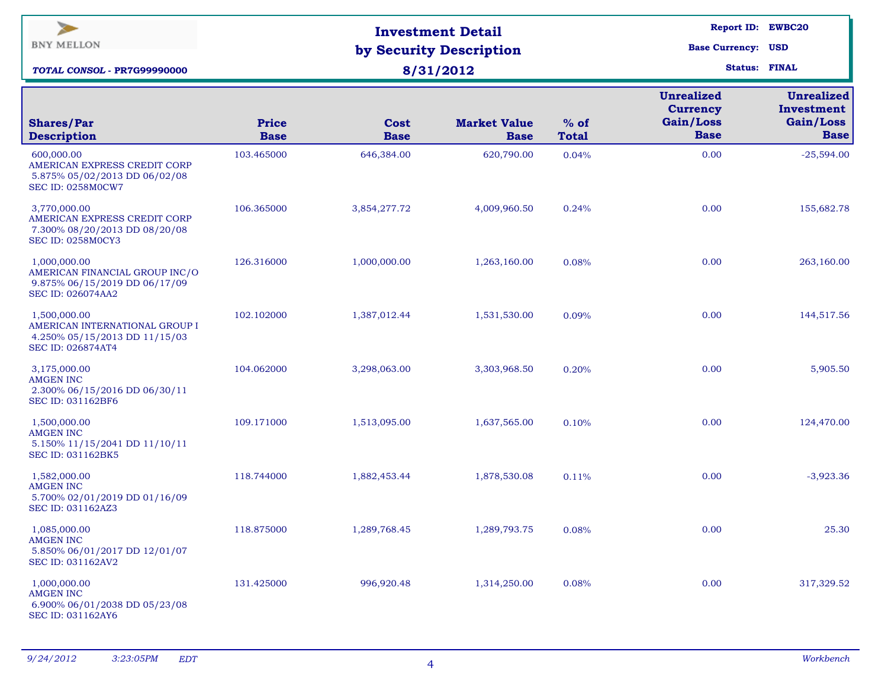BNY MELLON

***TOTAL CONSOL* - PR7G99990000**

# Investment Detail by Security Description

**8/31/2012**

**Report ID:** EWBC20
**Base Currency:** USD
**Status:** FINAL

| Shares/Par Description | Price Base | Cost Base | Market Value Base | % of Total | Unrealized Currency Gain/Loss Base | Unrealized Investment Gain/Loss Base |
|---|---|---|---|---|---|---|
| 600,000.00 AMERICAN EXPRESS CREDIT CORP 5.875% 05/02/2013 DD 06/02/08 SEC ID: 0258M0CW7 | 103.465000 | 646,384.00 | 620,790.00 | 0.04% | 0.00 | -25,594.00 |
| 3,770,000.00 AMERICAN EXPRESS CREDIT CORP 7.300% 08/20/2013 DD 08/20/08 SEC ID: 0258M0CY3 | 106.365000 | 3,854,277.72 | 4,009,960.50 | 0.24% | 0.00 | 155,682.78 |
| 1,000,000.00 AMERICAN FINANCIAL GROUP INC/O 9.875% 06/15/2019 DD 06/17/09 SEC ID: 026074AA2 | 126.316000 | 1,000,000.00 | 1,263,160.00 | 0.08% | 0.00 | 263,160.00 |
| 1,500,000.00 AMERICAN INTERNATIONAL GROUP I 4.250% 05/15/2013 DD 11/15/03 SEC ID: 026874AT4 | 102.102000 | 1,387,012.44 | 1,531,530.00 | 0.09% | 0.00 | 144,517.56 |
| 3,175,000.00 AMGEN INC 2.300% 06/15/2016 DD 06/30/11 SEC ID: 031162BF6 | 104.062000 | 3,298,063.00 | 3,303,968.50 | 0.20% | 0.00 | 5,905.50 |
| 1,500,000.00 AMGEN INC 5.150% 11/15/2041 DD 11/10/11 SEC ID: 031162BK5 | 109.171000 | 1,513,095.00 | 1,637,565.00 | 0.10% | 0.00 | 124,470.00 |
| 1,582,000.00 AMGEN INC 5.700% 02/01/2019 DD 01/16/09 SEC ID: 031162AZ3 | 118.744000 | 1,882,453.44 | 1,878,530.08 | 0.11% | 0.00 | -3,923.36 |
| 1,085,000.00 AMGEN INC 5.850% 06/01/2017 DD 12/01/07 SEC ID: 031162AV2 | 118.875000 | 1,289,768.45 | 1,289,793.75 | 0.08% | 0.00 | 25.30 |
| 1,000,000.00 AMGEN INC 6.900% 06/01/2038 DD 05/23/08 SEC ID: 031162AY6 | 131.425000 | 996,920.48 | 1,314,250.00 | 0.08% | 0.00 | 317,329.52 |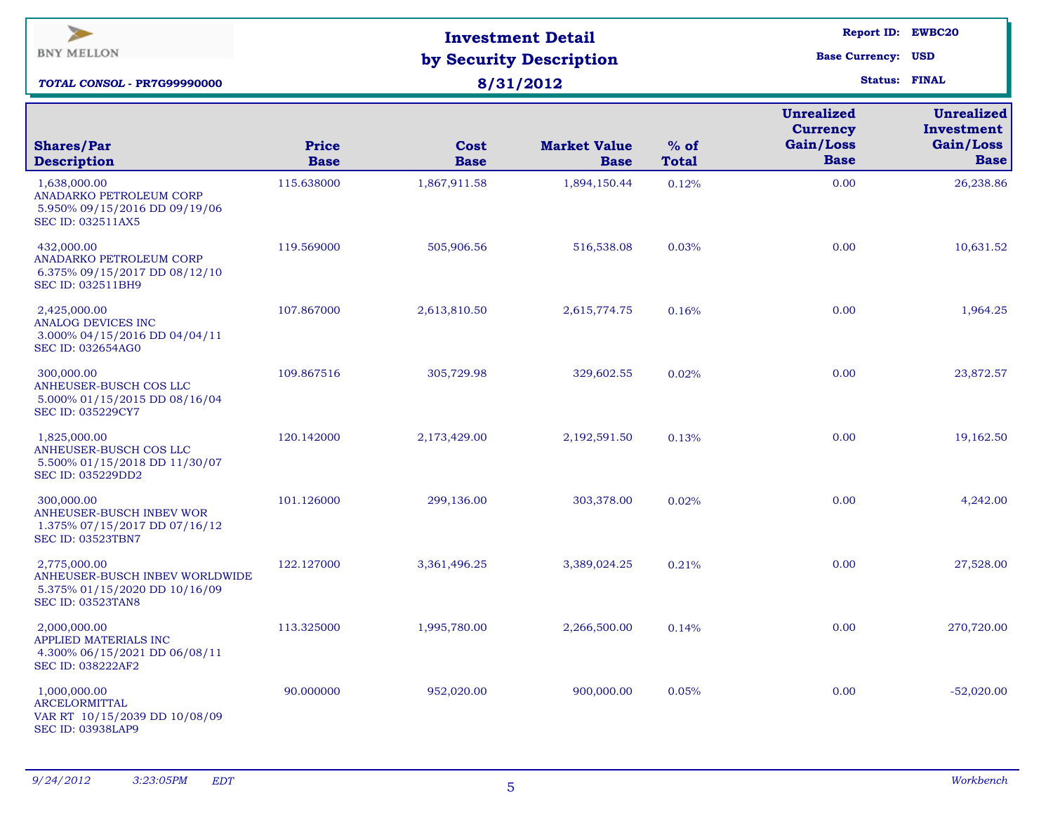BNY MELLON

***TOTAL CONSOL - PR7G99990000***

# Investment Detail by Security Description

## 8/31/2012

**Report ID:** EWBC20
**Base Currency:** USD
**Status:** FINAL

| Shares/Par Description | Price Base | Cost Base | Market Value Base | % of Total | Unrealized Currency Gain/Loss Base | Unrealized Investment Gain/Loss Base |
|---|---|---|---|---|---|---|
| 1,638,000.00 ANADARKO PETROLEUM CORP 5.950% 09/15/2016 DD 09/19/06 SEC ID: 032511AX5 | 115.638000 | 1,867,911.58 | 1,894,150.44 | 0.12% | 0.00 | 26,238.86 |
| 432,000.00 ANADARKO PETROLEUM CORP 6.375% 09/15/2017 DD 08/12/10 SEC ID: 032511BH9 | 119.569000 | 505,906.56 | 516,538.08 | 0.03% | 0.00 | 10,631.52 |
| 2,425,000.00 ANALOG DEVICES INC 3.000% 04/15/2016 DD 04/04/11 SEC ID: 032654AG0 | 107.867000 | 2,613,810.50 | 2,615,774.75 | 0.16% | 0.00 | 1,964.25 |
| 300,000.00 ANHEUSER-BUSCH COS LLC 5.000% 01/15/2015 DD 08/16/04 SEC ID: 035229CY7 | 109.867516 | 305,729.98 | 329,602.55 | 0.02% | 0.00 | 23,872.57 |
| 1,825,000.00 ANHEUSER-BUSCH COS LLC 5.500% 01/15/2018 DD 11/30/07 SEC ID: 035229DD2 | 120.142000 | 2,173,429.00 | 2,192,591.50 | 0.13% | 0.00 | 19,162.50 |
| 300,000.00 ANHEUSER-BUSCH INBEV WOR 1.375% 07/15/2017 DD 07/16/12 SEC ID: 03523TBN7 | 101.126000 | 299,136.00 | 303,378.00 | 0.02% | 0.00 | 4,242.00 |
| 2,775,000.00 ANHEUSER-BUSCH INBEV WORLDWIDE 5.375% 01/15/2020 DD 10/16/09 SEC ID: 03523TAN8 | 122.127000 | 3,361,496.25 | 3,389,024.25 | 0.21% | 0.00 | 27,528.00 |
| 2,000,000.00 APPLIED MATERIALS INC 4.300% 06/15/2021 DD 06/08/11 SEC ID: 038222AF2 | 113.325000 | 1,995,780.00 | 2,266,500.00 | 0.14% | 0.00 | 270,720.00 |
| 1,000,000.00 ARCELORMITTAL VAR RT 10/15/2039 DD 10/08/09 SEC ID: 03938LAP9 | 90.000000 | 952,020.00 | 900,000.00 | 0.05% | 0.00 | -52,020.00 |

*9/24/2012 3:23:05PM EDT* *Workbench*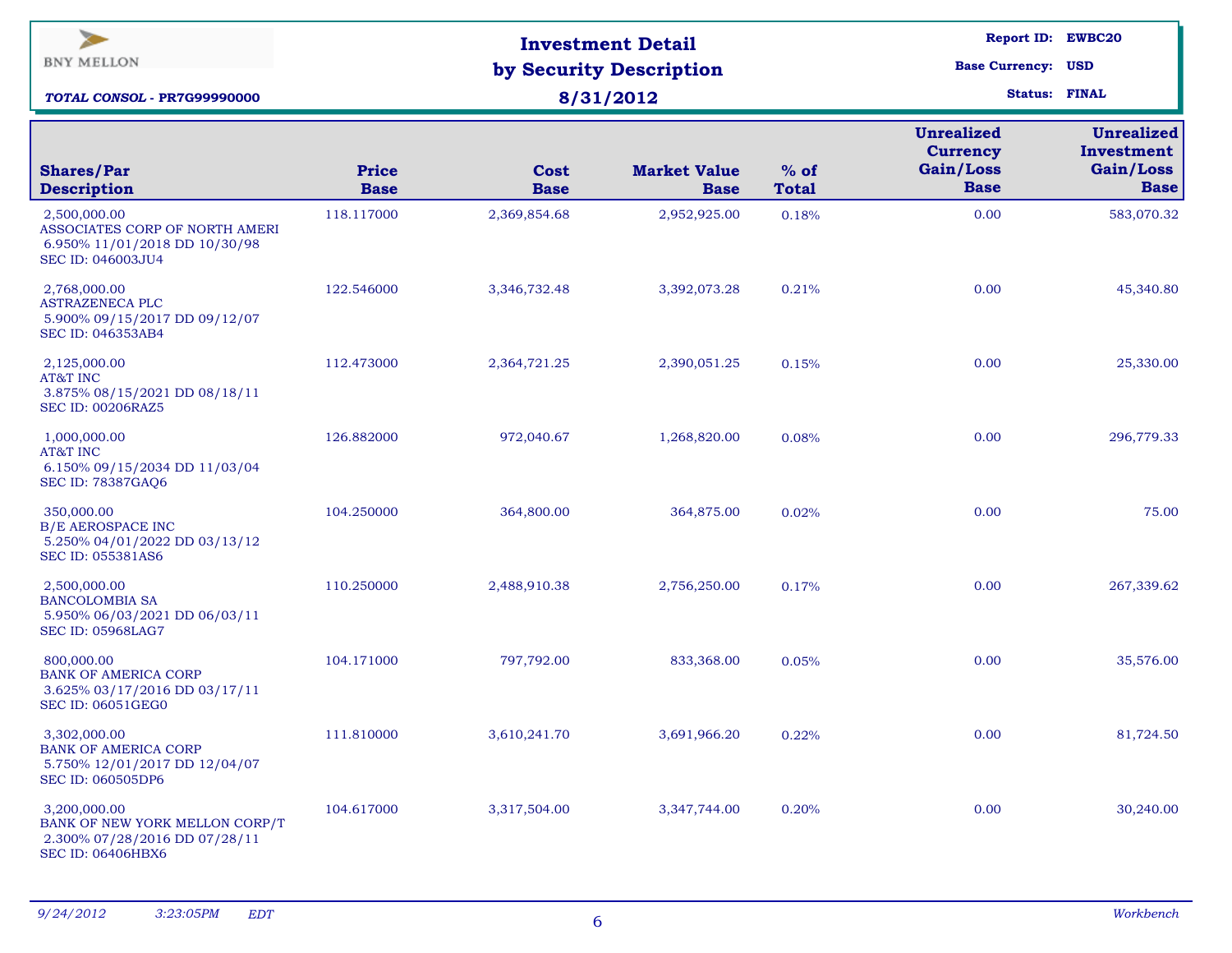BNY MELLON

***TOTAL CONSOL - PR7G99990000***

# Investment Detail by Security Description

## 8/31/2012

**Report ID:** EWBC20
**Base Currency:** USD
**Status:** FINAL

| Shares/Par Description | Price Base | Cost Base | Market Value Base | % of Total | Unrealized Currency Gain/Loss Base | Unrealized Investment Gain/Loss Base |
|---|---|---|---|---|---|---|
| 2,500,000.00 ASSOCIATES CORP OF NORTH AMERI 6.950% 11/01/2018 DD 10/30/98 SEC ID: 046003JU4 | 118.117000 | 2,369,854.68 | 2,952,925.00 | 0.18% | 0.00 | 583,070.32 |
| 2,768,000.00 ASTRAZENECA PLC 5.900% 09/15/2017 DD 09/12/07 SEC ID: 046353AB4 | 122.546000 | 3,346,732.48 | 3,392,073.28 | 0.21% | 0.00 | 45,340.80 |
| 2,125,000.00 AT&T INC 3.875% 08/15/2021 DD 08/18/11 SEC ID: 00206RAZ5 | 112.473000 | 2,364,721.25 | 2,390,051.25 | 0.15% | 0.00 | 25,330.00 |
| 1,000,000.00 AT&T INC 6.150% 09/15/2034 DD 11/03/04 SEC ID: 78387GAQ6 | 126.882000 | 972,040.67 | 1,268,820.00 | 0.08% | 0.00 | 296,779.33 |
| 350,000.00 B/E AEROSPACE INC 5.250% 04/01/2022 DD 03/13/12 SEC ID: 055381AS6 | 104.250000 | 364,800.00 | 364,875.00 | 0.02% | 0.00 | 75.00 |
| 2,500,000.00 BANCOLOMBIA SA 5.950% 06/03/2021 DD 06/03/11 SEC ID: 05968LAG7 | 110.250000 | 2,488,910.38 | 2,756,250.00 | 0.17% | 0.00 | 267,339.62 |
| 800,000.00 BANK OF AMERICA CORP 3.625% 03/17/2016 DD 03/17/11 SEC ID: 06051GEG0 | 104.171000 | 797,792.00 | 833,368.00 | 0.05% | 0.00 | 35,576.00 |
| 3,302,000.00 BANK OF AMERICA CORP 5.750% 12/01/2017 DD 12/04/07 SEC ID: 060505DP6 | 111.810000 | 3,610,241.70 | 3,691,966.20 | 0.22% | 0.00 | 81,724.50 |
| 3,200,000.00 BANK OF NEW YORK MELLON CORP/T 2.300% 07/28/2016 DD 07/28/11 SEC ID: 06406HBX6 | 104.617000 | 3,317,504.00 | 3,347,744.00 | 0.20% | 0.00 | 30,240.00 |

*9/24/2012 3:23:05PM EDT* *Workbench*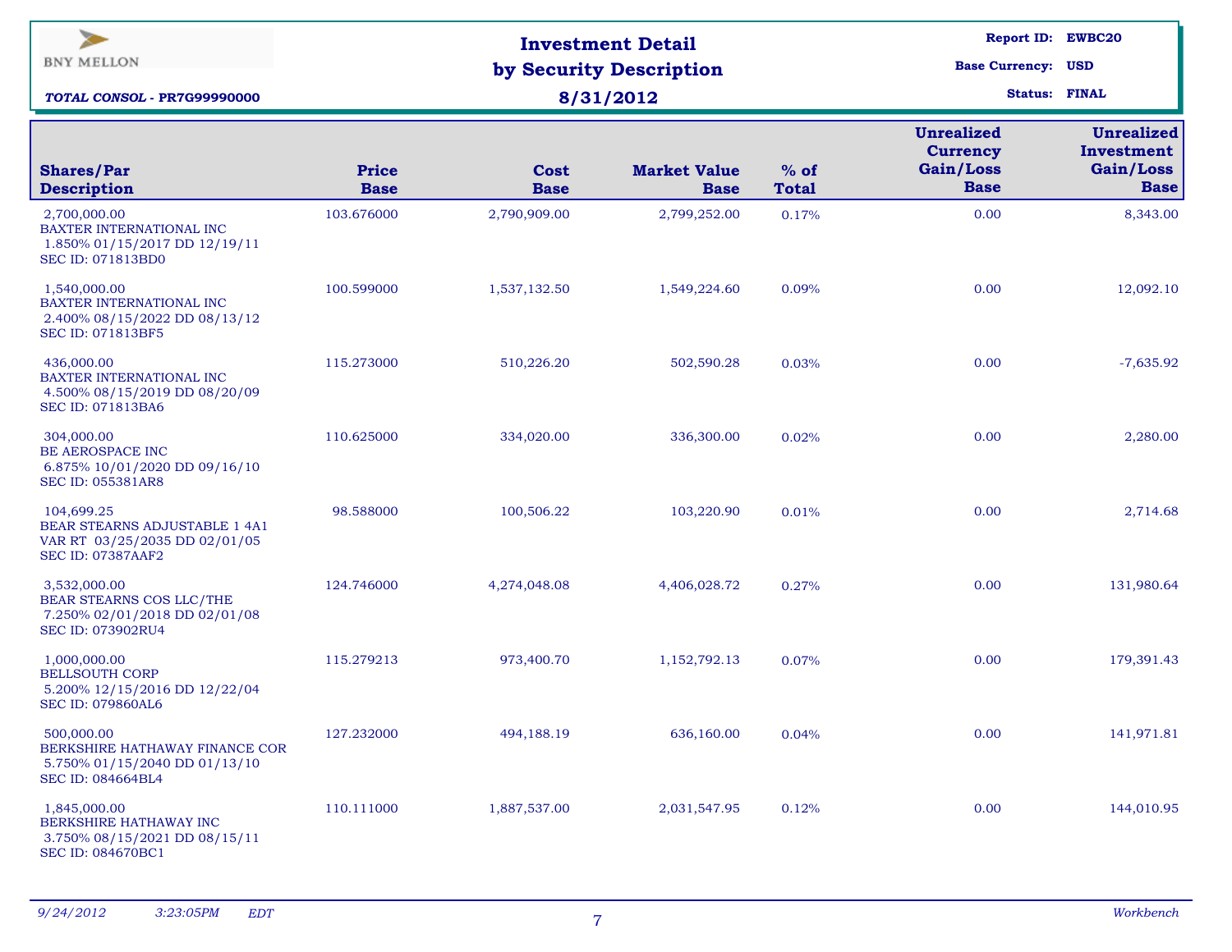BNY MELLON

***TOTAL CONSOL* - PR7G99990000**

# Investment Detail by Security Description

**8/31/2012**

**Report ID:** EWBC20
**Base Currency:** USD
**Status:** FINAL

| Shares/Par Description | Price Base | Cost Base | Market Value Base | % of Total | Unrealized Currency Gain/Loss Base | Unrealized Investment Gain/Loss Base |
|---|---|---|---|---|---|---|
| 2,700,000.00 BAXTER INTERNATIONAL INC 1.850% 01/15/2017 DD 12/19/11 SEC ID: 071813BD0 | 103.676000 | 2,790,909.00 | 2,799,252.00 | 0.17% | 0.00 | 8,343.00 |
| 1,540,000.00 BAXTER INTERNATIONAL INC 2.400% 08/15/2022 DD 08/13/12 SEC ID: 071813BF5 | 100.599000 | 1,537,132.50 | 1,549,224.60 | 0.09% | 0.00 | 12,092.10 |
| 436,000.00 BAXTER INTERNATIONAL INC 4.500% 08/15/2019 DD 08/20/09 SEC ID: 071813BA6 | 115.273000 | 510,226.20 | 502,590.28 | 0.03% | 0.00 | -7,635.92 |
| 304,000.00 BE AEROSPACE INC 6.875% 10/01/2020 DD 09/16/10 SEC ID: 055381AR8 | 110.625000 | 334,020.00 | 336,300.00 | 0.02% | 0.00 | 2,280.00 |
| 104,699.25 BEAR STEARNS ADJUSTABLE 1 4A1 VAR RT 03/25/2035 DD 02/01/05 SEC ID: 07387AAF2 | 98.588000 | 100,506.22 | 103,220.90 | 0.01% | 0.00 | 2,714.68 |
| 3,532,000.00 BEAR STEARNS COS LLC/THE 7.250% 02/01/2018 DD 02/01/08 SEC ID: 073902RU4 | 124.746000 | 4,274,048.08 | 4,406,028.72 | 0.27% | 0.00 | 131,980.64 |
| 1,000,000.00 BELLSOUTH CORP 5.200% 12/15/2016 DD 12/22/04 SEC ID: 079860AL6 | 115.279213 | 973,400.70 | 1,152,792.13 | 0.07% | 0.00 | 179,391.43 |
| 500,000.00 BERKSHIRE HATHAWAY FINANCE COR 5.750% 01/15/2040 DD 01/13/10 SEC ID: 084664BL4 | 127.232000 | 494,188.19 | 636,160.00 | 0.04% | 0.00 | 141,971.81 |
| 1,845,000.00 BERKSHIRE HATHAWAY INC 3.750% 08/15/2021 DD 08/15/11 SEC ID: 084670BC1 | 110.111000 | 1,887,537.00 | 2,031,547.95 | 0.12% | 0.00 | 144,010.95 |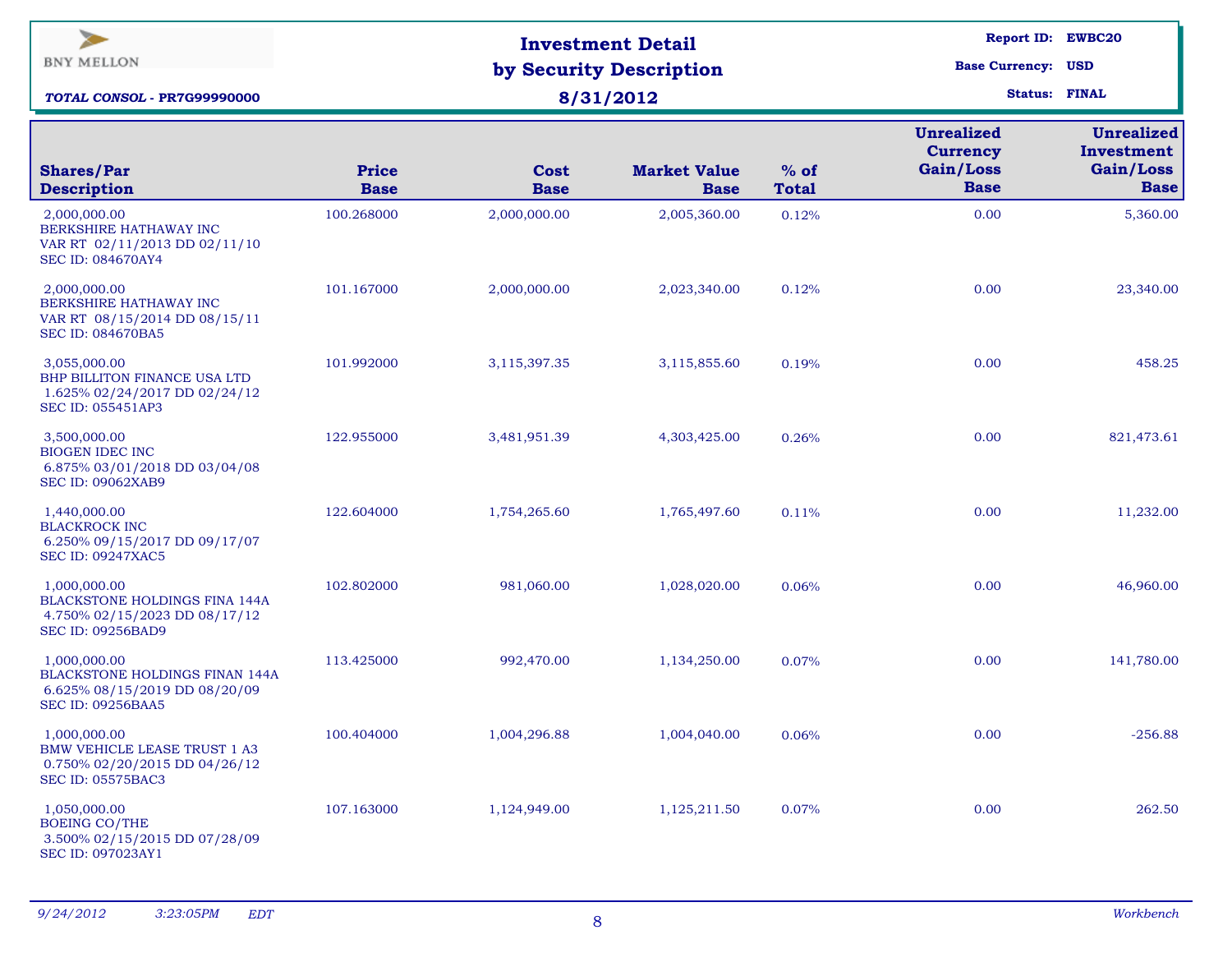BNY MELLON

***TOTAL CONSOL - PR7G99990000***

# Investment Detail by Security Description

## 8/31/2012

**Report ID:** EWBC20
**Base Currency:** USD
**Status:** FINAL

| Shares/Par Description | Price Base | Cost Base | Market Value Base | % of Total | Unrealized Currency Gain/Loss Base | Unrealized Investment Gain/Loss Base |
|---|---|---|---|---|---|---|
| 2,000,000.00 BERKSHIRE HATHAWAY INC VAR RT 02/11/2013 DD 02/11/10 SEC ID: 084670AY4 | 100.268000 | 2,000,000.00 | 2,005,360.00 | 0.12% | 0.00 | 5,360.00 |
| 2,000,000.00 BERKSHIRE HATHAWAY INC VAR RT 08/15/2014 DD 08/15/11 SEC ID: 084670BA5 | 101.167000 | 2,000,000.00 | 2,023,340.00 | 0.12% | 0.00 | 23,340.00 |
| 3,055,000.00 BHP BILLITON FINANCE USA LTD 1.625% 02/24/2017 DD 02/24/12 SEC ID: 055451AP3 | 101.992000 | 3,115,397.35 | 3,115,855.60 | 0.19% | 0.00 | 458.25 |
| 3,500,000.00 BIOGEN IDEC INC 6.875% 03/01/2018 DD 03/04/08 SEC ID: 09062XAB9 | 122.955000 | 3,481,951.39 | 4,303,425.00 | 0.26% | 0.00 | 821,473.61 |
| 1,440,000.00 BLACKROCK INC 6.250% 09/15/2017 DD 09/17/07 SEC ID: 09247XAC5 | 122.604000 | 1,754,265.60 | 1,765,497.60 | 0.11% | 0.00 | 11,232.00 |
| 1,000,000.00 BLACKSTONE HOLDINGS FINA 144A 4.750% 02/15/2023 DD 08/17/12 SEC ID: 09256BAD9 | 102.802000 | 981,060.00 | 1,028,020.00 | 0.06% | 0.00 | 46,960.00 |
| 1,000,000.00 BLACKSTONE HOLDINGS FINAN 144A 6.625% 08/15/2019 DD 08/20/09 SEC ID: 09256BAA5 | 113.425000 | 992,470.00 | 1,134,250.00 | 0.07% | 0.00 | 141,780.00 |
| 1,000,000.00 BMW VEHICLE LEASE TRUST 1 A3 0.750% 02/20/2015 DD 04/26/12 SEC ID: 05575BAC3 | 100.404000 | 1,004,296.88 | 1,004,040.00 | 0.06% | 0.00 | -256.88 |
| 1,050,000.00 BOEING CO/THE 3.500% 02/15/2015 DD 07/28/09 SEC ID: 097023AY1 | 107.163000 | 1,124,949.00 | 1,125,211.50 | 0.07% | 0.00 | 262.50 |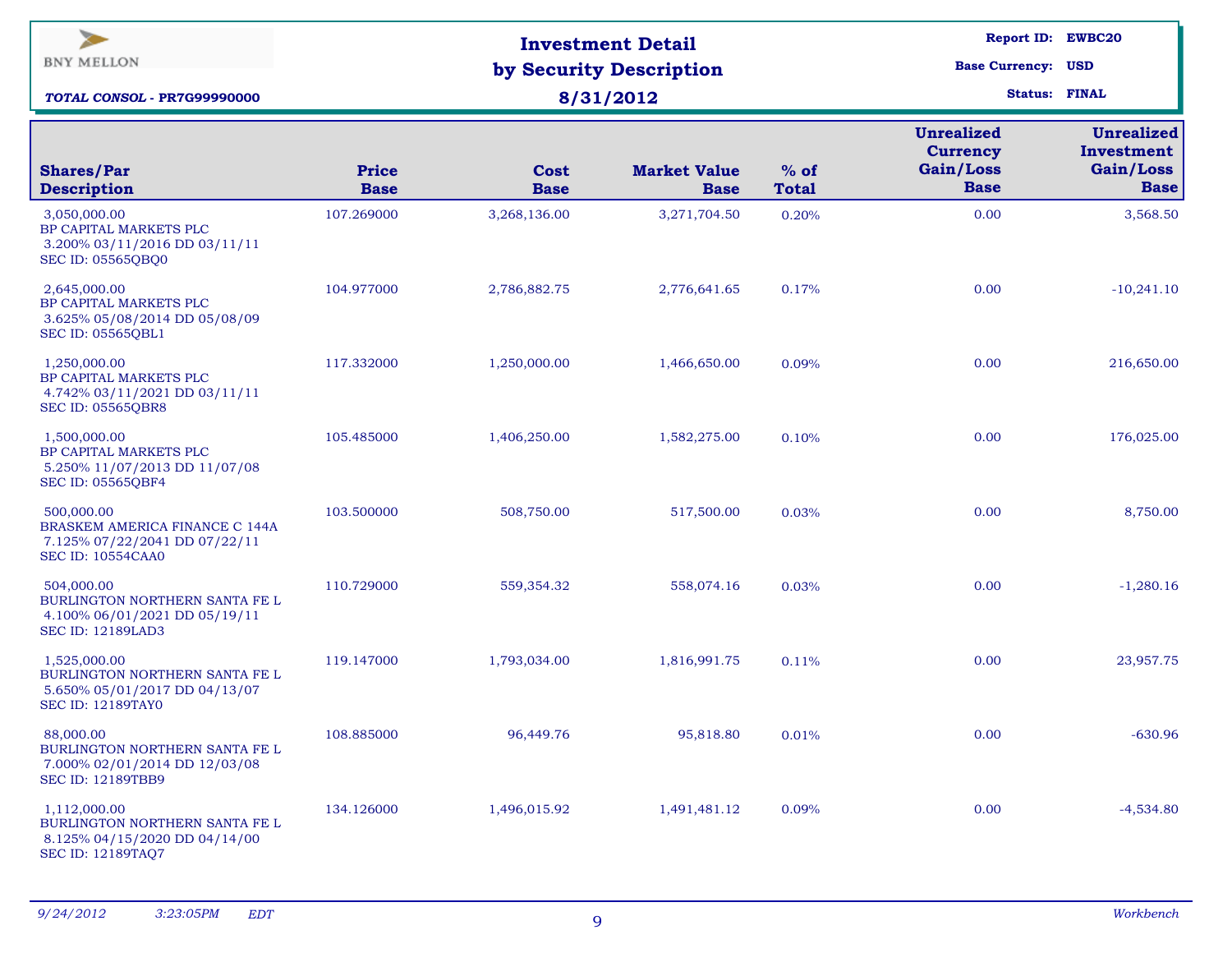BNY MELLON

***TOTAL CONSOL* - PR7G99990000**

# Investment Detail by Security Description

## 8/31/2012

**Report ID:** EWBC20
**Base Currency:** USD
**Status:** FINAL

| Shares/Par Description | Price Base | Cost Base | Market Value Base | % of Total | Unrealized Currency Gain/Loss Base | Unrealized Investment Gain/Loss Base |
|---|---|---|---|---|---|---|
| 3,050,000.00 BP CAPITAL MARKETS PLC 3.200% 03/11/2016 DD 03/11/11 SEC ID: 05565QBQ0 | 107.269000 | 3,268,136.00 | 3,271,704.50 | 0.20% | 0.00 | 3,568.50 |
| 2,645,000.00 BP CAPITAL MARKETS PLC 3.625% 05/08/2014 DD 05/08/09 SEC ID: 05565QBL1 | 104.977000 | 2,786,882.75 | 2,776,641.65 | 0.17% | 0.00 | -10,241.10 |
| 1,250,000.00 BP CAPITAL MARKETS PLC 4.742% 03/11/2021 DD 03/11/11 SEC ID: 05565QBR8 | 117.332000 | 1,250,000.00 | 1,466,650.00 | 0.09% | 0.00 | 216,650.00 |
| 1,500,000.00 BP CAPITAL MARKETS PLC 5.250% 11/07/2013 DD 11/07/08 SEC ID: 05565QBF4 | 105.485000 | 1,406,250.00 | 1,582,275.00 | 0.10% | 0.00 | 176,025.00 |
| 500,000.00 BRASKEM AMERICA FINANCE C 144A 7.125% 07/22/2041 DD 07/22/11 SEC ID: 10554CAA0 | 103.500000 | 508,750.00 | 517,500.00 | 0.03% | 0.00 | 8,750.00 |
| 504,000.00 BURLINGTON NORTHERN SANTA FE L 4.100% 06/01/2021 DD 05/19/11 SEC ID: 12189LAD3 | 110.729000 | 559,354.32 | 558,074.16 | 0.03% | 0.00 | -1,280.16 |
| 1,525,000.00 BURLINGTON NORTHERN SANTA FE L 5.650% 05/01/2017 DD 04/13/07 SEC ID: 12189TAY0 | 119.147000 | 1,793,034.00 | 1,816,991.75 | 0.11% | 0.00 | 23,957.75 |
| 88,000.00 BURLINGTON NORTHERN SANTA FE L 7.000% 02/01/2014 DD 12/03/08 SEC ID: 12189TBB9 | 108.885000 | 96,449.76 | 95,818.80 | 0.01% | 0.00 | -630.96 |
| 1,112,000.00 BURLINGTON NORTHERN SANTA FE L 8.125% 04/15/2020 DD 04/14/00 SEC ID: 12189TAQ7 | 134.126000 | 1,496,015.92 | 1,491,481.12 | 0.09% | 0.00 | -4,534.80 |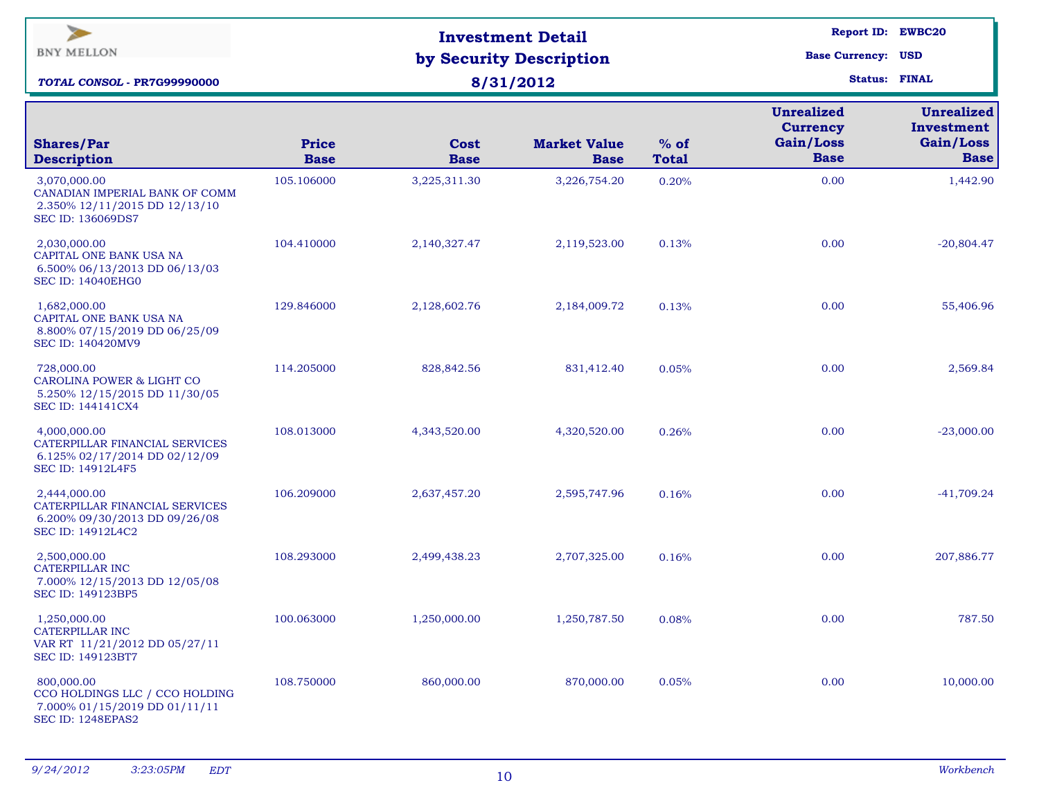BNY MELLON

*TOTAL CONSOL - PR7G99990000*

# Investment Detail by Security Description

## 8/31/2012

**Report ID:** EWBC20
**Base Currency:** USD
**Status:** FINAL

| Shares/Par Description | Price Base | Cost Base | Market Value Base | % of Total | Unrealized Currency Gain/Loss Base | Unrealized Investment Gain/Loss Base |
|---|---|---|---|---|---|---|
| 3,070,000.00 CANADIAN IMPERIAL BANK OF COMM 2.350% 12/11/2015 DD 12/13/10 SEC ID: 136069DS7 | 105.106000 | 3,225,311.30 | 3,226,754.20 | 0.20% | 0.00 | 1,442.90 |
| 2,030,000.00 CAPITAL ONE BANK USA NA 6.500% 06/13/2013 DD 06/13/03 SEC ID: 14040EHG0 | 104.410000 | 2,140,327.47 | 2,119,523.00 | 0.13% | 0.00 | -20,804.47 |
| 1,682,000.00 CAPITAL ONE BANK USA NA 8.800% 07/15/2019 DD 06/25/09 SEC ID: 140420MV9 | 129.846000 | 2,128,602.76 | 2,184,009.72 | 0.13% | 0.00 | 55,406.96 |
| 728,000.00 CAROLINA POWER & LIGHT CO 5.250% 12/15/2015 DD 11/30/05 SEC ID: 144141CX4 | 114.205000 | 828,842.56 | 831,412.40 | 0.05% | 0.00 | 2,569.84 |
| 4,000,000.00 CATERPILLAR FINANCIAL SERVICES 6.125% 02/17/2014 DD 02/12/09 SEC ID: 14912L4F5 | 108.013000 | 4,343,520.00 | 4,320,520.00 | 0.26% | 0.00 | -23,000.00 |
| 2,444,000.00 CATERPILLAR FINANCIAL SERVICES 6.200% 09/30/2013 DD 09/26/08 SEC ID: 14912L4C2 | 106.209000 | 2,637,457.20 | 2,595,747.96 | 0.16% | 0.00 | -41,709.24 |
| 2,500,000.00 CATERPILLAR INC 7.000% 12/15/2013 DD 12/05/08 SEC ID: 149123BP5 | 108.293000 | 2,499,438.23 | 2,707,325.00 | 0.16% | 0.00 | 207,886.77 |
| 1,250,000.00 CATERPILLAR INC VAR RT 11/21/2012 DD 05/27/11 SEC ID: 149123BT7 | 100.063000 | 1,250,000.00 | 1,250,787.50 | 0.08% | 0.00 | 787.50 |
| 800,000.00 CCO HOLDINGS LLC / CCO HOLDING 7.000% 01/15/2019 DD 01/11/11 SEC ID: 1248EPAS2 | 108.750000 | 860,000.00 | 870,000.00 | 0.05% | 0.00 | 10,000.00 |

*9/24/2012 3:23:05PM EDT* *Workbench*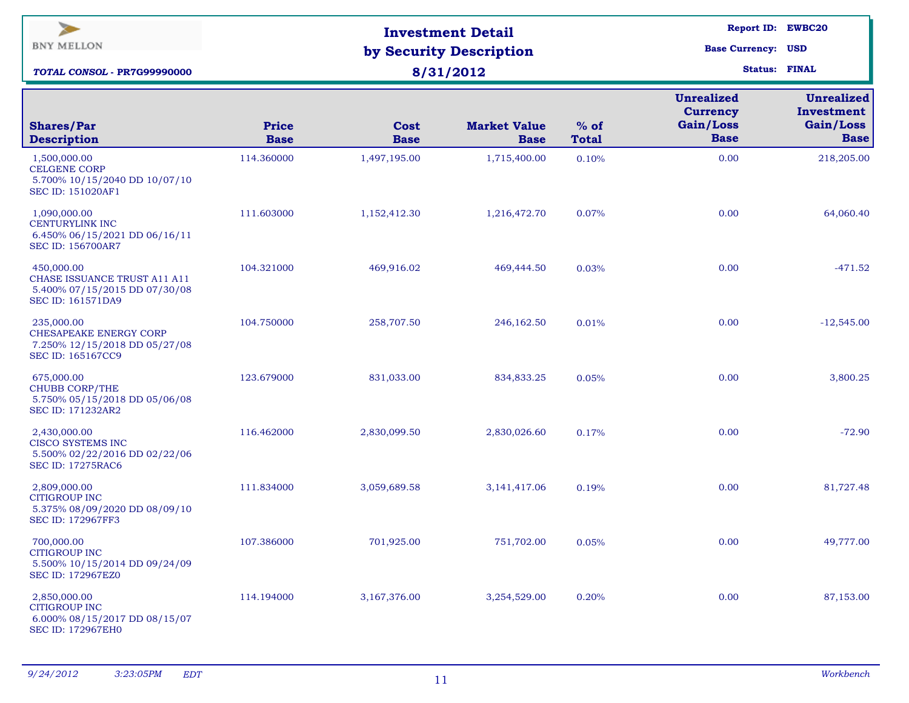BNY MELLON

***TOTAL CONSOL* - PR7G99990000**

# Investment Detail by Security Description

**8/31/2012**

**Report ID:** EWBC20
**Base Currency:** USD
**Status:** FINAL

| Shares/Par Description | Price Base | Cost Base | Market Value Base | % of Total | Unrealized Currency Gain/Loss Base | Unrealized Investment Gain/Loss Base |
|---|---|---|---|---|---|---|
| 1,500,000.00 CELGENE CORP 5.700% 10/15/2040 DD 10/07/10 SEC ID: 151020AF1 | 114.360000 | 1,497,195.00 | 1,715,400.00 | 0.10% | 0.00 | 218,205.00 |
| 1,090,000.00 CENTURYLINK INC 6.450% 06/15/2021 DD 06/16/11 SEC ID: 156700AR7 | 111.603000 | 1,152,412.30 | 1,216,472.70 | 0.07% | 0.00 | 64,060.40 |
| 450,000.00 CHASE ISSUANCE TRUST A11 A11 5.400% 07/15/2015 DD 07/30/08 SEC ID: 161571DA9 | 104.321000 | 469,916.02 | 469,444.50 | 0.03% | 0.00 | -471.52 |
| 235,000.00 CHESAPEAKE ENERGY CORP 7.250% 12/15/2018 DD 05/27/08 SEC ID: 165167CC9 | 104.750000 | 258,707.50 | 246,162.50 | 0.01% | 0.00 | -12,545.00 |
| 675,000.00 CHUBB CORP/THE 5.750% 05/15/2018 DD 05/06/08 SEC ID: 171232AR2 | 123.679000 | 831,033.00 | 834,833.25 | 0.05% | 0.00 | 3,800.25 |
| 2,430,000.00 CISCO SYSTEMS INC 5.500% 02/22/2016 DD 02/22/06 SEC ID: 17275RAC6 | 116.462000 | 2,830,099.50 | 2,830,026.60 | 0.17% | 0.00 | -72.90 |
| 2,809,000.00 CITIGROUP INC 5.375% 08/09/2020 DD 08/09/10 SEC ID: 172967FF3 | 111.834000 | 3,059,689.58 | 3,141,417.06 | 0.19% | 0.00 | 81,727.48 |
| 700,000.00 CITIGROUP INC 5.500% 10/15/2014 DD 09/24/09 SEC ID: 172967EZ0 | 107.386000 | 701,925.00 | 751,702.00 | 0.05% | 0.00 | 49,777.00 |
| 2,850,000.00 CITIGROUP INC 6.000% 08/15/2017 DD 08/15/07 SEC ID: 172967EH0 | 114.194000 | 3,167,376.00 | 3,254,529.00 | 0.20% | 0.00 | 87,153.00 |

*9/24/2012 3:23:05PM EDT* *Workbench*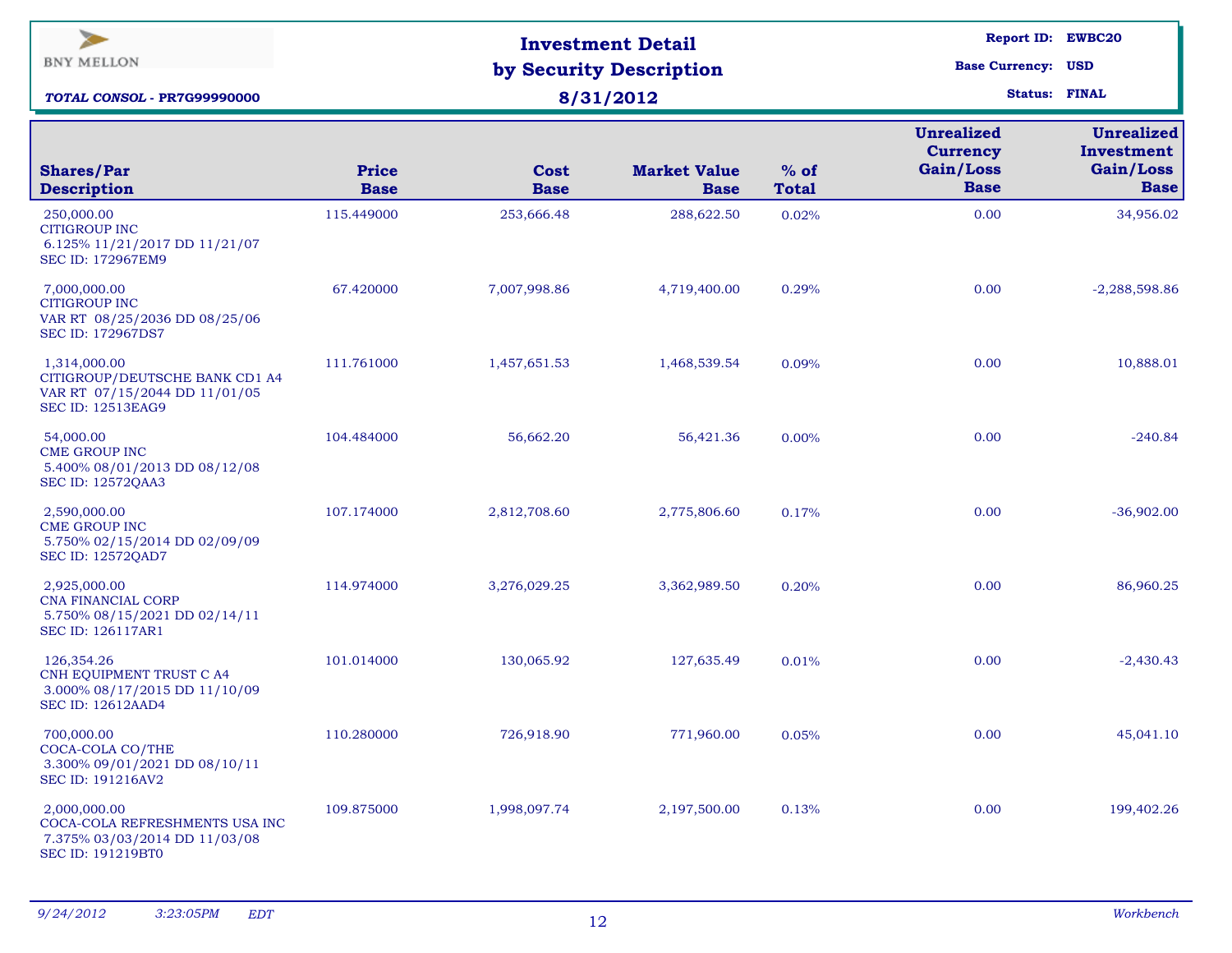BNY MELLON

***TOTAL CONSOL - PR7G99990000***

# Investment Detail by Security Description

**8/31/2012**

**Report ID:** EWBC20
**Base Currency:** USD
**Status:** FINAL

| Shares/Par Description | Price Base | Cost Base | Market Value Base | % of Total | Unrealized Currency Gain/Loss Base | Unrealized Investment Gain/Loss Base |
|---|---|---|---|---|---|---|
| 250,000.00 CITIGROUP INC 6.125% 11/21/2017 DD 11/21/07 SEC ID: 172967EM9 | 115.449000 | 253,666.48 | 288,622.50 | 0.02% | 0.00 | 34,956.02 |
| 7,000,000.00 CITIGROUP INC VAR RT 08/25/2036 DD 08/25/06 SEC ID: 172967DS7 | 67.420000 | 7,007,998.86 | 4,719,400.00 | 0.29% | 0.00 | -2,288,598.86 |
| 1,314,000.00 CITIGROUP/DEUTSCHE BANK CD1 A4 VAR RT 07/15/2044 DD 11/01/05 SEC ID: 12513EAG9 | 111.761000 | 1,457,651.53 | 1,468,539.54 | 0.09% | 0.00 | 10,888.01 |
| 54,000.00 CME GROUP INC 5.400% 08/01/2013 DD 08/12/08 SEC ID: 12572QAA3 | 104.484000 | 56,662.20 | 56,421.36 | 0.00% | 0.00 | -240.84 |
| 2,590,000.00 CME GROUP INC 5.750% 02/15/2014 DD 02/09/09 SEC ID: 12572QAD7 | 107.174000 | 2,812,708.60 | 2,775,806.60 | 0.17% | 0.00 | -36,902.00 |
| 2,925,000.00 CNA FINANCIAL CORP 5.750% 08/15/2021 DD 02/14/11 SEC ID: 126117AR1 | 114.974000 | 3,276,029.25 | 3,362,989.50 | 0.20% | 0.00 | 86,960.25 |
| 126,354.26 CNH EQUIPMENT TRUST C A4 3.000% 08/17/2015 DD 11/10/09 SEC ID: 12612AAD4 | 101.014000 | 130,065.92 | 127,635.49 | 0.01% | 0.00 | -2,430.43 |
| 700,000.00 COCA-COLA CO/THE 3.300% 09/01/2021 DD 08/10/11 SEC ID: 191216AV2 | 110.280000 | 726,918.90 | 771,960.00 | 0.05% | 0.00 | 45,041.10 |
| 2,000,000.00 COCA-COLA REFRESHMENTS USA INC 7.375% 03/03/2014 DD 11/03/08 SEC ID: 191219BT0 | 109.875000 | 1,998,097.74 | 2,197,500.00 | 0.13% | 0.00 | 199,402.26 |

*9/24/2012 3:23:05PM EDT* *Workbench*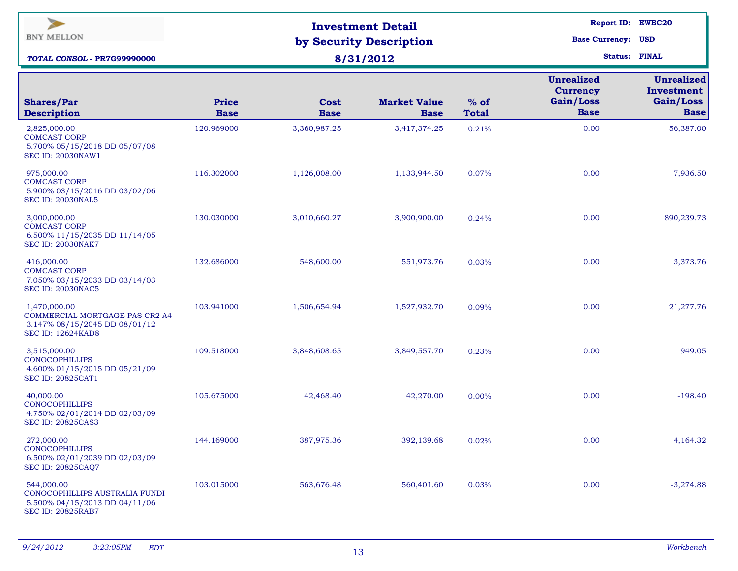BNY MELLON

# Investment Detail by Security Description

**8/31/2012**

***TOTAL CONSOL - PR7G99990000***

**Report ID:** EWBC20
**Base Currency:** USD
**Status:** FINAL

| Shares/Par Description | Price Base | Cost Base | Market Value Base | % of Total | Unrealized Currency Gain/Loss Base | Unrealized Investment Gain/Loss Base |
|---|---|---|---|---|---|---|
| 2,825,000.00 COMCAST CORP 5.700% 05/15/2018 DD 05/07/08 SEC ID: 20030NAW1 | 120.969000 | 3,360,987.25 | 3,417,374.25 | 0.21% | 0.00 | 56,387.00 |
| 975,000.00 COMCAST CORP 5.900% 03/15/2016 DD 03/02/06 SEC ID: 20030NAL5 | 116.302000 | 1,126,008.00 | 1,133,944.50 | 0.07% | 0.00 | 7,936.50 |
| 3,000,000.00 COMCAST CORP 6.500% 11/15/2035 DD 11/14/05 SEC ID: 20030NAK7 | 130.030000 | 3,010,660.27 | 3,900,900.00 | 0.24% | 0.00 | 890,239.73 |
| 416,000.00 COMCAST CORP 7.050% 03/15/2033 DD 03/14/03 SEC ID: 20030NAC5 | 132.686000 | 548,600.00 | 551,973.76 | 0.03% | 0.00 | 3,373.76 |
| 1,470,000.00 COMMERCIAL MORTGAGE PAS CR2 A4 3.147% 08/15/2045 DD 08/01/12 SEC ID: 12624KAD8 | 103.941000 | 1,506,654.94 | 1,527,932.70 | 0.09% | 0.00 | 21,277.76 |
| 3,515,000.00 CONOCOPHILLIPS 4.600% 01/15/2015 DD 05/21/09 SEC ID: 20825CAT1 | 109.518000 | 3,848,608.65 | 3,849,557.70 | 0.23% | 0.00 | 949.05 |
| 40,000.00 CONOCOPHILLIPS 4.750% 02/01/2014 DD 02/03/09 SEC ID: 20825CAS3 | 105.675000 | 42,468.40 | 42,270.00 | 0.00% | 0.00 | -198.40 |
| 272,000.00 CONOCOPHILLIPS 6.500% 02/01/2039 DD 02/03/09 SEC ID: 20825CAQ7 | 144.169000 | 387,975.36 | 392,139.68 | 0.02% | 0.00 | 4,164.32 |
| 544,000.00 CONOCOPHILLIPS AUSTRALIA FUNDI 5.500% 04/15/2013 DD 04/11/06 SEC ID: 20825RAB7 | 103.015000 | 563,676.48 | 560,401.60 | 0.03% | 0.00 | -3,274.88 |

*9/24/2012 3:23:05PM EDT* *Workbench*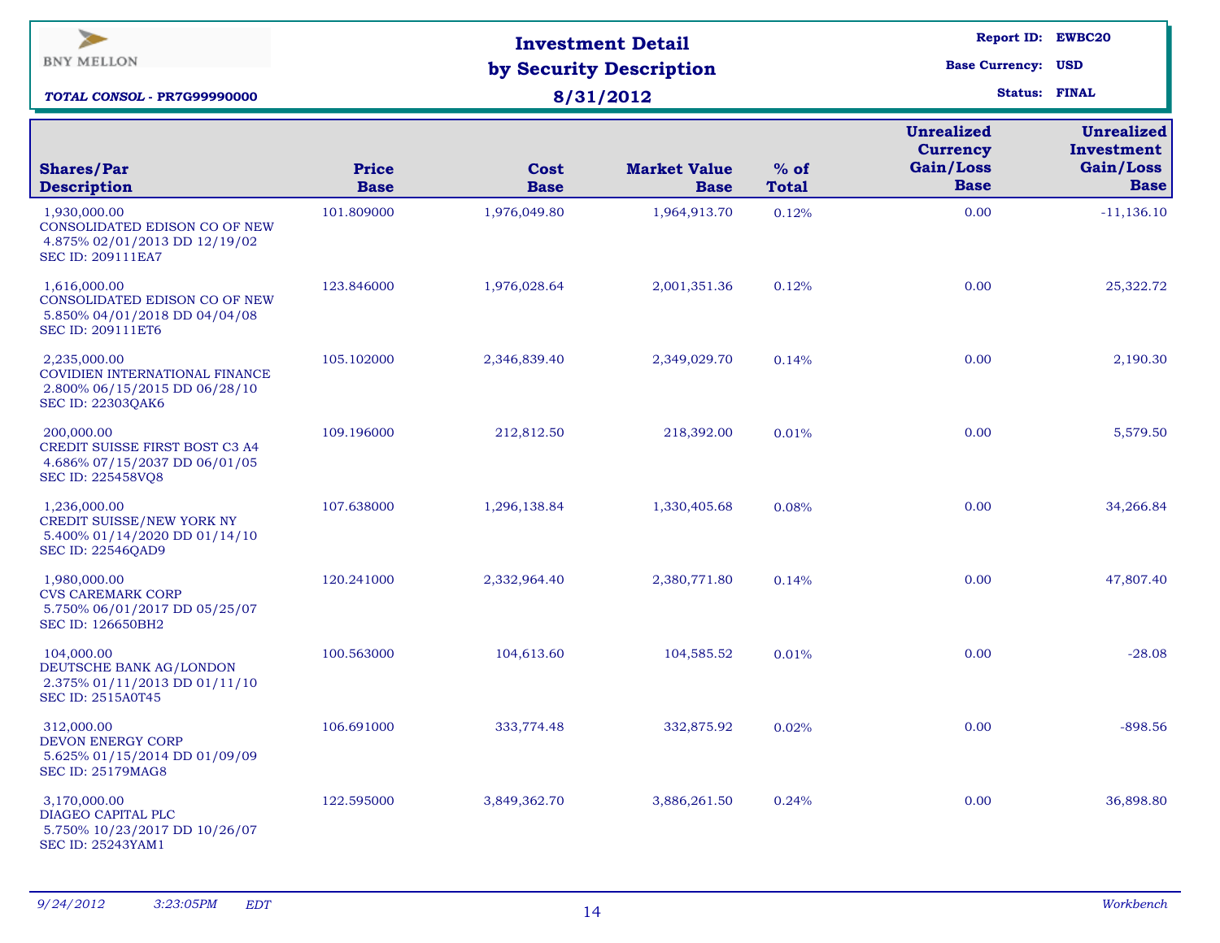BNY MELLON

***TOTAL CONSOL* - PR7G99990000**

# Investment Detail by Security Description

**8/31/2012**

**Report ID:** EWBC20
**Base Currency:** USD
**Status:** FINAL

| Shares/Par Description | Price Base | Cost Base | Market Value Base | % of Total | Unrealized Currency Gain/Loss Base | Unrealized Investment Gain/Loss Base |
|---|---|---|---|---|---|---|
| 1,930,000.00 CONSOLIDATED EDISON CO OF NEW 4.875% 02/01/2013 DD 12/19/02 SEC ID: 209111EA7 | 101.809000 | 1,976,049.80 | 1,964,913.70 | 0.12% | 0.00 | -11,136.10 |
| 1,616,000.00 CONSOLIDATED EDISON CO OF NEW 5.850% 04/01/2018 DD 04/04/08 SEC ID: 209111ET6 | 123.846000 | 1,976,028.64 | 2,001,351.36 | 0.12% | 0.00 | 25,322.72 |
| 2,235,000.00 COVIDIEN INTERNATIONAL FINANCE 2.800% 06/15/2015 DD 06/28/10 SEC ID: 22303QAK6 | 105.102000 | 2,346,839.40 | 2,349,029.70 | 0.14% | 0.00 | 2,190.30 |
| 200,000.00 CREDIT SUISSE FIRST BOST C3 A4 4.686% 07/15/2037 DD 06/01/05 SEC ID: 225458VQ8 | 109.196000 | 212,812.50 | 218,392.00 | 0.01% | 0.00 | 5,579.50 |
| 1,236,000.00 CREDIT SUISSE/NEW YORK NY 5.400% 01/14/2020 DD 01/14/10 SEC ID: 22546QAD9 | 107.638000 | 1,296,138.84 | 1,330,405.68 | 0.08% | 0.00 | 34,266.84 |
| 1,980,000.00 CVS CAREMARK CORP 5.750% 06/01/2017 DD 05/25/07 SEC ID: 126650BH2 | 120.241000 | 2,332,964.40 | 2,380,771.80 | 0.14% | 0.00 | 47,807.40 |
| 104,000.00 DEUTSCHE BANK AG/LONDON 2.375% 01/11/2013 DD 01/11/10 SEC ID: 2515A0T45 | 100.563000 | 104,613.60 | 104,585.52 | 0.01% | 0.00 | -28.08 |
| 312,000.00 DEVON ENERGY CORP 5.625% 01/15/2014 DD 01/09/09 SEC ID: 25179MAG8 | 106.691000 | 333,774.48 | 332,875.92 | 0.02% | 0.00 | -898.56 |
| 3,170,000.00 DIAGEO CAPITAL PLC 5.750% 10/23/2017 DD 10/26/07 SEC ID: 25243YAM1 | 122.595000 | 3,849,362.70 | 3,886,261.50 | 0.24% | 0.00 | 36,898.80 |

*9/24/2012 3:23:05PM EDT* *Workbench*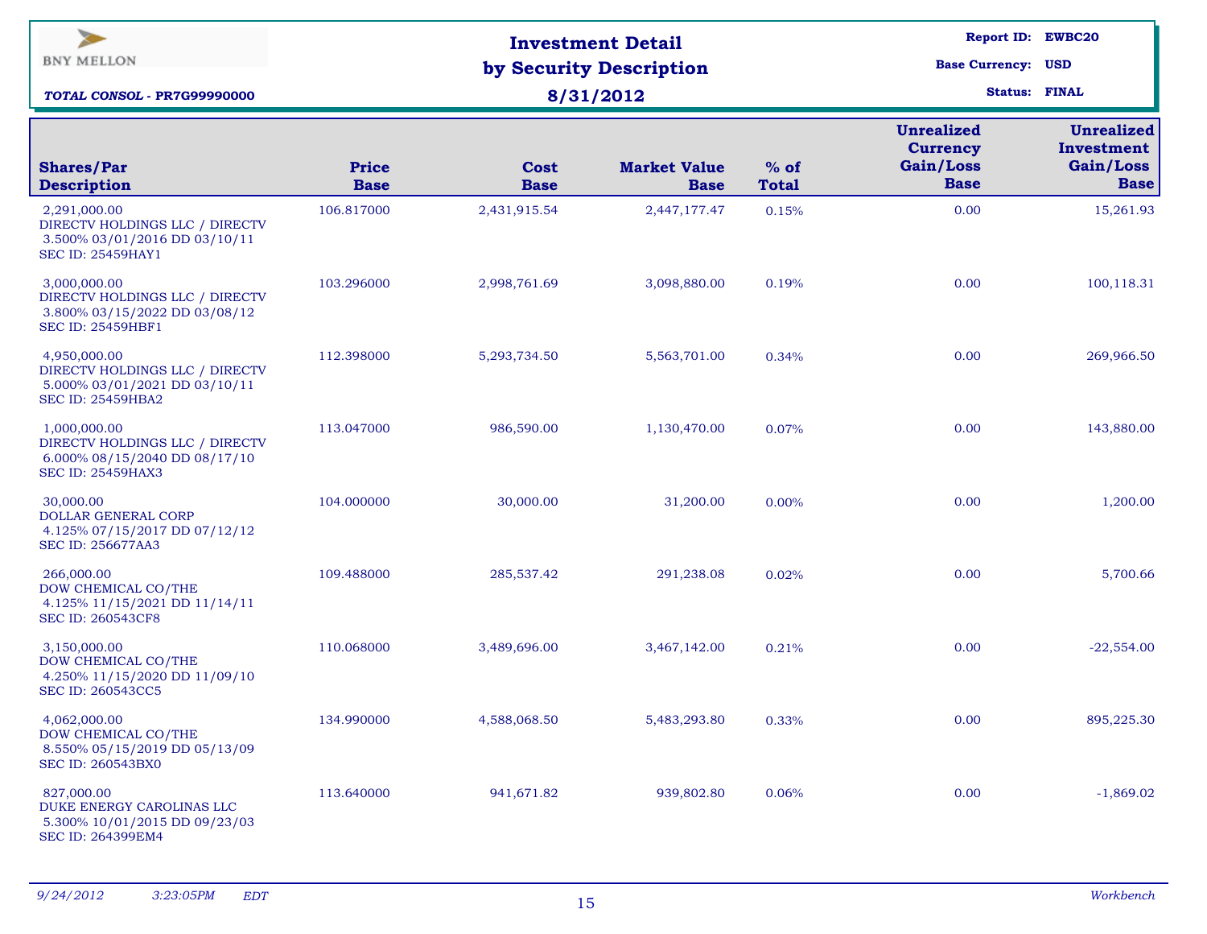BNY MELLON

***TOTAL CONSOL - PR7G99990000***

# Investment Detail by Security Description

## 8/31/2012

**Report ID:** EWBC20
**Base Currency:** USD
**Status:** FINAL

| Shares/Par Description | Price Base | Cost Base | Market Value Base | % of Total | Unrealized Currency Gain/Loss Base | Unrealized Investment Gain/Loss Base |
|---|---|---|---|---|---|---|
| 2,291,000.00 DIRECTV HOLDINGS LLC / DIRECTV 3.500% 03/01/2016 DD 03/10/11 SEC ID: 25459HAY1 | 106.817000 | 2,431,915.54 | 2,447,177.47 | 0.15% | 0.00 | 15,261.93 |
| 3,000,000.00 DIRECTV HOLDINGS LLC / DIRECTV 3.800% 03/15/2022 DD 03/08/12 SEC ID: 25459HBF1 | 103.296000 | 2,998,761.69 | 3,098,880.00 | 0.19% | 0.00 | 100,118.31 |
| 4,950,000.00 DIRECTV HOLDINGS LLC / DIRECTV 5.000% 03/01/2021 DD 03/10/11 SEC ID: 25459HBA2 | 112.398000 | 5,293,734.50 | 5,563,701.00 | 0.34% | 0.00 | 269,966.50 |
| 1,000,000.00 DIRECTV HOLDINGS LLC / DIRECTV 6.000% 08/15/2040 DD 08/17/10 SEC ID: 25459HAX3 | 113.047000 | 986,590.00 | 1,130,470.00 | 0.07% | 0.00 | 143,880.00 |
| 30,000.00 DOLLAR GENERAL CORP 4.125% 07/15/2017 DD 07/12/12 SEC ID: 256677AA3 | 104.000000 | 30,000.00 | 31,200.00 | 0.00% | 0.00 | 1,200.00 |
| 266,000.00 DOW CHEMICAL CO/THE 4.125% 11/15/2021 DD 11/14/11 SEC ID: 260543CF8 | 109.488000 | 285,537.42 | 291,238.08 | 0.02% | 0.00 | 5,700.66 |
| 3,150,000.00 DOW CHEMICAL CO/THE 4.250% 11/15/2020 DD 11/09/10 SEC ID: 260543CC5 | 110.068000 | 3,489,696.00 | 3,467,142.00 | 0.21% | 0.00 | -22,554.00 |
| 4,062,000.00 DOW CHEMICAL CO/THE 8.550% 05/15/2019 DD 05/13/09 SEC ID: 260543BX0 | 134.990000 | 4,588,068.50 | 5,483,293.80 | 0.33% | 0.00 | 895,225.30 |
| 827,000.00 DUKE ENERGY CAROLINAS LLC 5.300% 10/01/2015 DD 09/23/03 SEC ID: 264399EM4 | 113.640000 | 941,671.82 | 939,802.80 | 0.06% | 0.00 | -1,869.02 |

*9/24/2012 3:23:05PM EDT* *Workbench*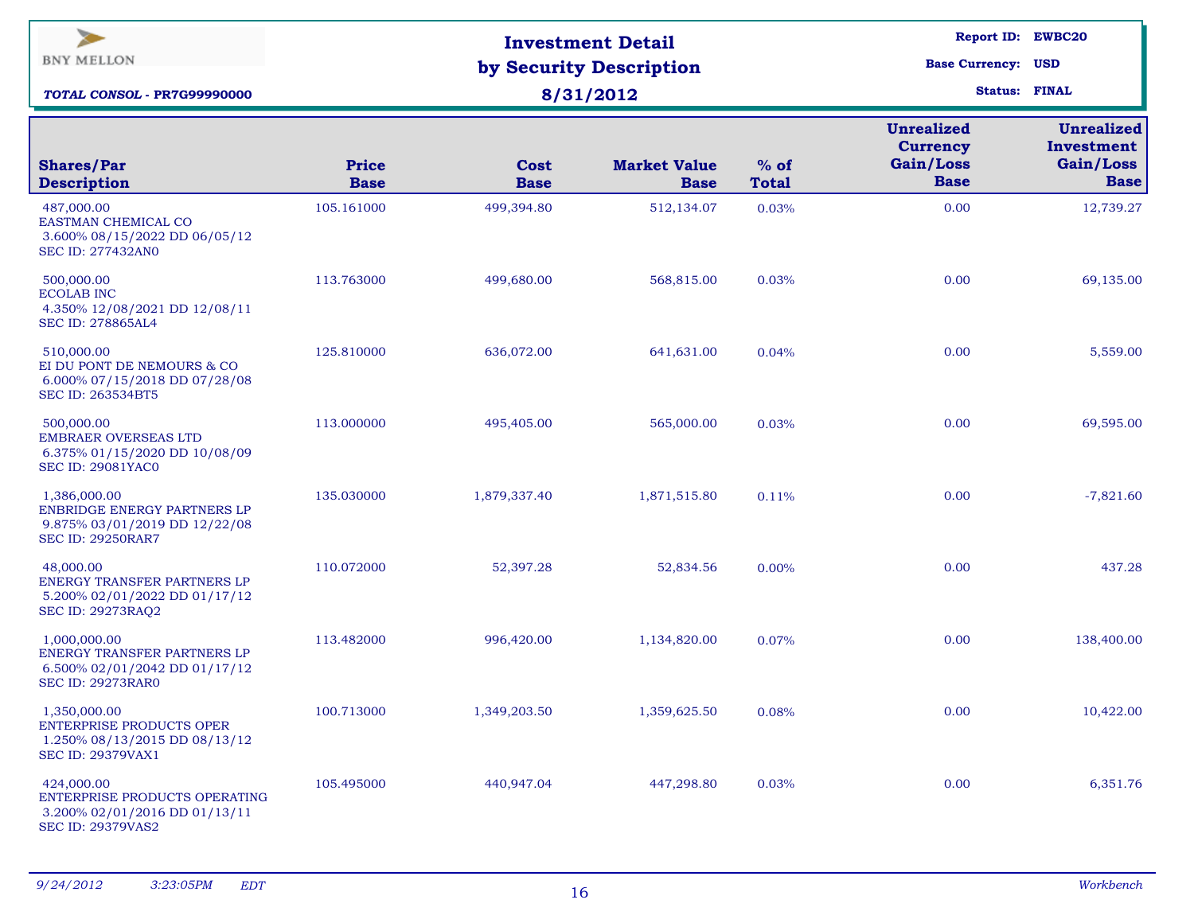BNY MELLON

# Investment Detail by Security Description

## 8/31/2012

*TOTAL CONSOL - PR7G99990000*

**Report ID:** EWBC20
**Base Currency:** USD
**Status:** FINAL

| Shares/Par Description | Price Base | Cost Base | Market Value Base | % of Total | Unrealized Currency Gain/Loss Base | Unrealized Investment Gain/Loss Base |
|---|---|---|---|---|---|---|
| 487,000.00 EASTMAN CHEMICAL CO 3.600% 08/15/2022 DD 06/05/12 SEC ID: 277432AN0 | 105.161000 | 499,394.80 | 512,134.07 | 0.03% | 0.00 | 12,739.27 |
| 500,000.00 ECOLAB INC 4.350% 12/08/2021 DD 12/08/11 SEC ID: 278865AL4 | 113.763000 | 499,680.00 | 568,815.00 | 0.03% | 0.00 | 69,135.00 |
| 510,000.00 EI DU PONT DE NEMOURS & CO 6.000% 07/15/2018 DD 07/28/08 SEC ID: 263534BT5 | 125.810000 | 636,072.00 | 641,631.00 | 0.04% | 0.00 | 5,559.00 |
| 500,000.00 EMBRAER OVERSEAS LTD 6.375% 01/15/2020 DD 10/08/09 SEC ID: 29081YAC0 | 113.000000 | 495,405.00 | 565,000.00 | 0.03% | 0.00 | 69,595.00 |
| 1,386,000.00 ENBRIDGE ENERGY PARTNERS LP 9.875% 03/01/2019 DD 12/22/08 SEC ID: 29250RAR7 | 135.030000 | 1,879,337.40 | 1,871,515.80 | 0.11% | 0.00 | -7,821.60 |
| 48,000.00 ENERGY TRANSFER PARTNERS LP 5.200% 02/01/2022 DD 01/17/12 SEC ID: 29273RAQ2 | 110.072000 | 52,397.28 | 52,834.56 | 0.00% | 0.00 | 437.28 |
| 1,000,000.00 ENERGY TRANSFER PARTNERS LP 6.500% 02/01/2042 DD 01/17/12 SEC ID: 29273RAR0 | 113.482000 | 996,420.00 | 1,134,820.00 | 0.07% | 0.00 | 138,400.00 |
| 1,350,000.00 ENTERPRISE PRODUCTS OPER 1.250% 08/13/2015 DD 08/13/12 SEC ID: 29379VAX1 | 100.713000 | 1,349,203.50 | 1,359,625.50 | 0.08% | 0.00 | 10,422.00 |
| 424,000.00 ENTERPRISE PRODUCTS OPERATING 3.200% 02/01/2016 DD 01/13/11 SEC ID: 29379VAS2 | 105.495000 | 440,947.04 | 447,298.80 | 0.03% | 0.00 | 6,351.76 |

*9/24/2012 3:23:05PM EDT* *Workbench*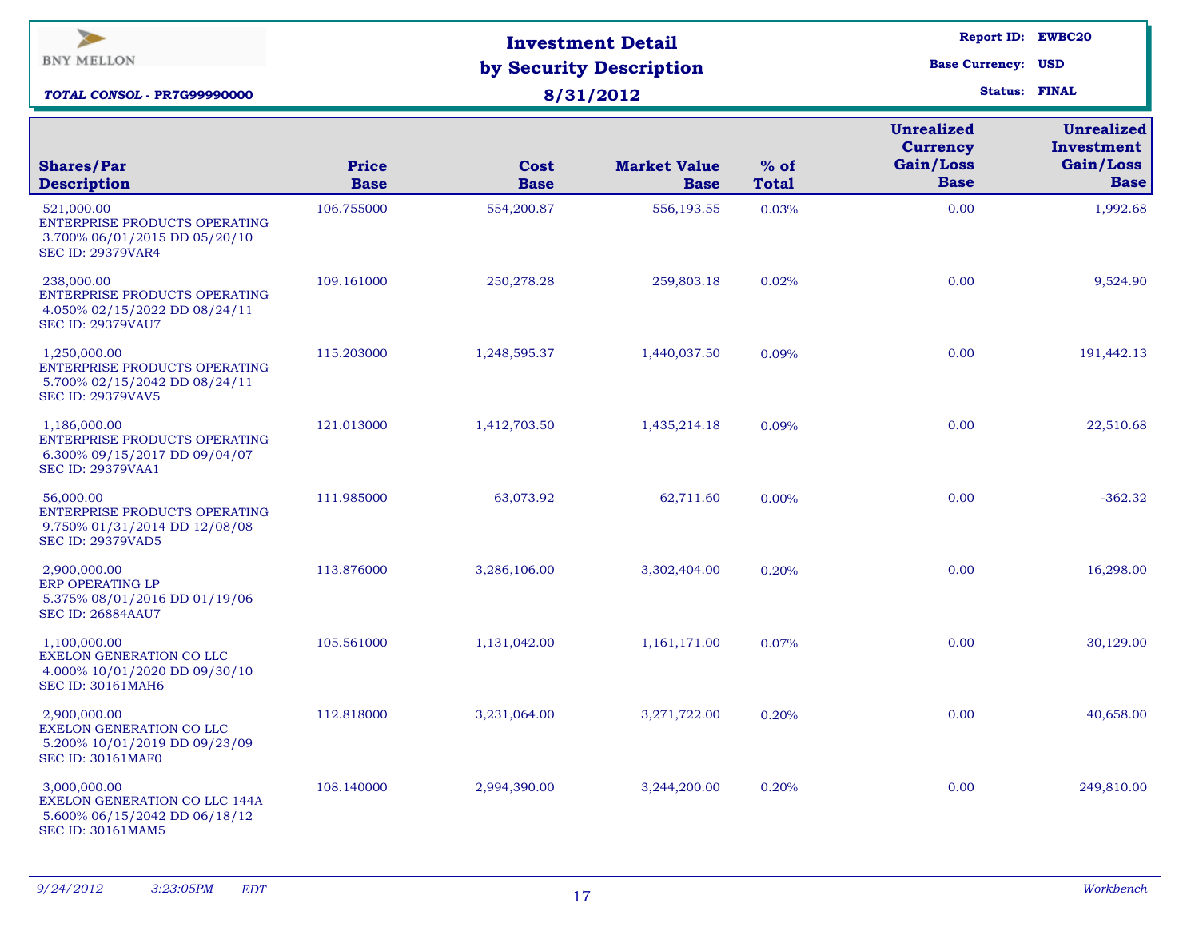BNY MELLON

# Investment Detail by Security Description

## 8/31/2012

*TOTAL CONSOL - PR7G99990000*

**Report ID:** EWBC20
**Base Currency:** USD
**Status:** FINAL

| Shares/Par Description | Price Base | Cost Base | Market Value Base | % of Total | Unrealized Currency Gain/Loss Base | Unrealized Investment Gain/Loss Base |
|---|---|---|---|---|---|---|
| 521,000.00 ENTERPRISE PRODUCTS OPERATING 3.700% 06/01/2015 DD 05/20/10 SEC ID: 29379VAR4 | 106.755000 | 554,200.87 | 556,193.55 | 0.03% | 0.00 | 1,992.68 |
| 238,000.00 ENTERPRISE PRODUCTS OPERATING 4.050% 02/15/2022 DD 08/24/11 SEC ID: 29379VAU7 | 109.161000 | 250,278.28 | 259,803.18 | 0.02% | 0.00 | 9,524.90 |
| 1,250,000.00 ENTERPRISE PRODUCTS OPERATING 5.700% 02/15/2042 DD 08/24/11 SEC ID: 29379VAV5 | 115.203000 | 1,248,595.37 | 1,440,037.50 | 0.09% | 0.00 | 191,442.13 |
| 1,186,000.00 ENTERPRISE PRODUCTS OPERATING 6.300% 09/15/2017 DD 09/04/07 SEC ID: 29379VAA1 | 121.013000 | 1,412,703.50 | 1,435,214.18 | 0.09% | 0.00 | 22,510.68 |
| 56,000.00 ENTERPRISE PRODUCTS OPERATING 9.750% 01/31/2014 DD 12/08/08 SEC ID: 29379VAD5 | 111.985000 | 63,073.92 | 62,711.60 | 0.00% | 0.00 | -362.32 |
| 2,900,000.00 ERP OPERATING LP 5.375% 08/01/2016 DD 01/19/06 SEC ID: 26884AAU7 | 113.876000 | 3,286,106.00 | 3,302,404.00 | 0.20% | 0.00 | 16,298.00 |
| 1,100,000.00 EXELON GENERATION CO LLC 4.000% 10/01/2020 DD 09/30/10 SEC ID: 30161MAH6 | 105.561000 | 1,131,042.00 | 1,161,171.00 | 0.07% | 0.00 | 30,129.00 |
| 2,900,000.00 EXELON GENERATION CO LLC 5.200% 10/01/2019 DD 09/23/09 SEC ID: 30161MAF0 | 112.818000 | 3,231,064.00 | 3,271,722.00 | 0.20% | 0.00 | 40,658.00 |
| 3,000,000.00 EXELON GENERATION CO LLC 144A 5.600% 06/15/2042 DD 06/18/12 SEC ID: 30161MAM5 | 108.140000 | 2,994,390.00 | 3,244,200.00 | 0.20% | 0.00 | 249,810.00 |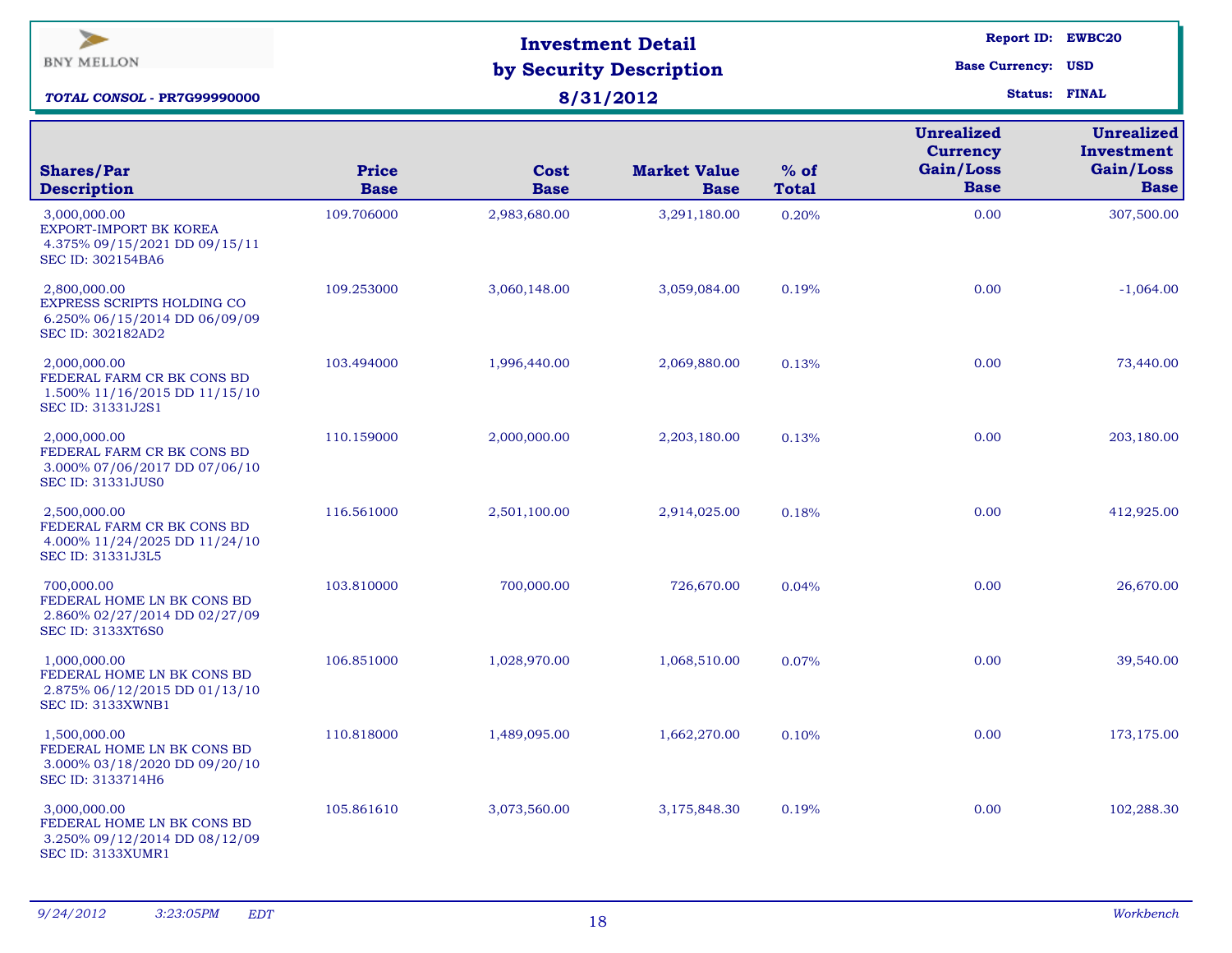BNY MELLON

*TOTAL CONSOL - PR7G99990000*

# Investment Detail by Security Description

## 8/31/2012

**Report ID:** EWBC20
**Base Currency:** USD
**Status:** FINAL

| Shares/Par Description | Price Base | Cost Base | Market Value Base | % of Total | Unrealized Currency Gain/Loss Base | Unrealized Investment Gain/Loss Base |
|---|---|---|---|---|---|---|
| 3,000,000.00 EXPORT-IMPORT BK KOREA 4.375% 09/15/2021 DD 09/15/11 SEC ID: 302154BA6 | 109.706000 | 2,983,680.00 | 3,291,180.00 | 0.20% | 0.00 | 307,500.00 |
| 2,800,000.00 EXPRESS SCRIPTS HOLDING CO 6.250% 06/15/2014 DD 06/09/09 SEC ID: 302182AD2 | 109.253000 | 3,060,148.00 | 3,059,084.00 | 0.19% | 0.00 | -1,064.00 |
| 2,000,000.00 FEDERAL FARM CR BK CONS BD 1.500% 11/16/2015 DD 11/15/10 SEC ID: 31331J2S1 | 103.494000 | 1,996,440.00 | 2,069,880.00 | 0.13% | 0.00 | 73,440.00 |
| 2,000,000.00 FEDERAL FARM CR BK CONS BD 3.000% 07/06/2017 DD 07/06/10 SEC ID: 31331JUS0 | 110.159000 | 2,000,000.00 | 2,203,180.00 | 0.13% | 0.00 | 203,180.00 |
| 2,500,000.00 FEDERAL FARM CR BK CONS BD 4.000% 11/24/2025 DD 11/24/10 SEC ID: 31331J3L5 | 116.561000 | 2,501,100.00 | 2,914,025.00 | 0.18% | 0.00 | 412,925.00 |
| 700,000.00 FEDERAL HOME LN BK CONS BD 2.860% 02/27/2014 DD 02/27/09 SEC ID: 3133XT6S0 | 103.810000 | 700,000.00 | 726,670.00 | 0.04% | 0.00 | 26,670.00 |
| 1,000,000.00 FEDERAL HOME LN BK CONS BD 2.875% 06/12/2015 DD 01/13/10 SEC ID: 3133XWNB1 | 106.851000 | 1,028,970.00 | 1,068,510.00 | 0.07% | 0.00 | 39,540.00 |
| 1,500,000.00 FEDERAL HOME LN BK CONS BD 3.000% 03/18/2020 DD 09/20/10 SEC ID: 3133714H6 | 110.818000 | 1,489,095.00 | 1,662,270.00 | 0.10% | 0.00 | 173,175.00 |
| 3,000,000.00 FEDERAL HOME LN BK CONS BD 3.250% 09/12/2014 DD 08/12/09 SEC ID: 3133XUMR1 | 105.861610 | 3,073,560.00 | 3,175,848.30 | 0.19% | 0.00 | 102,288.30 |

*9/24/2012 3:23:05PM EDT* *Workbench*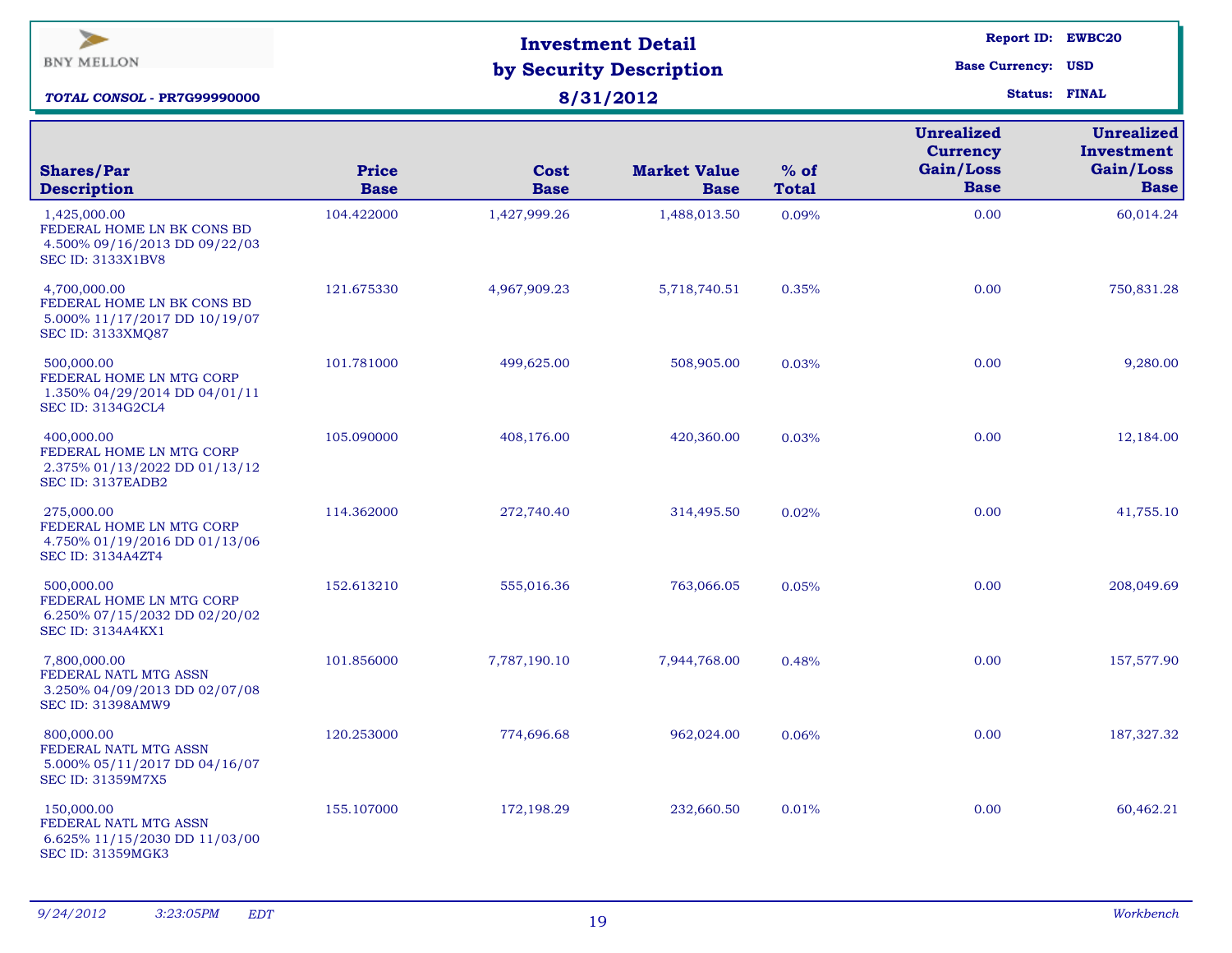BNY MELLON

***TOTAL CONSOL - PR7G99990000***

# Investment Detail by Security Description

## 8/31/2012

**Report ID:** EWBC20
**Base Currency:** USD
**Status:** FINAL

| Shares/Par Description | Price Base | Cost Base | Market Value Base | % of Total | Unrealized Currency Gain/Loss Base | Unrealized Investment Gain/Loss Base |
|---|---|---|---|---|---|---|
| 1,425,000.00 FEDERAL HOME LN BK CONS BD 4.500% 09/16/2013 DD 09/22/03 SEC ID: 3133X1BV8 | 104.422000 | 1,427,999.26 | 1,488,013.50 | 0.09% | 0.00 | 60,014.24 |
| 4,700,000.00 FEDERAL HOME LN BK CONS BD 5.000% 11/17/2017 DD 10/19/07 SEC ID: 3133XMQ87 | 121.675330 | 4,967,909.23 | 5,718,740.51 | 0.35% | 0.00 | 750,831.28 |
| 500,000.00 FEDERAL HOME LN MTG CORP 1.350% 04/29/2014 DD 04/01/11 SEC ID: 3134G2CL4 | 101.781000 | 499,625.00 | 508,905.00 | 0.03% | 0.00 | 9,280.00 |
| 400,000.00 FEDERAL HOME LN MTG CORP 2.375% 01/13/2022 DD 01/13/12 SEC ID: 3137EADB2 | 105.090000 | 408,176.00 | 420,360.00 | 0.03% | 0.00 | 12,184.00 |
| 275,000.00 FEDERAL HOME LN MTG CORP 4.750% 01/19/2016 DD 01/13/06 SEC ID: 3134A4ZT4 | 114.362000 | 272,740.40 | 314,495.50 | 0.02% | 0.00 | 41,755.10 |
| 500,000.00 FEDERAL HOME LN MTG CORP 6.250% 07/15/2032 DD 02/20/02 SEC ID: 3134A4KX1 | 152.613210 | 555,016.36 | 763,066.05 | 0.05% | 0.00 | 208,049.69 |
| 7,800,000.00 FEDERAL NATL MTG ASSN 3.250% 04/09/2013 DD 02/07/08 SEC ID: 31398AMW9 | 101.856000 | 7,787,190.10 | 7,944,768.00 | 0.48% | 0.00 | 157,577.90 |
| 800,000.00 FEDERAL NATL MTG ASSN 5.000% 05/11/2017 DD 04/16/07 SEC ID: 31359M7X5 | 120.253000 | 774,696.68 | 962,024.00 | 0.06% | 0.00 | 187,327.32 |
| 150,000.00 FEDERAL NATL MTG ASSN 6.625% 11/15/2030 DD 11/03/00 SEC ID: 31359MGK3 | 155.107000 | 172,198.29 | 232,660.50 | 0.01% | 0.00 | 60,462.21 |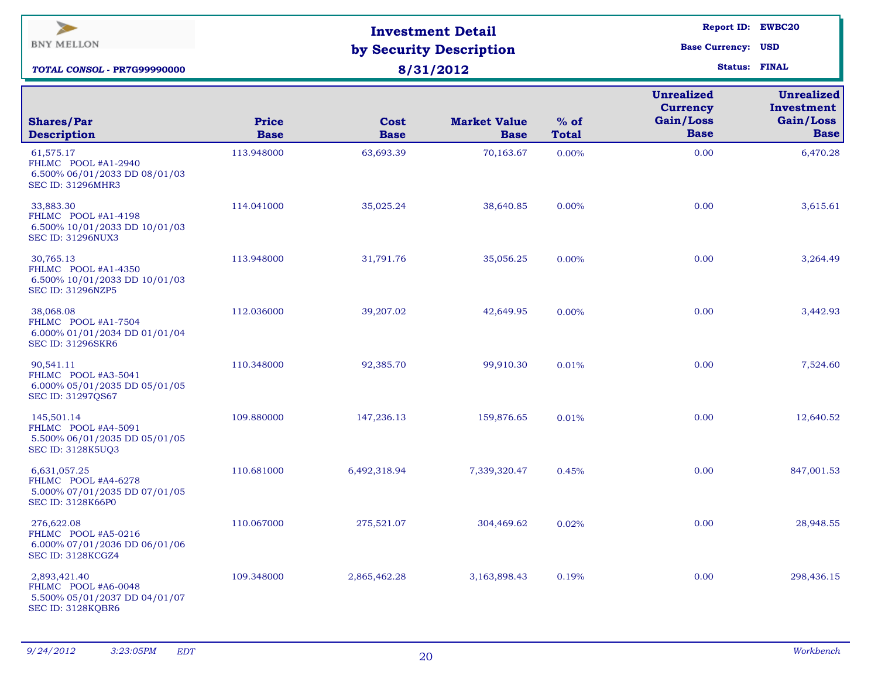BNY MELLON

***TOTAL CONSOL* - PR7G99990000**

# Investment Detail by Security Description

## 8/31/2012

**Report ID:** EWBC20
**Base Currency:** USD
**Status:** FINAL

| Shares/Par Description | Price Base | Cost Base | Market Value Base | % of Total | Unrealized Currency Gain/Loss Base | Unrealized Investment Gain/Loss Base |
|---|---|---|---|---|---|---|
| 61,575.17 FHLMC POOL #A1-2940 6.500% 06/01/2033 DD 08/01/03 SEC ID: 31296MHR3 | 113.948000 | 63,693.39 | 70,163.67 | 0.00% | 0.00 | 6,470.28 |
| 33,883.30 FHLMC POOL #A1-4198 6.500% 10/01/2033 DD 10/01/03 SEC ID: 31296NUX3 | 114.041000 | 35,025.24 | 38,640.85 | 0.00% | 0.00 | 3,615.61 |
| 30,765.13 FHLMC POOL #A1-4350 6.500% 10/01/2033 DD 10/01/03 SEC ID: 31296NZP5 | 113.948000 | 31,791.76 | 35,056.25 | 0.00% | 0.00 | 3,264.49 |
| 38,068.08 FHLMC POOL #A1-7504 6.000% 01/01/2034 DD 01/01/04 SEC ID: 31296SKR6 | 112.036000 | 39,207.02 | 42,649.95 | 0.00% | 0.00 | 3,442.93 |
| 90,541.11 FHLMC POOL #A3-5041 6.000% 05/01/2035 DD 05/01/05 SEC ID: 31297QS67 | 110.348000 | 92,385.70 | 99,910.30 | 0.01% | 0.00 | 7,524.60 |
| 145,501.14 FHLMC POOL #A4-5091 5.500% 06/01/2035 DD 05/01/05 SEC ID: 3128K5UQ3 | 109.880000 | 147,236.13 | 159,876.65 | 0.01% | 0.00 | 12,640.52 |
| 6,631,057.25 FHLMC POOL #A4-6278 5.000% 07/01/2035 DD 07/01/05 SEC ID: 3128K66P0 | 110.681000 | 6,492,318.94 | 7,339,320.47 | 0.45% | 0.00 | 847,001.53 |
| 276,622.08 FHLMC POOL #A5-0216 6.000% 07/01/2036 DD 06/01/06 SEC ID: 3128KCGZ4 | 110.067000 | 275,521.07 | 304,469.62 | 0.02% | 0.00 | 28,948.55 |
| 2,893,421.40 FHLMC POOL #A6-0048 5.500% 05/01/2037 DD 04/01/07 SEC ID: 3128KQBR6 | 109.348000 | 2,865,462.28 | 3,163,898.43 | 0.19% | 0.00 | 298,436.15 |

*9/24/2012 3:23:05PM EDT* *Workbench*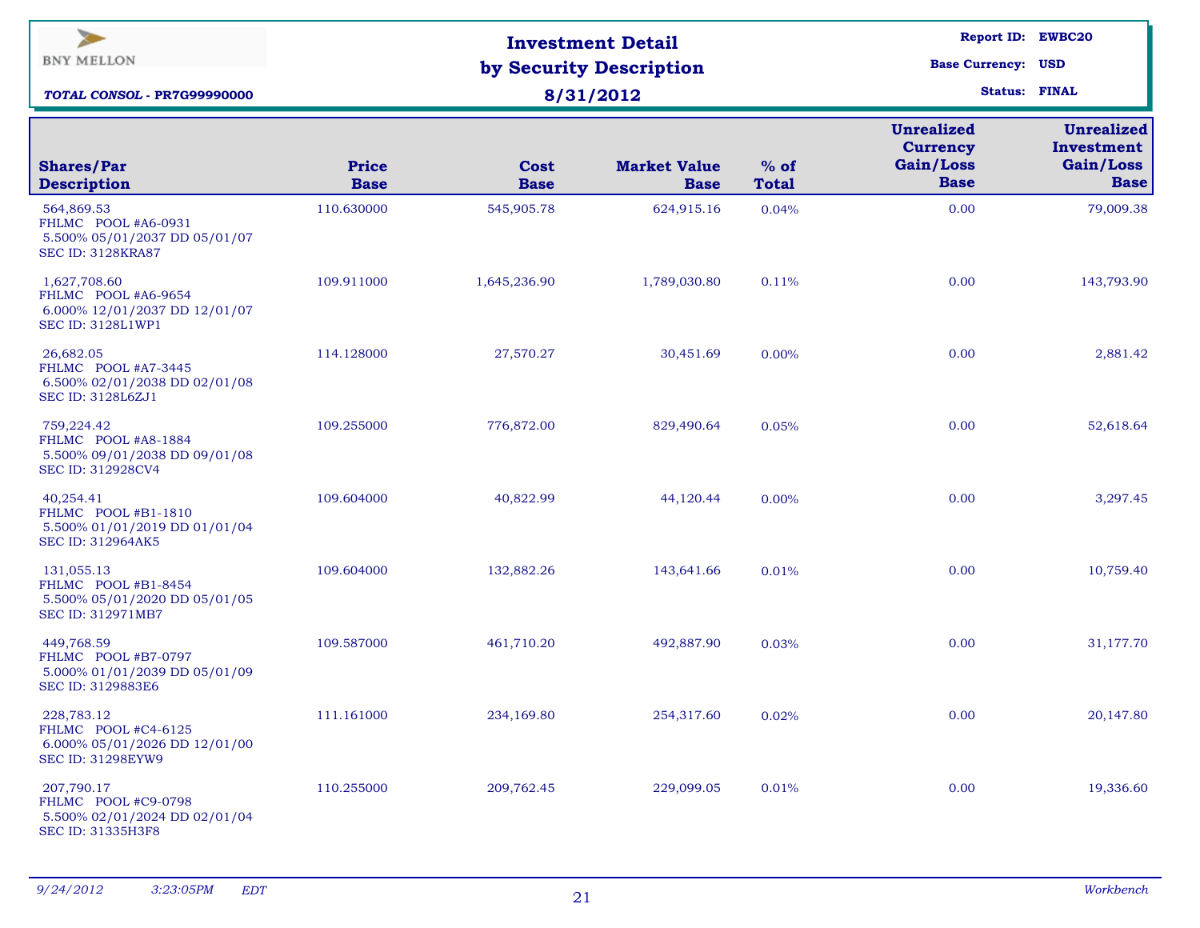BNY MELLON

***TOTAL CONSOL - PR7G99990000***

# Investment Detail by Security Description

## 8/31/2012

**Report ID:** EWBC20
**Base Currency:** USD
**Status:** FINAL

| Shares/Par Description | Price Base | Cost Base | Market Value Base | % of Total | Unrealized Currency Gain/Loss Base | Unrealized Investment Gain/Loss Base |
|---|---|---|---|---|---|---|
| 564,869.53 FHLMC POOL #A6-0931 5.500% 05/01/2037 DD 05/01/07 SEC ID: 3128KRA87 | 110.630000 | 545,905.78 | 624,915.16 | 0.04% | 0.00 | 79,009.38 |
| 1,627,708.60 FHLMC POOL #A6-9654 6.000% 12/01/2037 DD 12/01/07 SEC ID: 3128L1WP1 | 109.911000 | 1,645,236.90 | 1,789,030.80 | 0.11% | 0.00 | 143,793.90 |
| 26,682.05 FHLMC POOL #A7-3445 6.500% 02/01/2038 DD 02/01/08 SEC ID: 3128L6ZJ1 | 114.128000 | 27,570.27 | 30,451.69 | 0.00% | 0.00 | 2,881.42 |
| 759,224.42 FHLMC POOL #A8-1884 5.500% 09/01/2038 DD 09/01/08 SEC ID: 312928CV4 | 109.255000 | 776,872.00 | 829,490.64 | 0.05% | 0.00 | 52,618.64 |
| 40,254.41 FHLMC POOL #B1-1810 5.500% 01/01/2019 DD 01/01/04 SEC ID: 312964AK5 | 109.604000 | 40,822.99 | 44,120.44 | 0.00% | 0.00 | 3,297.45 |
| 131,055.13 FHLMC POOL #B1-8454 5.500% 05/01/2020 DD 05/01/05 SEC ID: 312971MB7 | 109.604000 | 132,882.26 | 143,641.66 | 0.01% | 0.00 | 10,759.40 |
| 449,768.59 FHLMC POOL #B7-0797 5.000% 01/01/2039 DD 05/01/09 SEC ID: 3129883E6 | 109.587000 | 461,710.20 | 492,887.90 | 0.03% | 0.00 | 31,177.70 |
| 228,783.12 FHLMC POOL #C4-6125 6.000% 05/01/2026 DD 12/01/00 SEC ID: 31298EYW9 | 111.161000 | 234,169.80 | 254,317.60 | 0.02% | 0.00 | 20,147.80 |
| 207,790.17 FHLMC POOL #C9-0798 5.500% 02/01/2024 DD 02/01/04 SEC ID: 31335H3F8 | 110.255000 | 209,762.45 | 229,099.05 | 0.01% | 0.00 | 19,336.60 |

*9/24/2012 3:23:05PM EDT* *Workbench*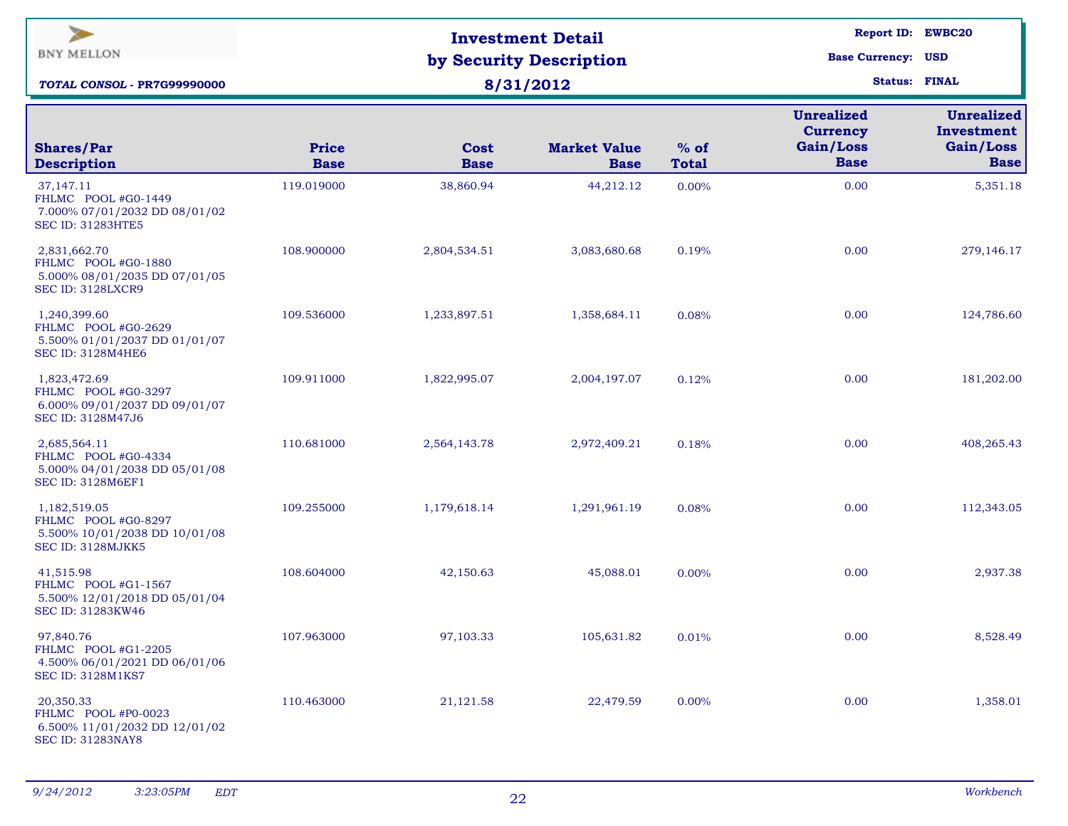BNY MELLON

**TOTAL CONSOL - PR7G99990000**

# Investment Detail by Security Description

**8/31/2012**

**Report ID:** EWBC20
**Base Currency:** USD
**Status:** FINAL

| Shares/Par Description | Price Base | Cost Base | Market Value Base | % of Total | Unrealized Currency Gain/Loss Base | Unrealized Investment Gain/Loss Base |
|---|---|---|---|---|---|---|
| 37,147.11<br>FHLMC POOL #G0-1449<br>7.000% 07/01/2032 DD 08/01/02<br>SEC ID: 31283HTE5 | 119.019000 | 38,860.94 | 44,212.12 | 0.00% | 0.00 | 5,351.18 |
| 2,831,662.70<br>FHLMC POOL #G0-1880<br>5.000% 08/01/2035 DD 07/01/05<br>SEC ID: 3128LXCR9 | 108.900000 | 2,804,534.51 | 3,083,680.68 | 0.19% | 0.00 | 279,146.17 |
| 1,240,399.60<br>FHLMC POOL #G0-2629<br>5.500% 01/01/2037 DD 01/01/07<br>SEC ID: 3128M4HE6 | 109.536000 | 1,233,897.51 | 1,358,684.11 | 0.08% | 0.00 | 124,786.60 |
| 1,823,472.69<br>FHLMC POOL #G0-3297<br>6.000% 09/01/2037 DD 09/01/07<br>SEC ID: 3128M47J6 | 109.911000 | 1,822,995.07 | 2,004,197.07 | 0.12% | 0.00 | 181,202.00 |
| 2,685,564.11<br>FHLMC POOL #G0-4334<br>5.000% 04/01/2038 DD 05/01/08<br>SEC ID: 3128M6EF1 | 110.681000 | 2,564,143.78 | 2,972,409.21 | 0.18% | 0.00 | 408,265.43 |
| 1,182,519.05<br>FHLMC POOL #G0-8297<br>5.500% 10/01/2038 DD 10/01/08<br>SEC ID: 3128MJKK5 | 109.255000 | 1,179,618.14 | 1,291,961.19 | 0.08% | 0.00 | 112,343.05 |
| 41,515.98<br>FHLMC POOL #G1-1567<br>5.500% 12/01/2018 DD 05/01/04<br>SEC ID: 31283KW46 | 108.604000 | 42,150.63 | 45,088.01 | 0.00% | 0.00 | 2,937.38 |
| 97,840.76<br>FHLMC POOL #G1-2205<br>4.500% 06/01/2021 DD 06/01/06<br>SEC ID: 3128M1KS7 | 107.963000 | 97,103.33 | 105,631.82 | 0.01% | 0.00 | 8,528.49 |
| 20,350.33<br>FHLMC POOL #P0-0023<br>6.500% 11/01/2032 DD 12/01/02<br>SEC ID: 31283NAY8 | 110.463000 | 21,121.58 | 22,479.59 | 0.00% | 0.00 | 1,358.01 |

*9/24/2012 3:23:05PM EDT* *Workbench*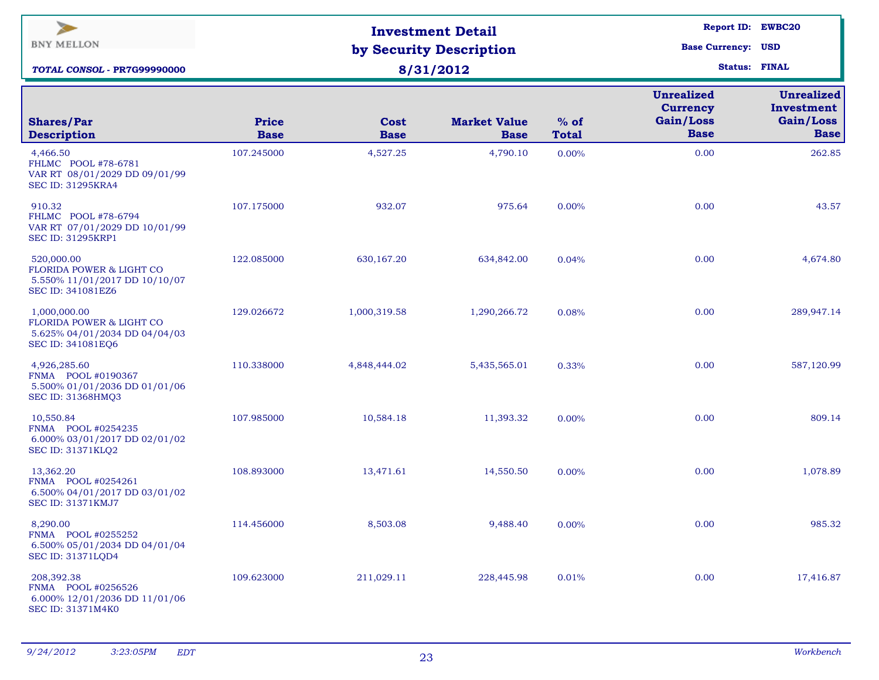BNY MELLON

***TOTAL CONSOL - PR7G99990000***

# Investment Detail by Security Description

## 8/31/2012

**Report ID:** EWBC20
**Base Currency:** USD
**Status:** FINAL

| Shares/Par Description | Price Base | Cost Base | Market Value Base | % of Total | Unrealized Currency Gain/Loss Base | Unrealized Investment Gain/Loss Base |
|---|---|---|---|---|---|---|
| 4,466.50 FHLMC POOL #78-6781 VAR RT 08/01/2029 DD 09/01/99 SEC ID: 31295KRA4 | 107.245000 | 4,527.25 | 4,790.10 | 0.00% | 0.00 | 262.85 |
| 910.32 FHLMC POOL #78-6794 VAR RT 07/01/2029 DD 10/01/99 SEC ID: 31295KRP1 | 107.175000 | 932.07 | 975.64 | 0.00% | 0.00 | 43.57 |
| 520,000.00 FLORIDA POWER & LIGHT CO 5.550% 11/01/2017 DD 10/10/07 SEC ID: 341081EZ6 | 122.085000 | 630,167.20 | 634,842.00 | 0.04% | 0.00 | 4,674.80 |
| 1,000,000.00 FLORIDA POWER & LIGHT CO 5.625% 04/01/2034 DD 04/04/03 SEC ID: 341081EQ6 | 129.026672 | 1,000,319.58 | 1,290,266.72 | 0.08% | 0.00 | 289,947.14 |
| 4,926,285.60 FNMA POOL #0190367 5.500% 01/01/2036 DD 01/01/06 SEC ID: 31368HMQ3 | 110.338000 | 4,848,444.02 | 5,435,565.01 | 0.33% | 0.00 | 587,120.99 |
| 10,550.84 FNMA POOL #0254235 6.000% 03/01/2017 DD 02/01/02 SEC ID: 31371KLQ2 | 107.985000 | 10,584.18 | 11,393.32 | 0.00% | 0.00 | 809.14 |
| 13,362.20 FNMA POOL #0254261 6.500% 04/01/2017 DD 03/01/02 SEC ID: 31371KMJ7 | 108.893000 | 13,471.61 | 14,550.50 | 0.00% | 0.00 | 1,078.89 |
| 8,290.00 FNMA POOL #0255252 6.500% 05/01/2034 DD 04/01/04 SEC ID: 31371LQD4 | 114.456000 | 8,503.08 | 9,488.40 | 0.00% | 0.00 | 985.32 |
| 208,392.38 FNMA POOL #0256526 6.000% 12/01/2036 DD 11/01/06 SEC ID: 31371M4K0 | 109.623000 | 211,029.11 | 228,445.98 | 0.01% | 0.00 | 17,416.87 |

*9/24/2012 3:23:05PM EDT* *Workbench*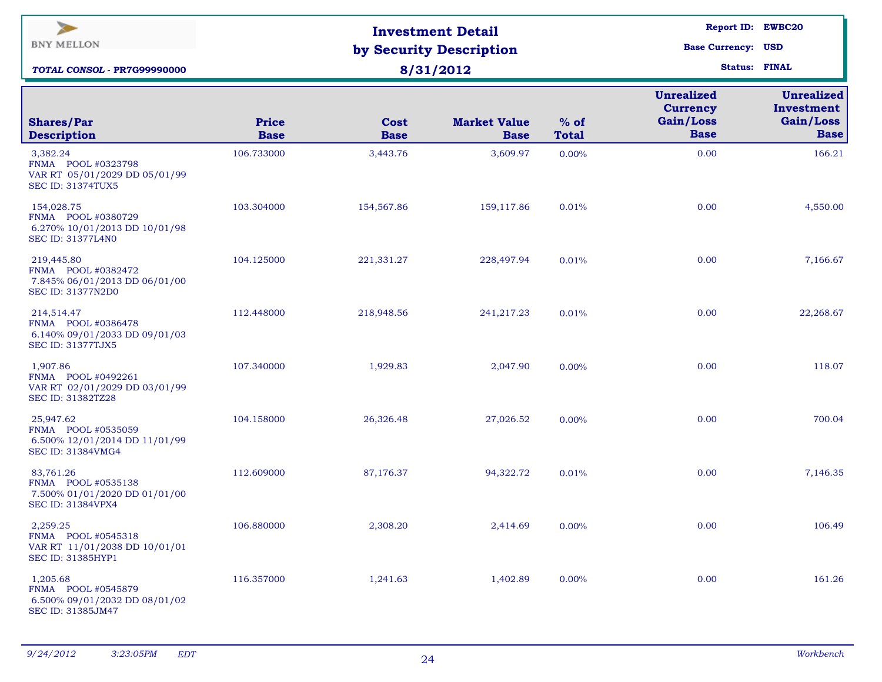BNY MELLON

***TOTAL CONSOL - PR7G99990000***

# Investment Detail by Security Description

## 8/31/2012

**Report ID:** EWBC20
**Base Currency:** USD
**Status:** FINAL

| Shares/Par Description | Price Base | Cost Base | Market Value Base | % of Total | Unrealized Currency Gain/Loss Base | Unrealized Investment Gain/Loss Base |
|---|---|---|---|---|---|---|
| 3,382.24<br>FNMA POOL #0323798<br>VAR RT 05/01/2029 DD 05/01/99<br>SEC ID: 31374TUX5 | 106.733000 | 3,443.76 | 3,609.97 | 0.00% | 0.00 | 166.21 |
| 154,028.75<br>FNMA POOL #0380729<br>6.270% 10/01/2013 DD 10/01/98<br>SEC ID: 31377L4N0 | 103.304000 | 154,567.86 | 159,117.86 | 0.01% | 0.00 | 4,550.00 |
| 219,445.80<br>FNMA POOL #0382472<br>7.845% 06/01/2013 DD 06/01/00<br>SEC ID: 31377N2D0 | 104.125000 | 221,331.27 | 228,497.94 | 0.01% | 0.00 | 7,166.67 |
| 214,514.47<br>FNMA POOL #0386478<br>6.140% 09/01/2033 DD 09/01/03<br>SEC ID: 31377TJX5 | 112.448000 | 218,948.56 | 241,217.23 | 0.01% | 0.00 | 22,268.67 |
| 1,907.86<br>FNMA POOL #0492261<br>VAR RT 02/01/2029 DD 03/01/99<br>SEC ID: 31382TZ28 | 107.340000 | 1,929.83 | 2,047.90 | 0.00% | 0.00 | 118.07 |
| 25,947.62<br>FNMA POOL #0535059<br>6.500% 12/01/2014 DD 11/01/99<br>SEC ID: 31384VMG4 | 104.158000 | 26,326.48 | 27,026.52 | 0.00% | 0.00 | 700.04 |
| 83,761.26<br>FNMA POOL #0535138<br>7.500% 01/01/2020 DD 01/01/00<br>SEC ID: 31384VPX4 | 112.609000 | 87,176.37 | 94,322.72 | 0.01% | 0.00 | 7,146.35 |
| 2,259.25<br>FNMA POOL #0545318<br>VAR RT 11/01/2038 DD 10/01/01<br>SEC ID: 31385HYP1 | 106.880000 | 2,308.20 | 2,414.69 | 0.00% | 0.00 | 106.49 |
| 1,205.68<br>FNMA POOL #0545879<br>6.500% 09/01/2032 DD 08/01/02<br>SEC ID: 31385JM47 | 116.357000 | 1,241.63 | 1,402.89 | 0.00% | 0.00 | 161.26 |

*9/24/2012 3:23:05PM EDT* *Workbench*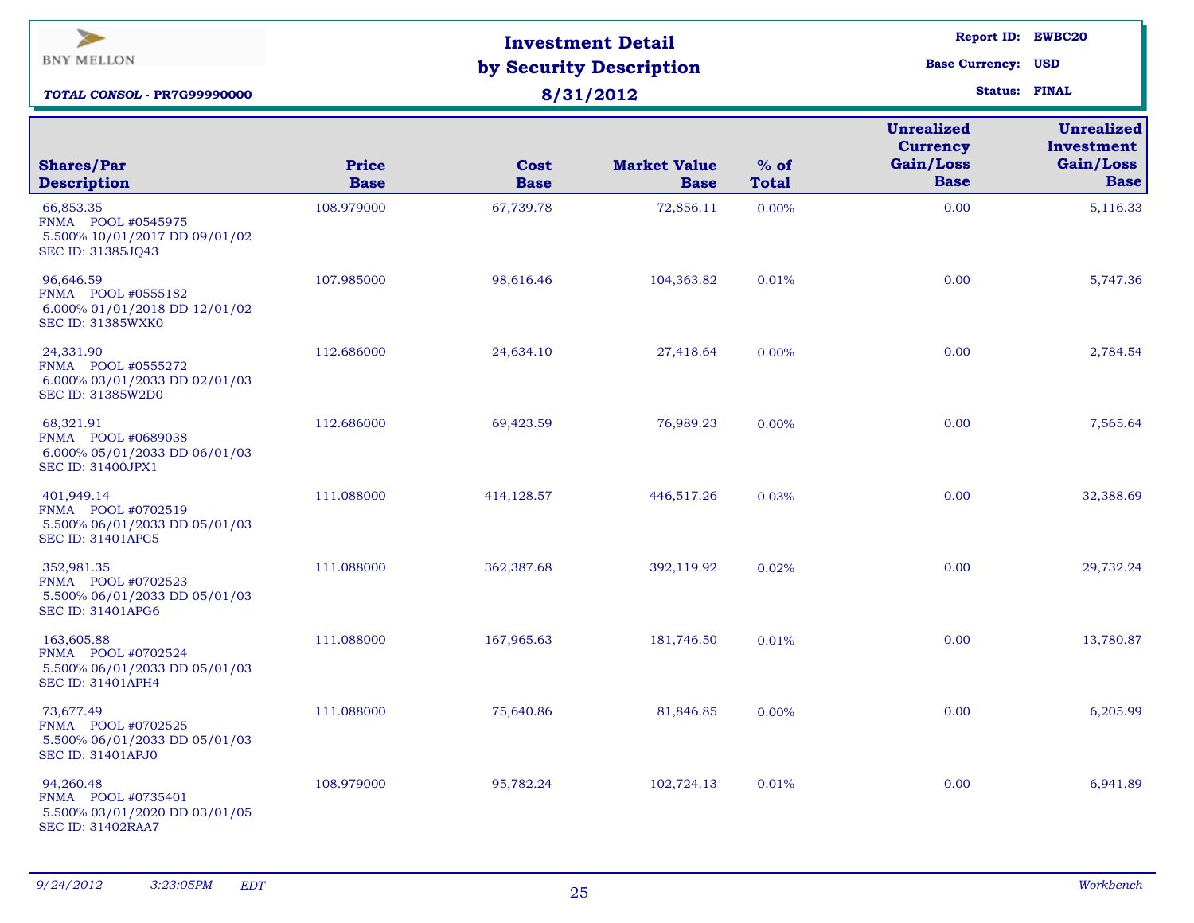BNY MELLON

**TOTAL CONSOL - PR7G99990000**

# Investment Detail by Security Description

## 8/31/2012

**Report ID:** EWBC20
**Base Currency:** USD
**Status:** FINAL

| Shares/Par Description | Price Base | Cost Base | Market Value Base | % of Total | Unrealized Currency Gain/Loss Base | Unrealized Investment Gain/Loss Base |
|---|---|---|---|---|---|---|
| 66,853.35<br>FNMA POOL #0545975<br>5.500% 10/01/2017 DD 09/01/02<br>SEC ID: 31385JQ43 | 108.979000 | 67,739.78 | 72,856.11 | 0.00% | 0.00 | 5,116.33 |
| 96,646.59<br>FNMA POOL #0555182<br>6.000% 01/01/2018 DD 12/01/02<br>SEC ID: 31385WXK0 | 107.985000 | 98,616.46 | 104,363.82 | 0.01% | 0.00 | 5,747.36 |
| 24,331.90<br>FNMA POOL #0555272<br>6.000% 03/01/2033 DD 02/01/03<br>SEC ID: 31385W2D0 | 112.686000 | 24,634.10 | 27,418.64 | 0.00% | 0.00 | 2,784.54 |
| 68,321.91<br>FNMA POOL #0689038<br>6.000% 05/01/2033 DD 06/01/03<br>SEC ID: 31400JPX1 | 112.686000 | 69,423.59 | 76,989.23 | 0.00% | 0.00 | 7,565.64 |
| 401,949.14<br>FNMA POOL #0702519<br>5.500% 06/01/2033 DD 05/01/03<br>SEC ID: 31401APC5 | 111.088000 | 414,128.57 | 446,517.26 | 0.03% | 0.00 | 32,388.69 |
| 352,981.35<br>FNMA POOL #0702523<br>5.500% 06/01/2033 DD 05/01/03<br>SEC ID: 31401APG6 | 111.088000 | 362,387.68 | 392,119.92 | 0.02% | 0.00 | 29,732.24 |
| 163,605.88<br>FNMA POOL #0702524<br>5.500% 06/01/2033 DD 05/01/03<br>SEC ID: 31401APH4 | 111.088000 | 167,965.63 | 181,746.50 | 0.01% | 0.00 | 13,780.87 |
| 73,677.49<br>FNMA POOL #0702525<br>5.500% 06/01/2033 DD 05/01/03<br>SEC ID: 31401APJ0 | 111.088000 | 75,640.86 | 81,846.85 | 0.00% | 0.00 | 6,205.99 |
| 94,260.48<br>FNMA POOL #0735401<br>5.500% 03/01/2020 DD 03/01/05<br>SEC ID: 31402RAA7 | 108.979000 | 95,782.24 | 102,724.13 | 0.01% | 0.00 | 6,941.89 |

9/24/2012 3:23:05PM EDT Workbench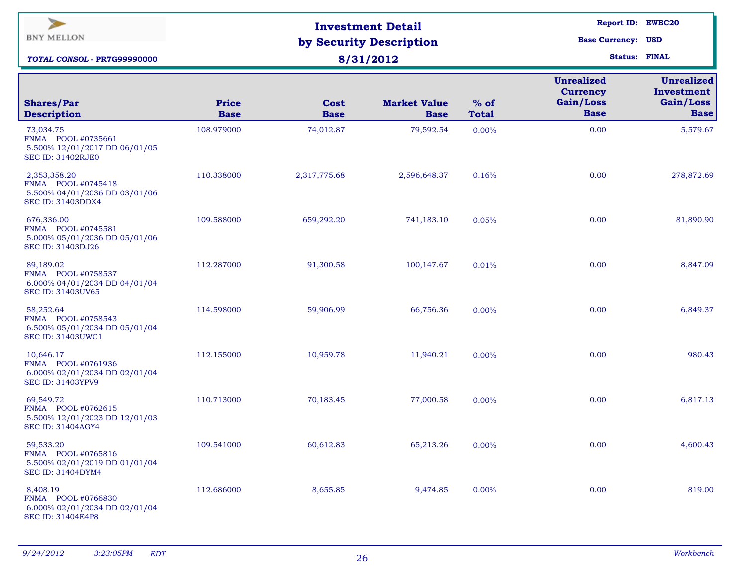BNY MELLON

***TOTAL CONSOL* - PR7G99990000**

# Investment Detail by Security Description

## 8/31/2012

**Report ID:** EWBC20
**Base Currency:** USD
**Status:** FINAL

| Shares/Par Description | Price Base | Cost Base | Market Value Base | % of Total | Unrealized Currency Gain/Loss Base | Unrealized Investment Gain/Loss Base |
|---|---|---|---|---|---|---|
| 73,034.75 FNMA POOL #0735661 5.500% 12/01/2017 DD 06/01/05 SEC ID: 31402RJE0 | 108.979000 | 74,012.87 | 79,592.54 | 0.00% | 0.00 | 5,579.67 |
| 2,353,358.20 FNMA POOL #0745418 5.500% 04/01/2036 DD 03/01/06 SEC ID: 31403DDX4 | 110.338000 | 2,317,775.68 | 2,596,648.37 | 0.16% | 0.00 | 278,872.69 |
| 676,336.00 FNMA POOL #0745581 5.000% 05/01/2036 DD 05/01/06 SEC ID: 31403DJ26 | 109.588000 | 659,292.20 | 741,183.10 | 0.05% | 0.00 | 81,890.90 |
| 89,189.02 FNMA POOL #0758537 6.000% 04/01/2034 DD 04/01/04 SEC ID: 31403UV65 | 112.287000 | 91,300.58 | 100,147.67 | 0.01% | 0.00 | 8,847.09 |
| 58,252.64 FNMA POOL #0758543 6.500% 05/01/2034 DD 05/01/04 SEC ID: 31403UWC1 | 114.598000 | 59,906.99 | 66,756.36 | 0.00% | 0.00 | 6,849.37 |
| 10,646.17 FNMA POOL #0761936 6.000% 02/01/2034 DD 02/01/04 SEC ID: 31403YPV9 | 112.155000 | 10,959.78 | 11,940.21 | 0.00% | 0.00 | 980.43 |
| 69,549.72 FNMA POOL #0762615 5.500% 12/01/2023 DD 12/01/03 SEC ID: 31404AGY4 | 110.713000 | 70,183.45 | 77,000.58 | 0.00% | 0.00 | 6,817.13 |
| 59,533.20 FNMA POOL #0765816 5.500% 02/01/2019 DD 01/01/04 SEC ID: 31404DYM4 | 109.541000 | 60,612.83 | 65,213.26 | 0.00% | 0.00 | 4,600.43 |
| 8,408.19 FNMA POOL #0766830 6.000% 02/01/2034 DD 02/01/04 SEC ID: 31404E4P8 | 112.686000 | 8,655.85 | 9,474.85 | 0.00% | 0.00 | 819.00 |

*9/24/2012 3:23:05PM EDT* *Workbench*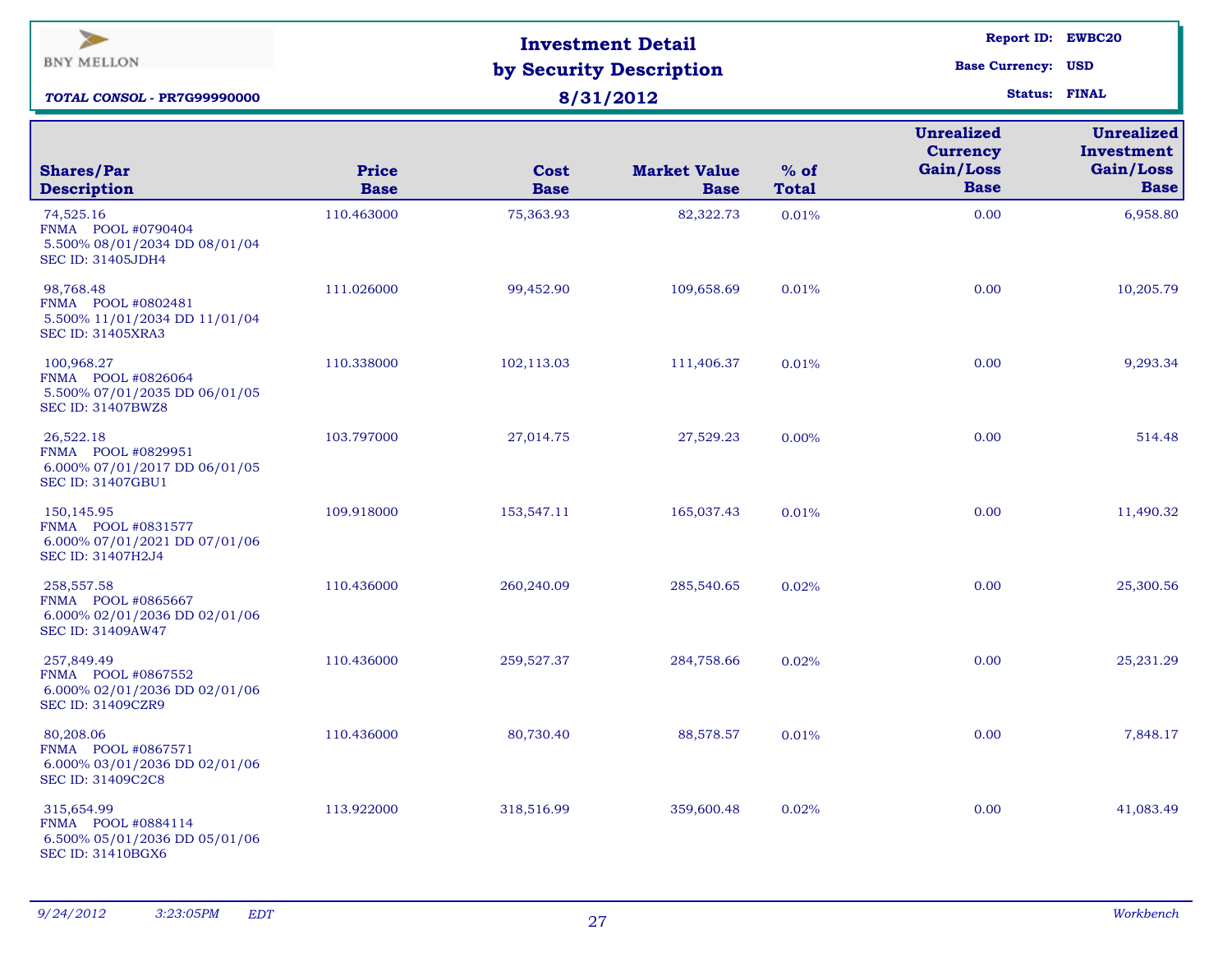BNY MELLON

**TOTAL CONSOL - PR7G99990000**

# Investment Detail by Security Description

**8/31/2012**

**Report ID:** EWBC20
**Base Currency:** USD
**Status:** FINAL

| Shares/Par Description | Price Base | Cost Base | Market Value Base | % of Total | Unrealized Currency Gain/Loss Base | Unrealized Investment Gain/Loss Base |
|---|---|---|---|---|---|---|
| 74,525.16 FNMA POOL #0790404 5.500% 08/01/2034 DD 08/01/04 SEC ID: 31405JDH4 | 110.463000 | 75,363.93 | 82,322.73 | 0.01% | 0.00 | 6,958.80 |
| 98,768.48 FNMA POOL #0802481 5.500% 11/01/2034 DD 11/01/04 SEC ID: 31405XRA3 | 111.026000 | 99,452.90 | 109,658.69 | 0.01% | 0.00 | 10,205.79 |
| 100,968.27 FNMA POOL #0826064 5.500% 07/01/2035 DD 06/01/05 SEC ID: 31407BWZ8 | 110.338000 | 102,113.03 | 111,406.37 | 0.01% | 0.00 | 9,293.34 |
| 26,522.18 FNMA POOL #0829951 6.000% 07/01/2017 DD 06/01/05 SEC ID: 31407GBU1 | 103.797000 | 27,014.75 | 27,529.23 | 0.00% | 0.00 | 514.48 |
| 150,145.95 FNMA POOL #0831577 6.000% 07/01/2021 DD 07/01/06 SEC ID: 31407H2J4 | 109.918000 | 153,547.11 | 165,037.43 | 0.01% | 0.00 | 11,490.32 |
| 258,557.58 FNMA POOL #0865667 6.000% 02/01/2036 DD 02/01/06 SEC ID: 31409AW47 | 110.436000 | 260,240.09 | 285,540.65 | 0.02% | 0.00 | 25,300.56 |
| 257,849.49 FNMA POOL #0867552 6.000% 02/01/2036 DD 02/01/06 SEC ID: 31409CZR9 | 110.436000 | 259,527.37 | 284,758.66 | 0.02% | 0.00 | 25,231.29 |
| 80,208.06 FNMA POOL #0867571 6.000% 03/01/2036 DD 02/01/06 SEC ID: 31409C2C8 | 110.436000 | 80,730.40 | 88,578.57 | 0.01% | 0.00 | 7,848.17 |
| 315,654.99 FNMA POOL #0884114 6.500% 05/01/2036 DD 05/01/06 SEC ID: 31410BGX6 | 113.922000 | 318,516.99 | 359,600.48 | 0.02% | 0.00 | 41,083.49 |

*9/24/2012 3:23:05PM EDT* *Workbench*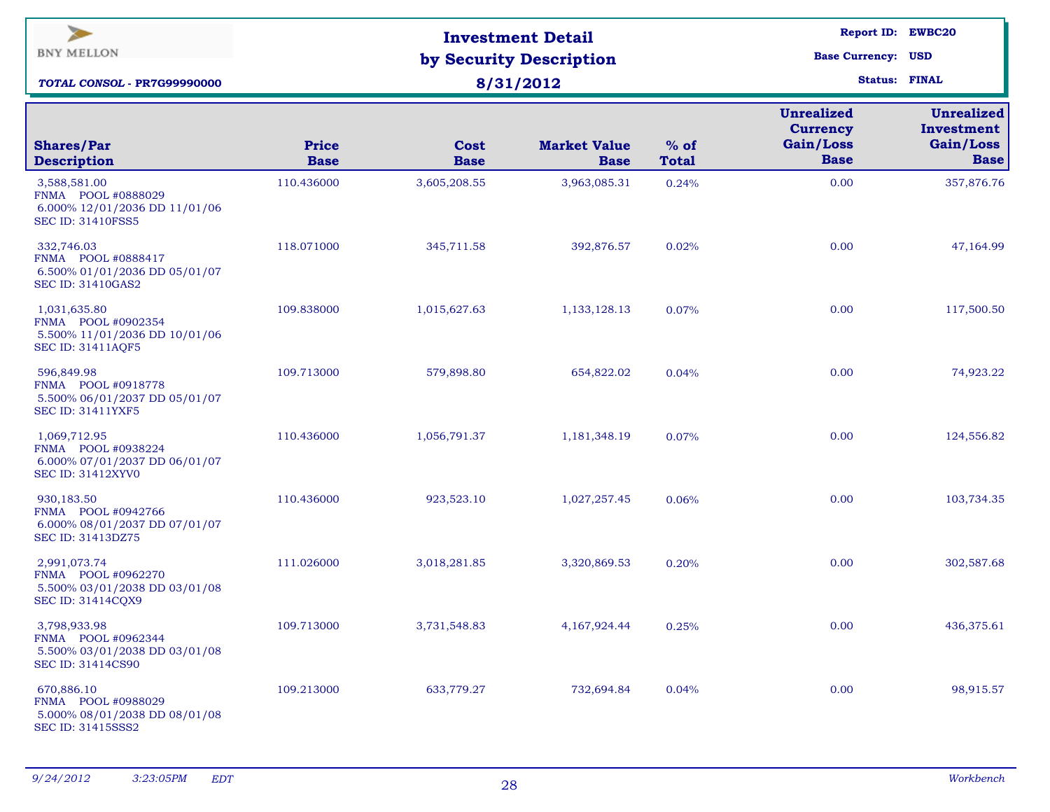BNY MELLON

***TOTAL CONSOL* - PR7G99990000**

# Investment Detail by Security Description

## 8/31/2012

**Report ID:** EWBC20
**Base Currency:** USD
**Status:** FINAL

| Shares/Par Description | Price Base | Cost Base | Market Value Base | % of Total | Unrealized Currency Gain/Loss Base | Unrealized Investment Gain/Loss Base |
|---|---|---|---|---|---|---|
| 3,588,581.00<br>FNMA POOL #0888029<br>6.000% 12/01/2036 DD 11/01/06<br>SEC ID: 31410FSS5 | 110.436000 | 3,605,208.55 | 3,963,085.31 | 0.24% | 0.00 | 357,876.76 |
| 332,746.03<br>FNMA POOL #0888417<br>6.500% 01/01/2036 DD 05/01/07<br>SEC ID: 31410GAS2 | 118.071000 | 345,711.58 | 392,876.57 | 0.02% | 0.00 | 47,164.99 |
| 1,031,635.80<br>FNMA POOL #0902354<br>5.500% 11/01/2036 DD 10/01/06<br>SEC ID: 31411AQF5 | 109.838000 | 1,015,627.63 | 1,133,128.13 | 0.07% | 0.00 | 117,500.50 |
| 596,849.98<br>FNMA POOL #0918778<br>5.500% 06/01/2037 DD 05/01/07<br>SEC ID: 31411YXF5 | 109.713000 | 579,898.80 | 654,822.02 | 0.04% | 0.00 | 74,923.22 |
| 1,069,712.95<br>FNMA POOL #0938224<br>6.000% 07/01/2037 DD 06/01/07<br>SEC ID: 31412XYV0 | 110.436000 | 1,056,791.37 | 1,181,348.19 | 0.07% | 0.00 | 124,556.82 |
| 930,183.50<br>FNMA POOL #0942766<br>6.000% 08/01/2037 DD 07/01/07<br>SEC ID: 31413DZ75 | 110.436000 | 923,523.10 | 1,027,257.45 | 0.06% | 0.00 | 103,734.35 |
| 2,991,073.74<br>FNMA POOL #0962270<br>5.500% 03/01/2038 DD 03/01/08<br>SEC ID: 31414CQX9 | 111.026000 | 3,018,281.85 | 3,320,869.53 | 0.20% | 0.00 | 302,587.68 |
| 3,798,933.98<br>FNMA POOL #0962344<br>5.500% 03/01/2038 DD 03/01/08<br>SEC ID: 31414CS90 | 109.713000 | 3,731,548.83 | 4,167,924.44 | 0.25% | 0.00 | 436,375.61 |
| 670,886.10<br>FNMA POOL #0988029<br>5.000% 08/01/2038 DD 08/01/08<br>SEC ID: 31415SSS2 | 109.213000 | 633,779.27 | 732,694.84 | 0.04% | 0.00 | 98,915.57 |

*9/24/2012 3:23:05PM EDT* *Workbench*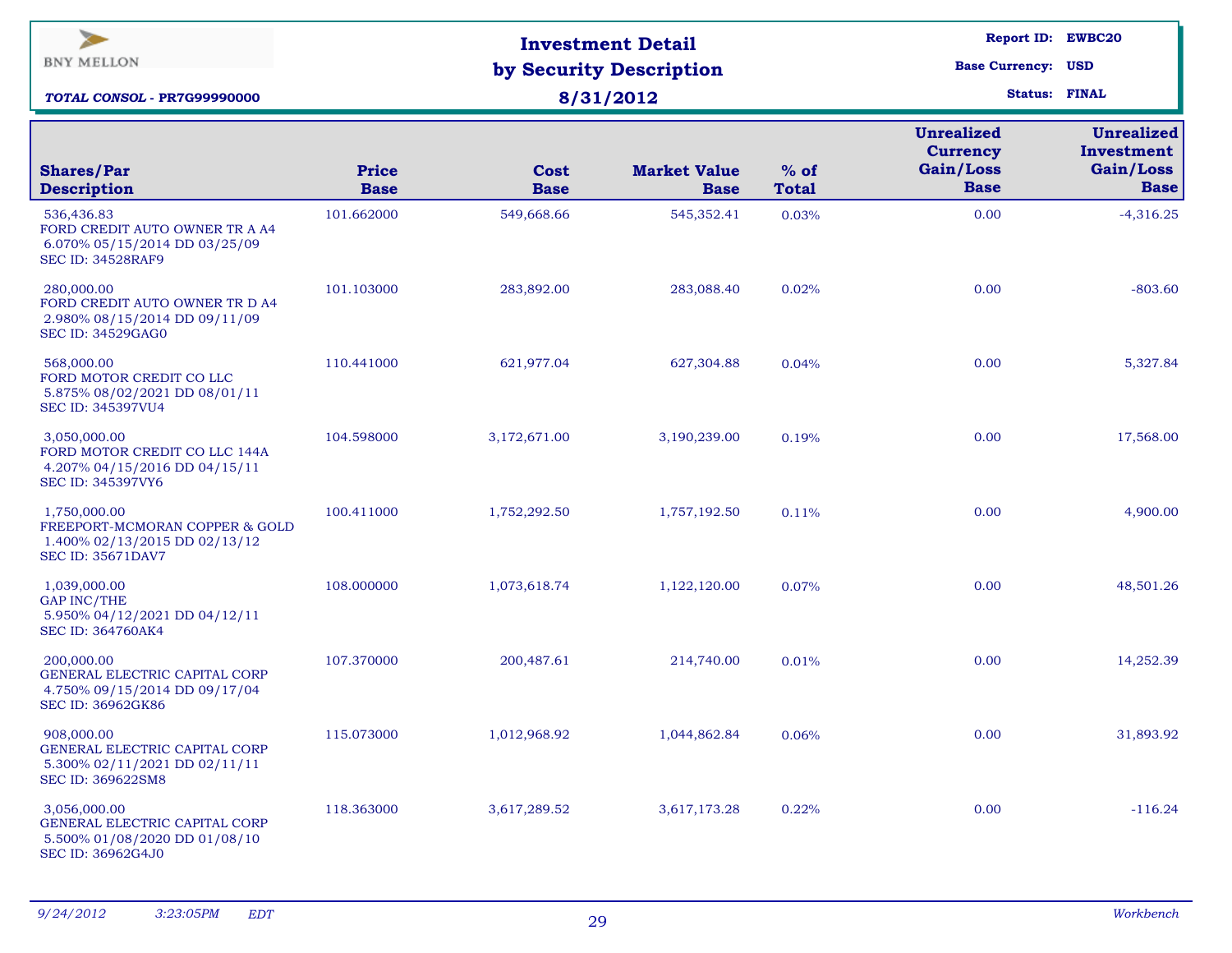BNY MELLON

***TOTAL CONSOL - PR7G99990000***

# Investment Detail by Security Description

## 8/31/2012

**Report ID:** EWBC20
**Base Currency:** USD
**Status:** FINAL

| Shares/Par Description | Price Base | Cost Base | Market Value Base | % of Total | Unrealized Currency Gain/Loss Base | Unrealized Investment Gain/Loss Base |
|---|---|---|---|---|---|---|
| 536,436.83 FORD CREDIT AUTO OWNER TR A A4 6.070% 05/15/2014 DD 03/25/09 SEC ID: 34528RAF9 | 101.662000 | 549,668.66 | 545,352.41 | 0.03% | 0.00 | -4,316.25 |
| 280,000.00 FORD CREDIT AUTO OWNER TR D A4 2.980% 08/15/2014 DD 09/11/09 SEC ID: 34529GAG0 | 101.103000 | 283,892.00 | 283,088.40 | 0.02% | 0.00 | -803.60 |
| 568,000.00 FORD MOTOR CREDIT CO LLC 5.875% 08/02/2021 DD 08/01/11 SEC ID: 345397VU4 | 110.441000 | 621,977.04 | 627,304.88 | 0.04% | 0.00 | 5,327.84 |
| 3,050,000.00 FORD MOTOR CREDIT CO LLC 144A 4.207% 04/15/2016 DD 04/15/11 SEC ID: 345397VY6 | 104.598000 | 3,172,671.00 | 3,190,239.00 | 0.19% | 0.00 | 17,568.00 |
| 1,750,000.00 FREEPORT-MCMORAN COPPER & GOLD 1.400% 02/13/2015 DD 02/13/12 SEC ID: 35671DAV7 | 100.411000 | 1,752,292.50 | 1,757,192.50 | 0.11% | 0.00 | 4,900.00 |
| 1,039,000.00 GAP INC/THE 5.950% 04/12/2021 DD 04/12/11 SEC ID: 364760AK4 | 108.000000 | 1,073,618.74 | 1,122,120.00 | 0.07% | 0.00 | 48,501.26 |
| 200,000.00 GENERAL ELECTRIC CAPITAL CORP 4.750% 09/15/2014 DD 09/17/04 SEC ID: 36962GK86 | 107.370000 | 200,487.61 | 214,740.00 | 0.01% | 0.00 | 14,252.39 |
| 908,000.00 GENERAL ELECTRIC CAPITAL CORP 5.300% 02/11/2021 DD 02/11/11 SEC ID: 369622SM8 | 115.073000 | 1,012,968.92 | 1,044,862.84 | 0.06% | 0.00 | 31,893.92 |
| 3,056,000.00 GENERAL ELECTRIC CAPITAL CORP 5.500% 01/08/2020 DD 01/08/10 SEC ID: 36962G4J0 | 118.363000 | 3,617,289.52 | 3,617,173.28 | 0.22% | 0.00 | -116.24 |

*9/24/2012 3:23:05PM EDT* *Workbench*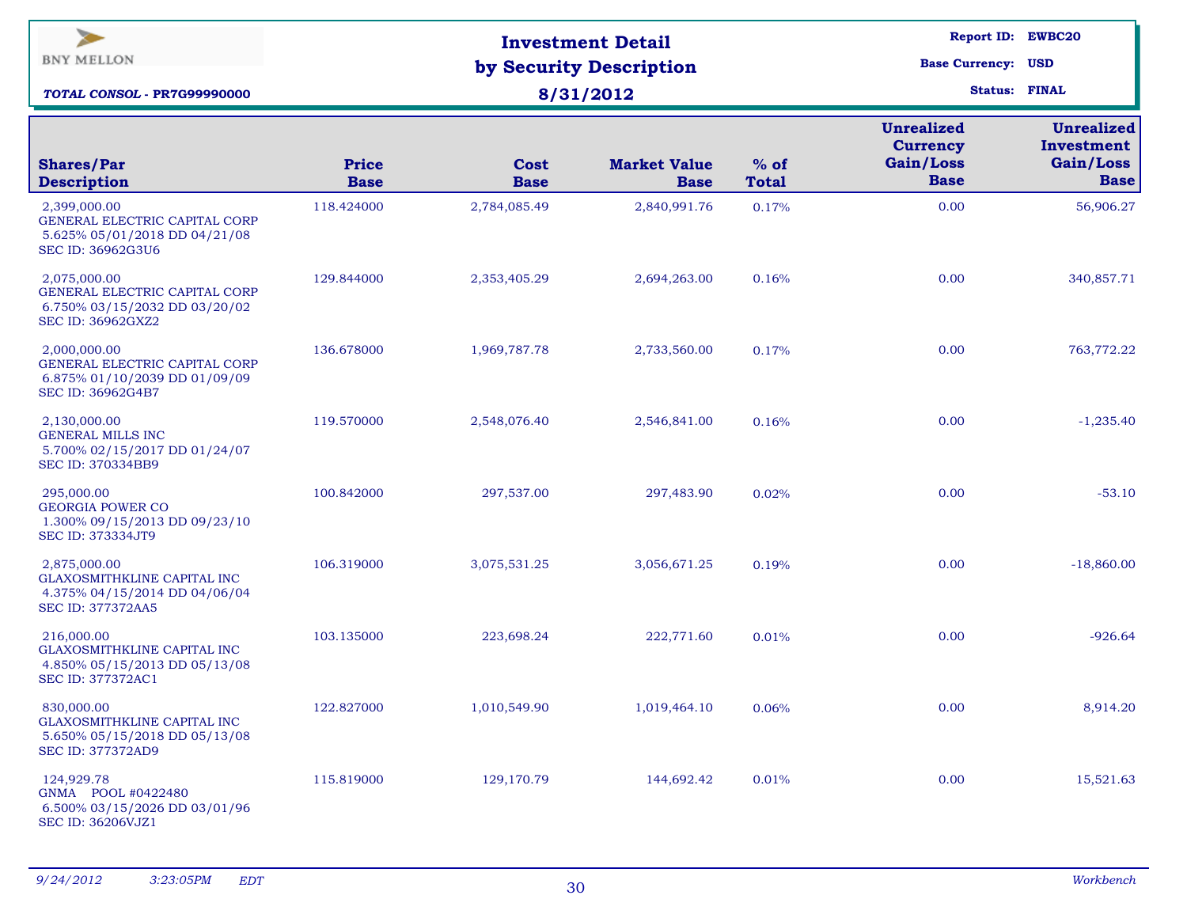BNY MELLON

# Investment Detail by Security Description

**8/31/2012**

***TOTAL CONSOL* - PR7G99990000**

**Report ID:** EWBC20
**Base Currency:** USD
**Status:** FINAL

| Shares/Par Description | Price Base | Cost Base | Market Value Base | % of Total | Unrealized Currency Gain/Loss Base | Unrealized Investment Gain/Loss Base |
|---|---|---|---|---|---|---|
| 2,399,000.00 GENERAL ELECTRIC CAPITAL CORP 5.625% 05/01/2018 DD 04/21/08 SEC ID: 36962G3U6 | 118.424000 | 2,784,085.49 | 2,840,991.76 | 0.17% | 0.00 | 56,906.27 |
| 2,075,000.00 GENERAL ELECTRIC CAPITAL CORP 6.750% 03/15/2032 DD 03/20/02 SEC ID: 36962GXZ2 | 129.844000 | 2,353,405.29 | 2,694,263.00 | 0.16% | 0.00 | 340,857.71 |
| 2,000,000.00 GENERAL ELECTRIC CAPITAL CORP 6.875% 01/10/2039 DD 01/09/09 SEC ID: 36962G4B7 | 136.678000 | 1,969,787.78 | 2,733,560.00 | 0.17% | 0.00 | 763,772.22 |
| 2,130,000.00 GENERAL MILLS INC 5.700% 02/15/2017 DD 01/24/07 SEC ID: 370334BB9 | 119.570000 | 2,548,076.40 | 2,546,841.00 | 0.16% | 0.00 | -1,235.40 |
| 295,000.00 GEORGIA POWER CO 1.300% 09/15/2013 DD 09/23/10 SEC ID: 373334JT9 | 100.842000 | 297,537.00 | 297,483.90 | 0.02% | 0.00 | -53.10 |
| 2,875,000.00 GLAXOSMITHKLINE CAPITAL INC 4.375% 04/15/2014 DD 04/06/04 SEC ID: 377372AA5 | 106.319000 | 3,075,531.25 | 3,056,671.25 | 0.19% | 0.00 | -18,860.00 |
| 216,000.00 GLAXOSMITHKLINE CAPITAL INC 4.850% 05/15/2013 DD 05/13/08 SEC ID: 377372AC1 | 103.135000 | 223,698.24 | 222,771.60 | 0.01% | 0.00 | -926.64 |
| 830,000.00 GLAXOSMITHKLINE CAPITAL INC 5.650% 05/15/2018 DD 05/13/08 SEC ID: 377372AD9 | 122.827000 | 1,010,549.90 | 1,019,464.10 | 0.06% | 0.00 | 8,914.20 |
| 124,929.78 GNMA POOL #0422480 6.500% 03/15/2026 DD 03/01/96 SEC ID: 36206VJZ1 | 115.819000 | 129,170.79 | 144,692.42 | 0.01% | 0.00 | 15,521.63 |

*9/24/2012 3:23:05PM EDT* *Workbench*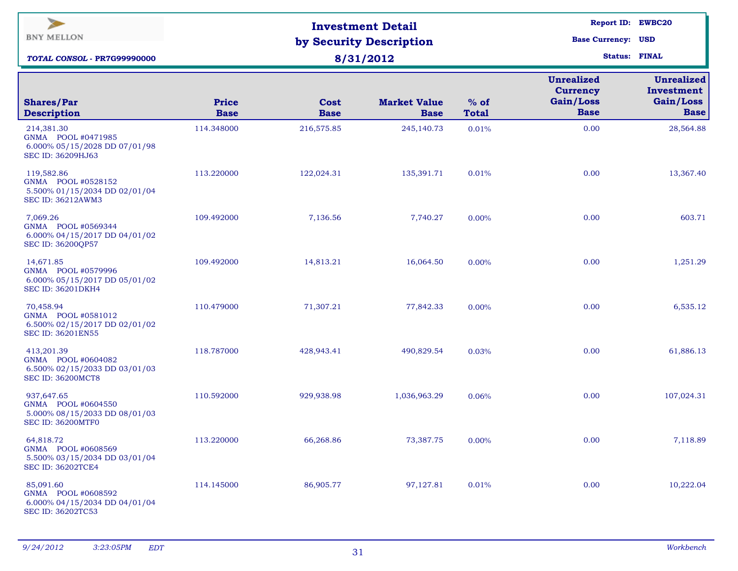BNY MELLON

***TOTAL CONSOL* - PR7G99990000**

# Investment Detail by Security Description

**8/31/2012**

**Report ID:** EWBC20
**Base Currency:** USD
**Status:** FINAL

| Shares/Par Description | Price Base | Cost Base | Market Value Base | % of Total | Unrealized Currency Gain/Loss Base | Unrealized Investment Gain/Loss Base |
|---|---|---|---|---|---|---|
| 214,381.30 GNMA POOL #0471985 6.000% 05/15/2028 DD 07/01/98 SEC ID: 36209HJ63 | 114.348000 | 216,575.85 | 245,140.73 | 0.01% | 0.00 | 28,564.88 |
| 119,582.86 GNMA POOL #0528152 5.500% 01/15/2034 DD 02/01/04 SEC ID: 36212AWM3 | 113.220000 | 122,024.31 | 135,391.71 | 0.01% | 0.00 | 13,367.40 |
| 7,069.26 GNMA POOL #0569344 6.000% 04/15/2017 DD 04/01/02 SEC ID: 36200QP57 | 109.492000 | 7,136.56 | 7,740.27 | 0.00% | 0.00 | 603.71 |
| 14,671.85 GNMA POOL #0579996 6.000% 05/15/2017 DD 05/01/02 SEC ID: 36201DKH4 | 109.492000 | 14,813.21 | 16,064.50 | 0.00% | 0.00 | 1,251.29 |
| 70,458.94 GNMA POOL #0581012 6.500% 02/15/2017 DD 02/01/02 SEC ID: 36201EN55 | 110.479000 | 71,307.21 | 77,842.33 | 0.00% | 0.00 | 6,535.12 |
| 413,201.39 GNMA POOL #0604082 6.500% 02/15/2033 DD 03/01/03 SEC ID: 36200MCT8 | 118.787000 | 428,943.41 | 490,829.54 | 0.03% | 0.00 | 61,886.13 |
| 937,647.65 GNMA POOL #0604550 5.000% 08/15/2033 DD 08/01/03 SEC ID: 36200MTF0 | 110.592000 | 929,938.98 | 1,036,963.29 | 0.06% | 0.00 | 107,024.31 |
| 64,818.72 GNMA POOL #0608569 5.500% 03/15/2034 DD 03/01/04 SEC ID: 36202TCE4 | 113.220000 | 66,268.86 | 73,387.75 | 0.00% | 0.00 | 7,118.89 |
| 85,091.60 GNMA POOL #0608592 6.000% 04/15/2034 DD 04/01/04 SEC ID: 36202TC53 | 114.145000 | 86,905.77 | 97,127.81 | 0.01% | 0.00 | 10,222.04 |

*9/24/2012 3:23:05PM EDT* *Workbench*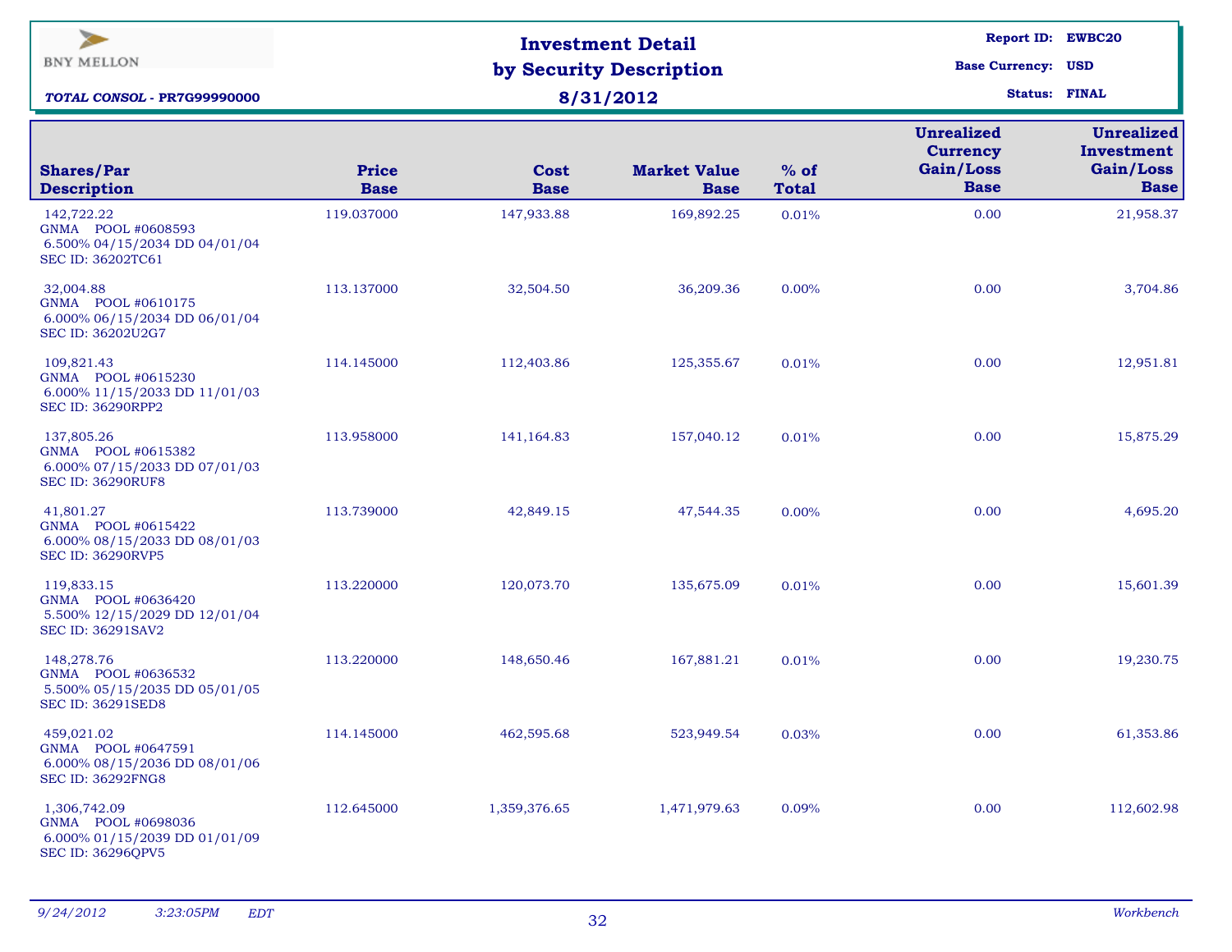BNY MELLON

*TOTAL CONSOL* - PR7G99990000

# Investment Detail by Security Description

## 8/31/2012

**Report ID:** EWBC20
**Base Currency:** USD
**Status:** FINAL

| Shares/Par Description | Price Base | Cost Base | Market Value Base | % of Total | Unrealized Currency Gain/Loss Base | Unrealized Investment Gain/Loss Base |
|---|---|---|---|---|---|---|
| 142,722.22 GNMA POOL #0608593 6.500% 04/15/2034 DD 04/01/04 SEC ID: 36202TC61 | 119.037000 | 147,933.88 | 169,892.25 | 0.01% | 0.00 | 21,958.37 |
| 32,004.88 GNMA POOL #0610175 6.000% 06/15/2034 DD 06/01/04 SEC ID: 36202U2G7 | 113.137000 | 32,504.50 | 36,209.36 | 0.00% | 0.00 | 3,704.86 |
| 109,821.43 GNMA POOL #0615230 6.000% 11/15/2033 DD 11/01/03 SEC ID: 36290RPP2 | 114.145000 | 112,403.86 | 125,355.67 | 0.01% | 0.00 | 12,951.81 |
| 137,805.26 GNMA POOL #0615382 6.000% 07/15/2033 DD 07/01/03 SEC ID: 36290RUF8 | 113.958000 | 141,164.83 | 157,040.12 | 0.01% | 0.00 | 15,875.29 |
| 41,801.27 GNMA POOL #0615422 6.000% 08/15/2033 DD 08/01/03 SEC ID: 36290RVP5 | 113.739000 | 42,849.15 | 47,544.35 | 0.00% | 0.00 | 4,695.20 |
| 119,833.15 GNMA POOL #0636420 5.500% 12/15/2029 DD 12/01/04 SEC ID: 36291SAV2 | 113.220000 | 120,073.70 | 135,675.09 | 0.01% | 0.00 | 15,601.39 |
| 148,278.76 GNMA POOL #0636532 5.500% 05/15/2035 DD 05/01/05 SEC ID: 36291SED8 | 113.220000 | 148,650.46 | 167,881.21 | 0.01% | 0.00 | 19,230.75 |
| 459,021.02 GNMA POOL #0647591 6.000% 08/15/2036 DD 08/01/06 SEC ID: 36292FNG8 | 114.145000 | 462,595.68 | 523,949.54 | 0.03% | 0.00 | 61,353.86 |
| 1,306,742.09 GNMA POOL #0698036 6.000% 01/15/2039 DD 01/01/09 SEC ID: 36296QPV5 | 112.645000 | 1,359,376.65 | 1,471,979.63 | 0.09% | 0.00 | 112,602.98 |

*9/24/2012 3:23:05PM EDT* — *Workbench*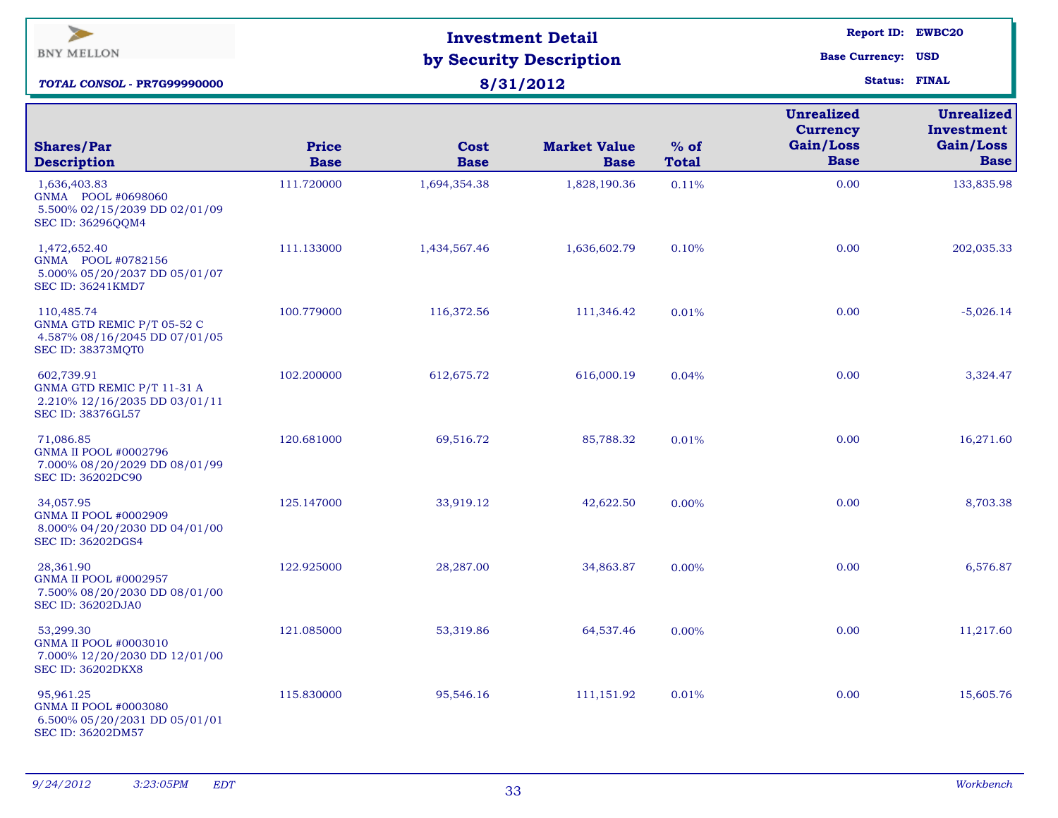BNY MELLON

***TOTAL CONSOL* - PR7G99990000**

# Investment Detail by Security Description

**8/31/2012**

**Report ID:** EWBC20
**Base Currency:** USD
**Status:** FINAL

| Shares/Par Description | Price Base | Cost Base | Market Value Base | % of Total | Unrealized Currency Gain/Loss Base | Unrealized Investment Gain/Loss Base |
|---|---|---|---|---|---|---|
| 1,636,403.83 GNMA POOL #0698060 5.500% 02/15/2039 DD 02/01/09 SEC ID: 36296QQM4 | 111.720000 | 1,694,354.38 | 1,828,190.36 | 0.11% | 0.00 | 133,835.98 |
| 1,472,652.40 GNMA POOL #0782156 5.000% 05/20/2037 DD 05/01/07 SEC ID: 36241KMD7 | 111.133000 | 1,434,567.46 | 1,636,602.79 | 0.10% | 0.00 | 202,035.33 |
| 110,485.74 GNMA GTD REMIC P/T 05-52 C 4.587% 08/16/2045 DD 07/01/05 SEC ID: 38373MQT0 | 100.779000 | 116,372.56 | 111,346.42 | 0.01% | 0.00 | -5,026.14 |
| 602,739.91 GNMA GTD REMIC P/T 11-31 A 2.210% 12/16/2035 DD 03/01/11 SEC ID: 38376GL57 | 102.200000 | 612,675.72 | 616,000.19 | 0.04% | 0.00 | 3,324.47 |
| 71,086.85 GNMA II POOL #0002796 7.000% 08/20/2029 DD 08/01/99 SEC ID: 36202DC90 | 120.681000 | 69,516.72 | 85,788.32 | 0.01% | 0.00 | 16,271.60 |
| 34,057.95 GNMA II POOL #0002909 8.000% 04/20/2030 DD 04/01/00 SEC ID: 36202DGS4 | 125.147000 | 33,919.12 | 42,622.50 | 0.00% | 0.00 | 8,703.38 |
| 28,361.90 GNMA II POOL #0002957 7.500% 08/20/2030 DD 08/01/00 SEC ID: 36202DJA0 | 122.925000 | 28,287.00 | 34,863.87 | 0.00% | 0.00 | 6,576.87 |
| 53,299.30 GNMA II POOL #0003010 7.000% 12/20/2030 DD 12/01/00 SEC ID: 36202DKX8 | 121.085000 | 53,319.86 | 64,537.46 | 0.00% | 0.00 | 11,217.60 |
| 95,961.25 GNMA II POOL #0003080 6.500% 05/20/2031 DD 05/01/01 SEC ID: 36202DM57 | 115.830000 | 95,546.16 | 111,151.92 | 0.01% | 0.00 | 15,605.76 |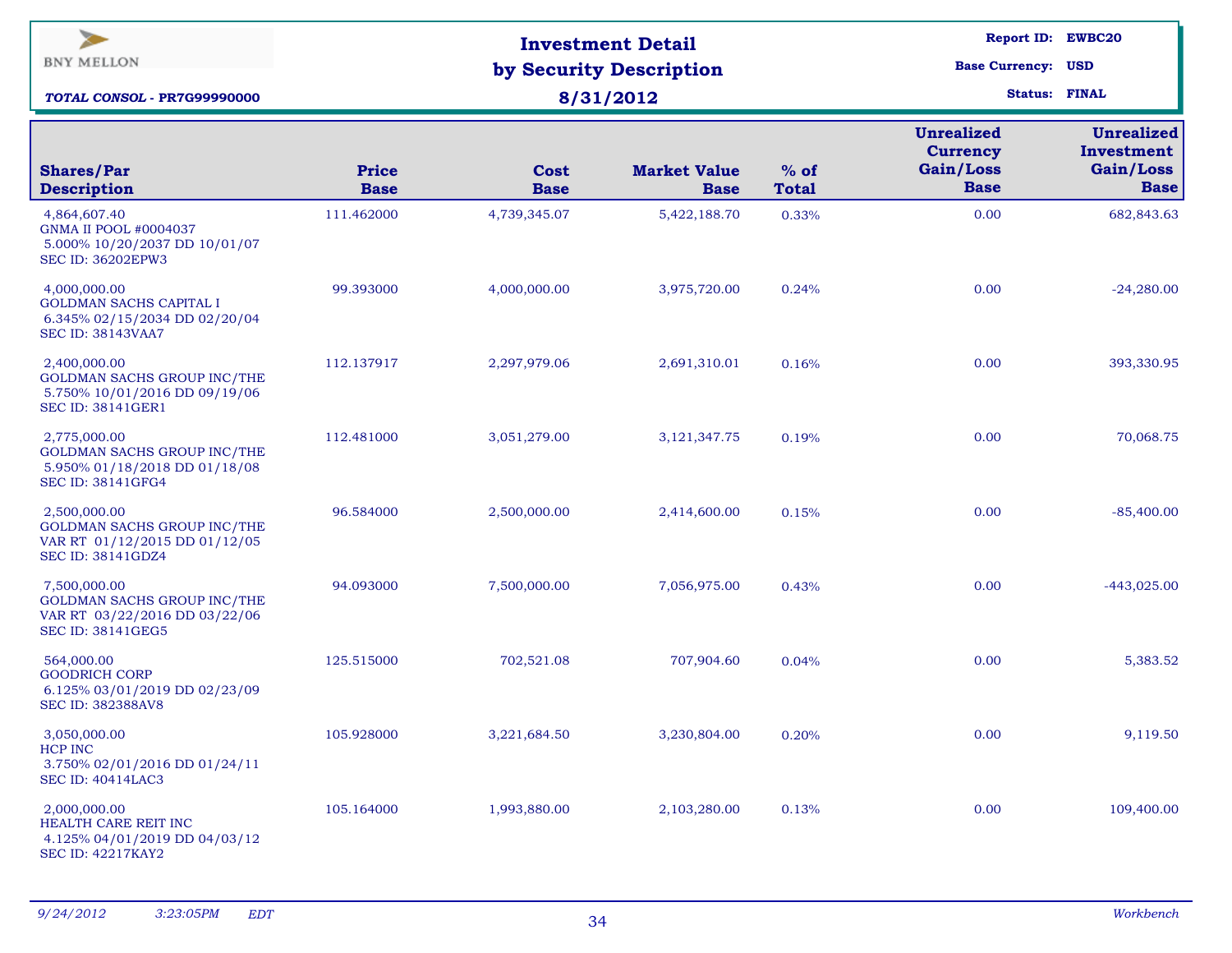BNY MELLON

***TOTAL CONSOL* - PR7G99990000**

# Investment Detail by Security Description

## 8/31/2012

**Report ID:** EWBC20
**Base Currency:** USD
**Status:** FINAL

| Shares/Par Description | Price Base | Cost Base | Market Value Base | % of Total | Unrealized Currency Gain/Loss Base | Unrealized Investment Gain/Loss Base |
|---|---|---|---|---|---|---|
| 4,864,607.40 GNMA II POOL #0004037 5.000% 10/20/2037 DD 10/01/07 SEC ID: 36202EPW3 | 111.462000 | 4,739,345.07 | 5,422,188.70 | 0.33% | 0.00 | 682,843.63 |
| 4,000,000.00 GOLDMAN SACHS CAPITAL I 6.345% 02/15/2034 DD 02/20/04 SEC ID: 38143VAA7 | 99.393000 | 4,000,000.00 | 3,975,720.00 | 0.24% | 0.00 | -24,280.00 |
| 2,400,000.00 GOLDMAN SACHS GROUP INC/THE 5.750% 10/01/2016 DD 09/19/06 SEC ID: 38141GER1 | 112.137917 | 2,297,979.06 | 2,691,310.01 | 0.16% | 0.00 | 393,330.95 |
| 2,775,000.00 GOLDMAN SACHS GROUP INC/THE 5.950% 01/18/2018 DD 01/18/08 SEC ID: 38141GFG4 | 112.481000 | 3,051,279.00 | 3,121,347.75 | 0.19% | 0.00 | 70,068.75 |
| 2,500,000.00 GOLDMAN SACHS GROUP INC/THE VAR RT 01/12/2015 DD 01/12/05 SEC ID: 38141GDZ4 | 96.584000 | 2,500,000.00 | 2,414,600.00 | 0.15% | 0.00 | -85,400.00 |
| 7,500,000.00 GOLDMAN SACHS GROUP INC/THE VAR RT 03/22/2016 DD 03/22/06 SEC ID: 38141GEG5 | 94.093000 | 7,500,000.00 | 7,056,975.00 | 0.43% | 0.00 | -443,025.00 |
| 564,000.00 GOODRICH CORP 6.125% 03/01/2019 DD 02/23/09 SEC ID: 382388AV8 | 125.515000 | 702,521.08 | 707,904.60 | 0.04% | 0.00 | 5,383.52 |
| 3,050,000.00 HCP INC 3.750% 02/01/2016 DD 01/24/11 SEC ID: 40414LAC3 | 105.928000 | 3,221,684.50 | 3,230,804.00 | 0.20% | 0.00 | 9,119.50 |
| 2,000,000.00 HEALTH CARE REIT INC 4.125% 04/01/2019 DD 04/03/12 SEC ID: 42217KAY2 | 105.164000 | 1,993,880.00 | 2,103,280.00 | 0.13% | 0.00 | 109,400.00 |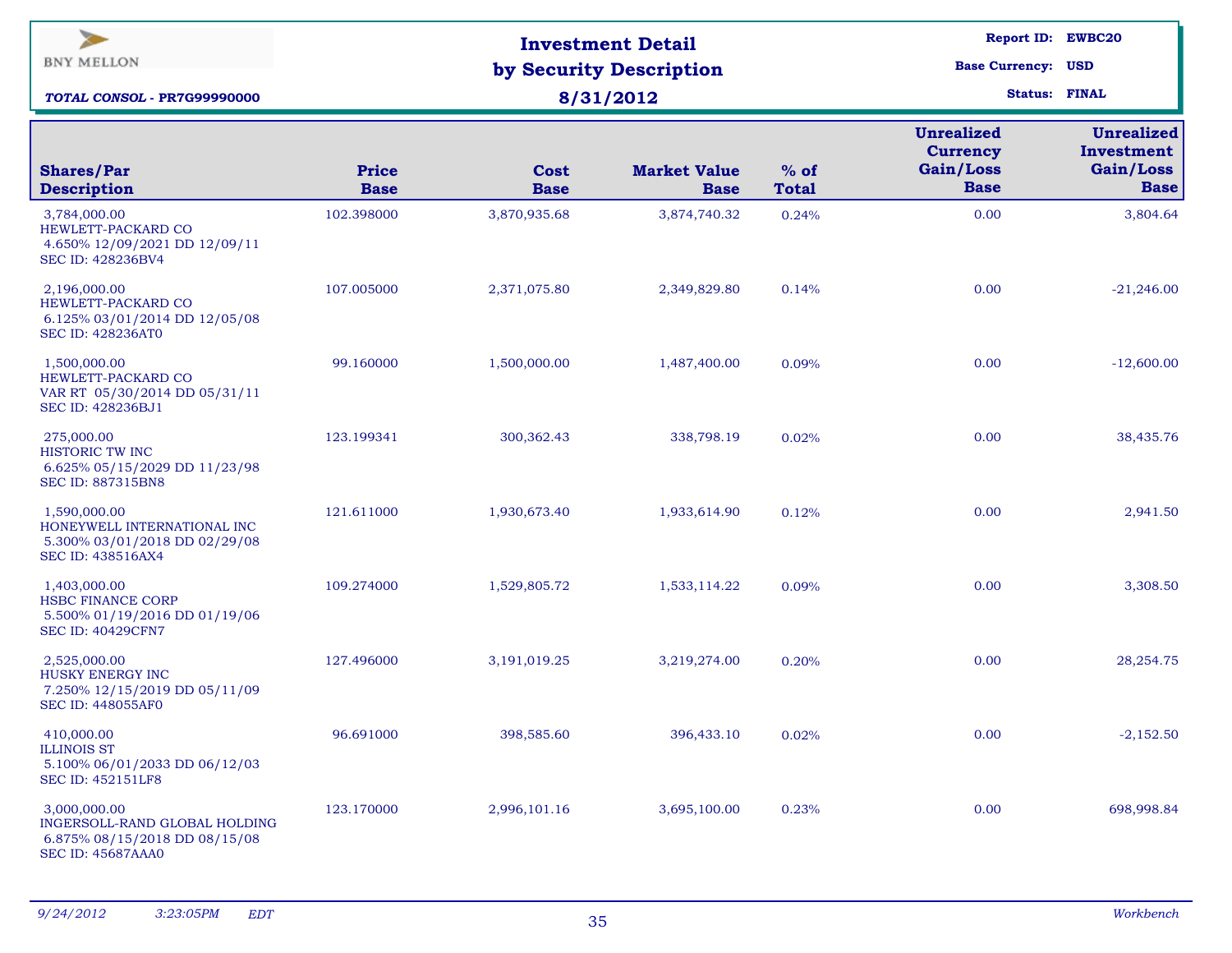BNY MELLON

***TOTAL CONSOL* - PR7G99990000**

# Investment Detail by Security Description

## 8/31/2012

**Report ID:** EWBC20
**Base Currency:** USD
**Status:** FINAL

| Shares/Par Description | Price Base | Cost Base | Market Value Base | % of Total | Unrealized Currency Gain/Loss Base | Unrealized Investment Gain/Loss Base |
|---|---|---|---|---|---|---|
| 3,784,000.00 HEWLETT-PACKARD CO 4.650% 12/09/2021 DD 12/09/11 SEC ID: 428236BV4 | 102.398000 | 3,870,935.68 | 3,874,740.32 | 0.24% | 0.00 | 3,804.64 |
| 2,196,000.00 HEWLETT-PACKARD CO 6.125% 03/01/2014 DD 12/05/08 SEC ID: 428236AT0 | 107.005000 | 2,371,075.80 | 2,349,829.80 | 0.14% | 0.00 | -21,246.00 |
| 1,500,000.00 HEWLETT-PACKARD CO VAR RT 05/30/2014 DD 05/31/11 SEC ID: 428236BJ1 | 99.160000 | 1,500,000.00 | 1,487,400.00 | 0.09% | 0.00 | -12,600.00 |
| 275,000.00 HISTORIC TW INC 6.625% 05/15/2029 DD 11/23/98 SEC ID: 887315BN8 | 123.199341 | 300,362.43 | 338,798.19 | 0.02% | 0.00 | 38,435.76 |
| 1,590,000.00 HONEYWELL INTERNATIONAL INC 5.300% 03/01/2018 DD 02/29/08 SEC ID: 438516AX4 | 121.611000 | 1,930,673.40 | 1,933,614.90 | 0.12% | 0.00 | 2,941.50 |
| 1,403,000.00 HSBC FINANCE CORP 5.500% 01/19/2016 DD 01/19/06 SEC ID: 40429CFN7 | 109.274000 | 1,529,805.72 | 1,533,114.22 | 0.09% | 0.00 | 3,308.50 |
| 2,525,000.00 HUSKY ENERGY INC 7.250% 12/15/2019 DD 05/11/09 SEC ID: 448055AF0 | 127.496000 | 3,191,019.25 | 3,219,274.00 | 0.20% | 0.00 | 28,254.75 |
| 410,000.00 ILLINOIS ST 5.100% 06/01/2033 DD 06/12/03 SEC ID: 452151LF8 | 96.691000 | 398,585.60 | 396,433.10 | 0.02% | 0.00 | -2,152.50 |
| 3,000,000.00 INGERSOLL-RAND GLOBAL HOLDING 6.875% 08/15/2018 DD 08/15/08 SEC ID: 45687AAA0 | 123.170000 | 2,996,101.16 | 3,695,100.00 | 0.23% | 0.00 | 698,998.84 |

*9/24/2012 3:23:05PM EDT* *Workbench*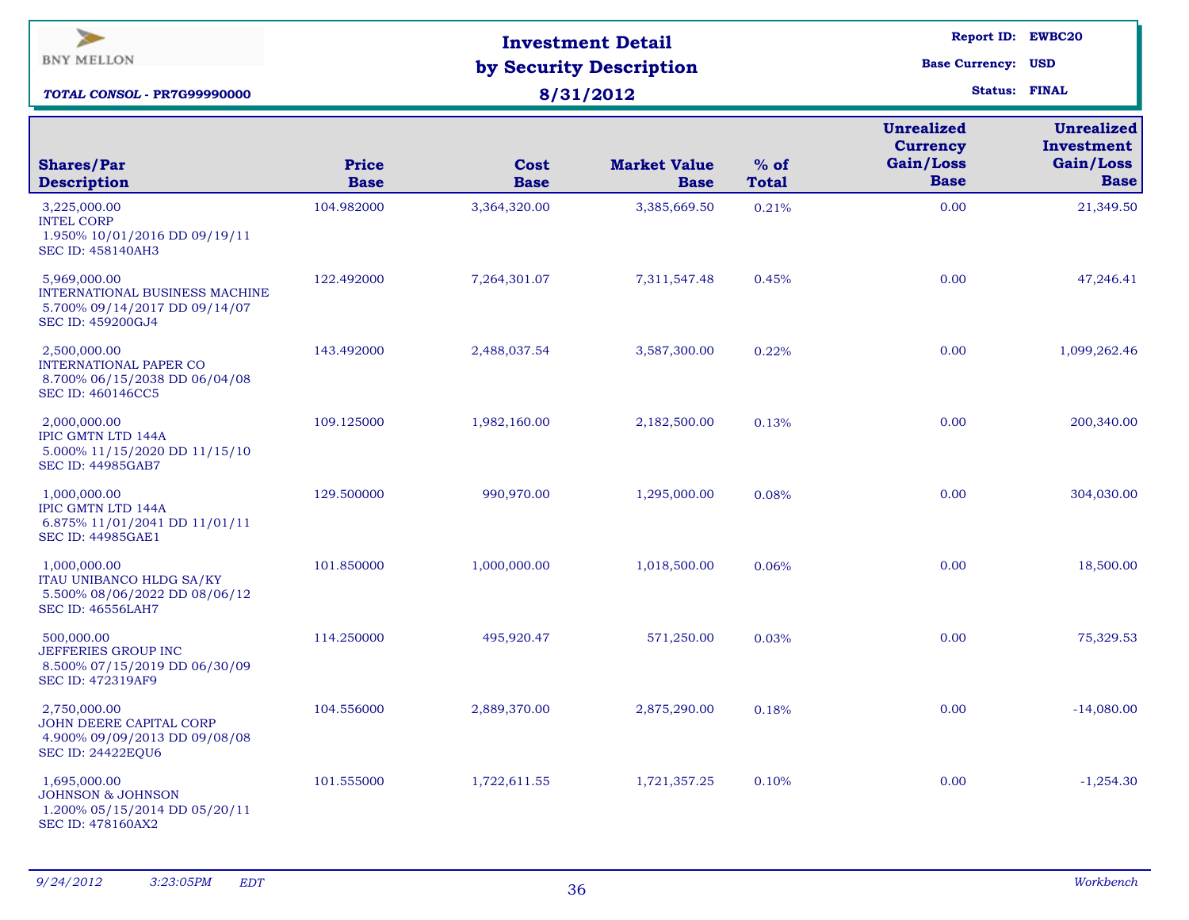BNY MELLON

***TOTAL CONSOL - PR7G99990000***

# Investment Detail by Security Description

## 8/31/2012

**Report ID:** EWBC20
**Base Currency:** USD
**Status:** FINAL

| Shares/Par Description | Price Base | Cost Base | Market Value Base | % of Total | Unrealized Currency Gain/Loss Base | Unrealized Investment Gain/Loss Base |
|---|---|---|---|---|---|---|
| 3,225,000.00 INTEL CORP 1.950% 10/01/2016 DD 09/19/11 SEC ID: 458140AH3 | 104.982000 | 3,364,320.00 | 3,385,669.50 | 0.21% | 0.00 | 21,349.50 |
| 5,969,000.00 INTERNATIONAL BUSINESS MACHINE 5.700% 09/14/2017 DD 09/14/07 SEC ID: 459200GJ4 | 122.492000 | 7,264,301.07 | 7,311,547.48 | 0.45% | 0.00 | 47,246.41 |
| 2,500,000.00 INTERNATIONAL PAPER CO 8.700% 06/15/2038 DD 06/04/08 SEC ID: 460146CC5 | 143.492000 | 2,488,037.54 | 3,587,300.00 | 0.22% | 0.00 | 1,099,262.46 |
| 2,000,000.00 IPIC GMTN LTD 144A 5.000% 11/15/2020 DD 11/15/10 SEC ID: 44985GAB7 | 109.125000 | 1,982,160.00 | 2,182,500.00 | 0.13% | 0.00 | 200,340.00 |
| 1,000,000.00 IPIC GMTN LTD 144A 6.875% 11/01/2041 DD 11/01/11 SEC ID: 44985GAE1 | 129.500000 | 990,970.00 | 1,295,000.00 | 0.08% | 0.00 | 304,030.00 |
| 1,000,000.00 ITAU UNIBANCO HLDG SA/KY 5.500% 08/06/2022 DD 08/06/12 SEC ID: 46556LAH7 | 101.850000 | 1,000,000.00 | 1,018,500.00 | 0.06% | 0.00 | 18,500.00 |
| 500,000.00 JEFFERIES GROUP INC 8.500% 07/15/2019 DD 06/30/09 SEC ID: 472319AF9 | 114.250000 | 495,920.47 | 571,250.00 | 0.03% | 0.00 | 75,329.53 |
| 2,750,000.00 JOHN DEERE CAPITAL CORP 4.900% 09/09/2013 DD 09/08/08 SEC ID: 24422EQU6 | 104.556000 | 2,889,370.00 | 2,875,290.00 | 0.18% | 0.00 | -14,080.00 |
| 1,695,000.00 JOHNSON & JOHNSON 1.200% 05/15/2014 DD 05/20/11 SEC ID: 478160AX2 | 101.555000 | 1,722,611.55 | 1,721,357.25 | 0.10% | 0.00 | -1,254.30 |

*9/24/2012 3:23:05PM EDT* *Workbench*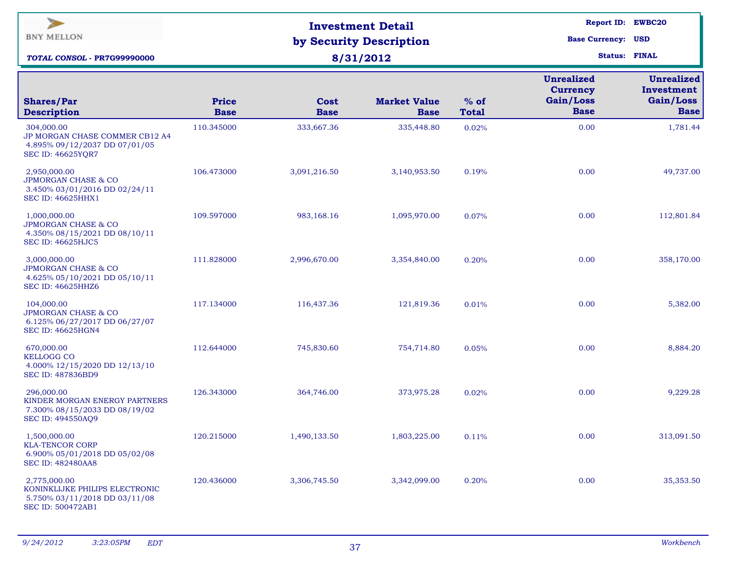BNY MELLON

***TOTAL CONSOL* - PR7G99990000**

# Investment Detail by Security Description

## 8/31/2012

**Report ID:** EWBC20
**Base Currency:** USD
**Status:** FINAL

| Shares/Par Description | Price Base | Cost Base | Market Value Base | % of Total | Unrealized Currency Gain/Loss Base | Unrealized Investment Gain/Loss Base |
|---|---|---|---|---|---|---|
| 304,000.00 JP MORGAN CHASE COMMER CB12 A4 4.895% 09/12/2037 DD 07/01/05 SEC ID: 46625YQR7 | 110.345000 | 333,667.36 | 335,448.80 | 0.02% | 0.00 | 1,781.44 |
| 2,950,000.00 JPMORGAN CHASE & CO 3.450% 03/01/2016 DD 02/24/11 SEC ID: 46625HHX1 | 106.473000 | 3,091,216.50 | 3,140,953.50 | 0.19% | 0.00 | 49,737.00 |
| 1,000,000.00 JPMORGAN CHASE & CO 4.350% 08/15/2021 DD 08/10/11 SEC ID: 46625HJC5 | 109.597000 | 983,168.16 | 1,095,970.00 | 0.07% | 0.00 | 112,801.84 |
| 3,000,000.00 JPMORGAN CHASE & CO 4.625% 05/10/2021 DD 05/10/11 SEC ID: 46625HHZ6 | 111.828000 | 2,996,670.00 | 3,354,840.00 | 0.20% | 0.00 | 358,170.00 |
| 104,000.00 JPMORGAN CHASE & CO 6.125% 06/27/2017 DD 06/27/07 SEC ID: 46625HGN4 | 117.134000 | 116,437.36 | 121,819.36 | 0.01% | 0.00 | 5,382.00 |
| 670,000.00 KELLOGG CO 4.000% 12/15/2020 DD 12/13/10 SEC ID: 487836BD9 | 112.644000 | 745,830.60 | 754,714.80 | 0.05% | 0.00 | 8,884.20 |
| 296,000.00 KINDER MORGAN ENERGY PARTNERS 7.300% 08/15/2033 DD 08/19/02 SEC ID: 494550AQ9 | 126.343000 | 364,746.00 | 373,975.28 | 0.02% | 0.00 | 9,229.28 |
| 1,500,000.00 KLA-TENCOR CORP 6.900% 05/01/2018 DD 05/02/08 SEC ID: 482480AA8 | 120.215000 | 1,490,133.50 | 1,803,225.00 | 0.11% | 0.00 | 313,091.50 |
| 2,775,000.00 KONINKLIJKE PHILIPS ELECTRONIC 5.750% 03/11/2018 DD 03/11/08 SEC ID: 500472AB1 | 120.436000 | 3,306,745.50 | 3,342,099.00 | 0.20% | 0.00 | 35,353.50 |

*9/24/2012 3:23:05PM EDT* *Workbench*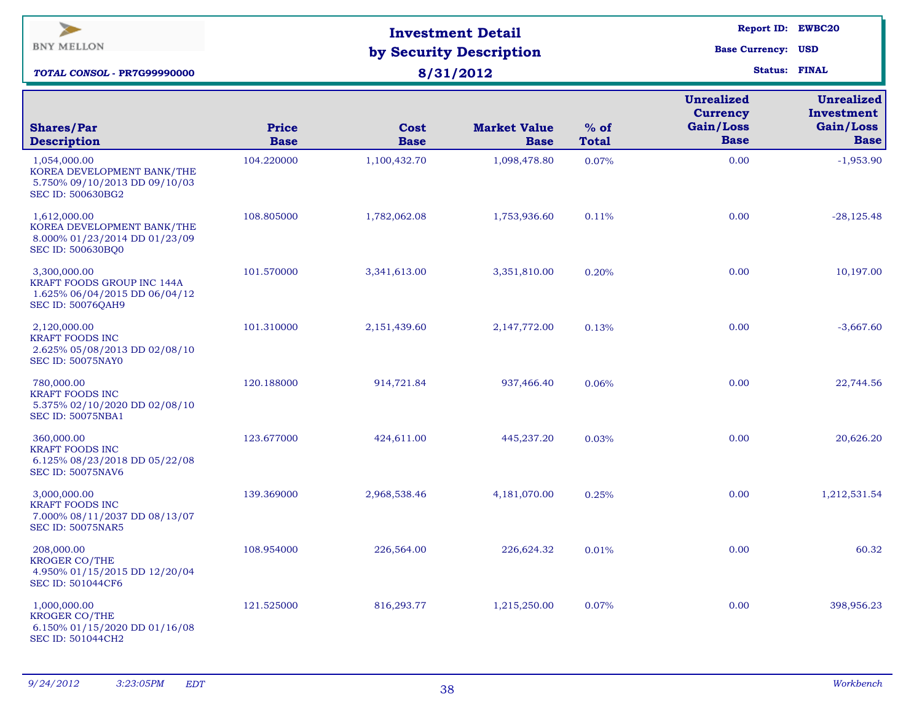BNY MELLON

***TOTAL CONSOL - PR7G99990000***

# Investment Detail by Security Description

## 8/31/2012

**Report ID:** EWBC20
**Base Currency:** USD
**Status:** FINAL

| Shares/Par Description | Price Base | Cost Base | Market Value Base | % of Total | Unrealized Currency Gain/Loss Base | Unrealized Investment Gain/Loss Base |
|---|---|---|---|---|---|---|
| 1,054,000.00 KOREA DEVELOPMENT BANK/THE 5.750% 09/10/2013 DD 09/10/03 SEC ID: 500630BG2 | 104.220000 | 1,100,432.70 | 1,098,478.80 | 0.07% | 0.00 | -1,953.90 |
| 1,612,000.00 KOREA DEVELOPMENT BANK/THE 8.000% 01/23/2014 DD 01/23/09 SEC ID: 500630BQ0 | 108.805000 | 1,782,062.08 | 1,753,936.60 | 0.11% | 0.00 | -28,125.48 |
| 3,300,000.00 KRAFT FOODS GROUP INC 144A 1.625% 06/04/2015 DD 06/04/12 SEC ID: 50076QAH9 | 101.570000 | 3,341,613.00 | 3,351,810.00 | 0.20% | 0.00 | 10,197.00 |
| 2,120,000.00 KRAFT FOODS INC 2.625% 05/08/2013 DD 02/08/10 SEC ID: 50075NAY0 | 101.310000 | 2,151,439.60 | 2,147,772.00 | 0.13% | 0.00 | -3,667.60 |
| 780,000.00 KRAFT FOODS INC 5.375% 02/10/2020 DD 02/08/10 SEC ID: 50075NBA1 | 120.188000 | 914,721.84 | 937,466.40 | 0.06% | 0.00 | 22,744.56 |
| 360,000.00 KRAFT FOODS INC 6.125% 08/23/2018 DD 05/22/08 SEC ID: 50075NAV6 | 123.677000 | 424,611.00 | 445,237.20 | 0.03% | 0.00 | 20,626.20 |
| 3,000,000.00 KRAFT FOODS INC 7.000% 08/11/2037 DD 08/13/07 SEC ID: 50075NAR5 | 139.369000 | 2,968,538.46 | 4,181,070.00 | 0.25% | 0.00 | 1,212,531.54 |
| 208,000.00 KROGER CO/THE 4.950% 01/15/2015 DD 12/20/04 SEC ID: 501044CF6 | 108.954000 | 226,564.00 | 226,624.32 | 0.01% | 0.00 | 60.32 |
| 1,000,000.00 KROGER CO/THE 6.150% 01/15/2020 DD 01/16/08 SEC ID: 501044CH2 | 121.525000 | 816,293.77 | 1,215,250.00 | 0.07% | 0.00 | 398,956.23 |

*9/24/2012 3:23:05PM EDT* *Workbench*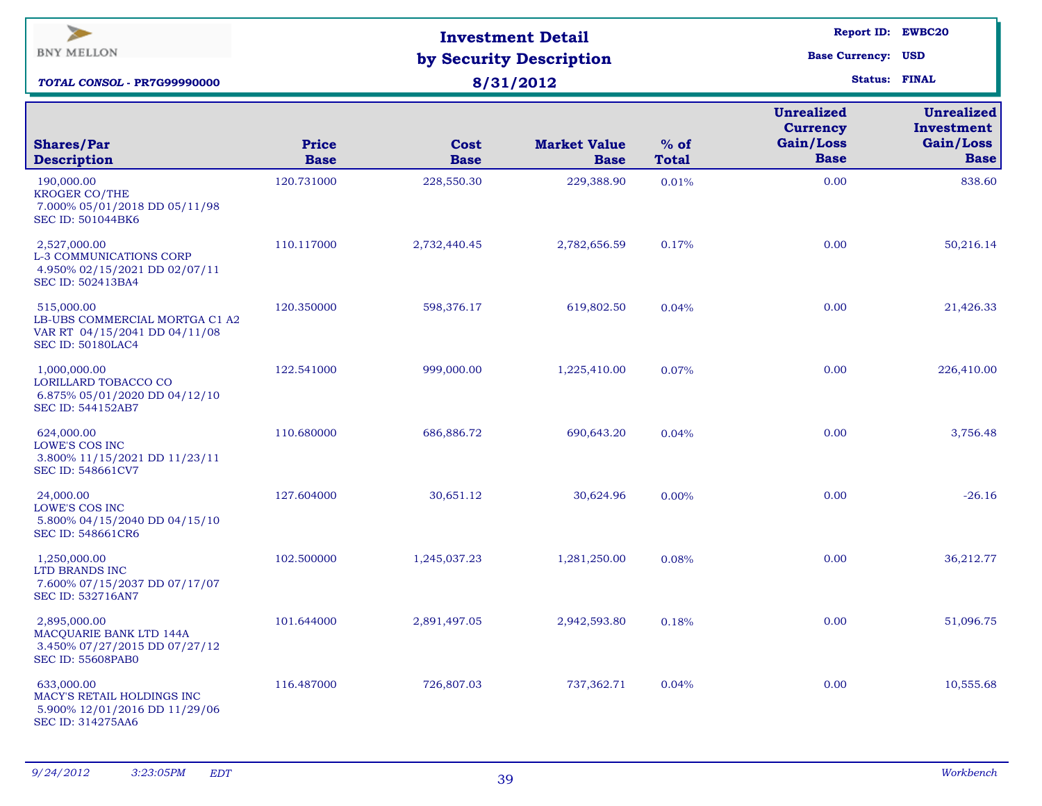BNY MELLON

***TOTAL CONSOL* - PR7G99990000**

# Investment Detail by Security Description

## 8/31/2012

**Report ID:** EWBC20
**Base Currency:** USD
**Status:** FINAL

| Shares/Par Description | Price Base | Cost Base | Market Value Base | % of Total | Unrealized Currency Gain/Loss Base | Unrealized Investment Gain/Loss Base |
|---|---|---|---|---|---|---|
| 190,000.00 KROGER CO/THE 7.000% 05/01/2018 DD 05/11/98 SEC ID: 501044BK6 | 120.731000 | 228,550.30 | 229,388.90 | 0.01% | 0.00 | 838.60 |
| 2,527,000.00 L-3 COMMUNICATIONS CORP 4.950% 02/15/2021 DD 02/07/11 SEC ID: 502413BA4 | 110.117000 | 2,732,440.45 | 2,782,656.59 | 0.17% | 0.00 | 50,216.14 |
| 515,000.00 LB-UBS COMMERCIAL MORTGA C1 A2 VAR RT 04/15/2041 DD 04/11/08 SEC ID: 50180LAC4 | 120.350000 | 598,376.17 | 619,802.50 | 0.04% | 0.00 | 21,426.33 |
| 1,000,000.00 LORILLARD TOBACCO CO 6.875% 05/01/2020 DD 04/12/10 SEC ID: 544152AB7 | 122.541000 | 999,000.00 | 1,225,410.00 | 0.07% | 0.00 | 226,410.00 |
| 624,000.00 LOWE'S COS INC 3.800% 11/15/2021 DD 11/23/11 SEC ID: 548661CV7 | 110.680000 | 686,886.72 | 690,643.20 | 0.04% | 0.00 | 3,756.48 |
| 24,000.00 LOWE'S COS INC 5.800% 04/15/2040 DD 04/15/10 SEC ID: 548661CR6 | 127.604000 | 30,651.12 | 30,624.96 | 0.00% | 0.00 | -26.16 |
| 1,250,000.00 LTD BRANDS INC 7.600% 07/15/2037 DD 07/17/07 SEC ID: 532716AN7 | 102.500000 | 1,245,037.23 | 1,281,250.00 | 0.08% | 0.00 | 36,212.77 |
| 2,895,000.00 MACQUARIE BANK LTD 144A 3.450% 07/27/2015 DD 07/27/12 SEC ID: 55608PAB0 | 101.644000 | 2,891,497.05 | 2,942,593.80 | 0.18% | 0.00 | 51,096.75 |
| 633,000.00 MACY'S RETAIL HOLDINGS INC 5.900% 12/01/2016 DD 11/29/06 SEC ID: 314275AA6 | 116.487000 | 726,807.03 | 737,362.71 | 0.04% | 0.00 | 10,555.68 |

*9/24/2012 3:23:05PM EDT* *Workbench*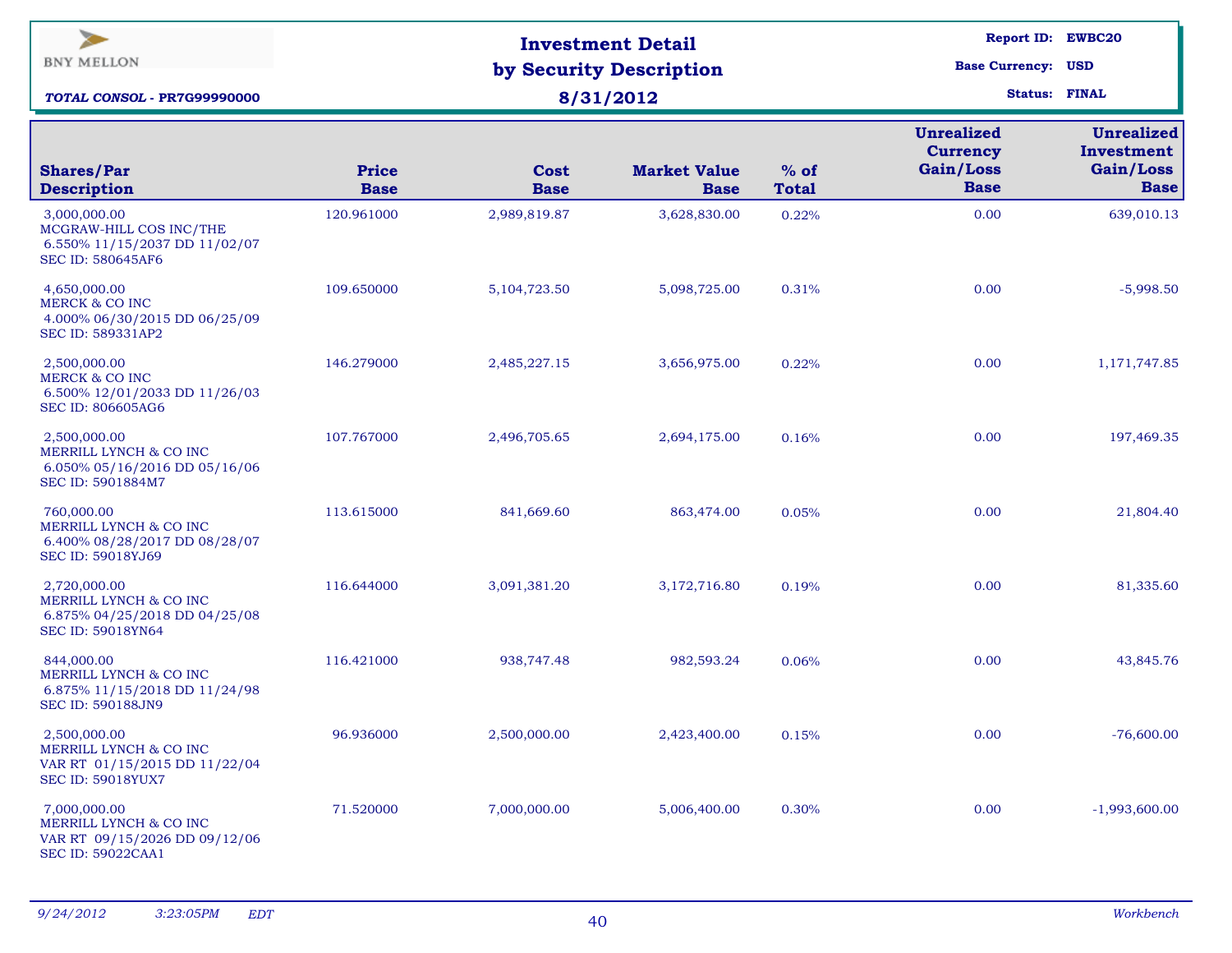BNY MELLON

*TOTAL CONSOL - PR7G99990000*

# Investment Detail by Security Description

## 8/31/2012

**Report ID:** EWBC20
**Base Currency:** USD
**Status:** FINAL

| Shares/Par Description | Price Base | Cost Base | Market Value Base | % of Total | Unrealized Currency Gain/Loss Base | Unrealized Investment Gain/Loss Base |
|---|---|---|---|---|---|---|
| 3,000,000.00 MCGRAW-HILL COS INC/THE 6.550% 11/15/2037 DD 11/02/07 SEC ID: 580645AF6 | 120.961000 | 2,989,819.87 | 3,628,830.00 | 0.22% | 0.00 | 639,010.13 |
| 4,650,000.00 MERCK & CO INC 4.000% 06/30/2015 DD 06/25/09 SEC ID: 589331AP2 | 109.650000 | 5,104,723.50 | 5,098,725.00 | 0.31% | 0.00 | -5,998.50 |
| 2,500,000.00 MERCK & CO INC 6.500% 12/01/2033 DD 11/26/03 SEC ID: 806605AG6 | 146.279000 | 2,485,227.15 | 3,656,975.00 | 0.22% | 0.00 | 1,171,747.85 |
| 2,500,000.00 MERRILL LYNCH & CO INC 6.050% 05/16/2016 DD 05/16/06 SEC ID: 5901884M7 | 107.767000 | 2,496,705.65 | 2,694,175.00 | 0.16% | 0.00 | 197,469.35 |
| 760,000.00 MERRILL LYNCH & CO INC 6.400% 08/28/2017 DD 08/28/07 SEC ID: 59018YJ69 | 113.615000 | 841,669.60 | 863,474.00 | 0.05% | 0.00 | 21,804.40 |
| 2,720,000.00 MERRILL LYNCH & CO INC 6.875% 04/25/2018 DD 04/25/08 SEC ID: 59018YN64 | 116.644000 | 3,091,381.20 | 3,172,716.80 | 0.19% | 0.00 | 81,335.60 |
| 844,000.00 MERRILL LYNCH & CO INC 6.875% 11/15/2018 DD 11/24/98 SEC ID: 590188JN9 | 116.421000 | 938,747.48 | 982,593.24 | 0.06% | 0.00 | 43,845.76 |
| 2,500,000.00 MERRILL LYNCH & CO INC VAR RT 01/15/2015 DD 11/22/04 SEC ID: 59018YUX7 | 96.936000 | 2,500,000.00 | 2,423,400.00 | 0.15% | 0.00 | -76,600.00 |
| 7,000,000.00 MERRILL LYNCH & CO INC VAR RT 09/15/2026 DD 09/12/06 SEC ID: 59022CAA1 | 71.520000 | 7,000,000.00 | 5,006,400.00 | 0.30% | 0.00 | -1,993,600.00 |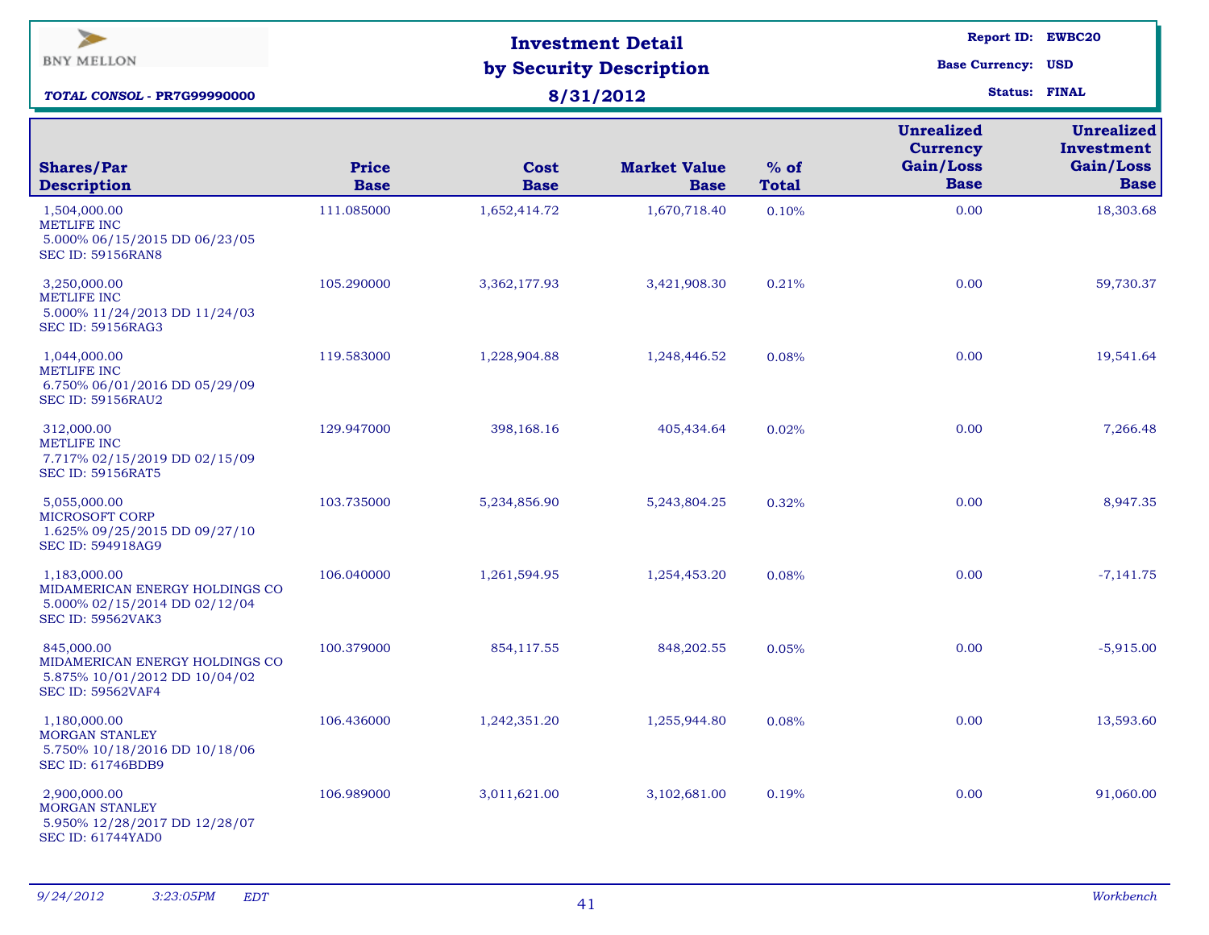BNY MELLON

***TOTAL CONSOL* - PR7G99990000**

# Investment Detail by Security Description

**8/31/2012**

**Report ID:** EWBC20
**Base Currency:** USD
**Status:** FINAL

| Shares/Par Description | Price Base | Cost Base | Market Value Base | % of Total | Unrealized Currency Gain/Loss Base | Unrealized Investment Gain/Loss Base |
|---|---|---|---|---|---|---|
| 1,504,000.00 METLIFE INC 5.000% 06/15/2015 DD 06/23/05 SEC ID: 59156RAN8 | 111.085000 | 1,652,414.72 | 1,670,718.40 | 0.10% | 0.00 | 18,303.68 |
| 3,250,000.00 METLIFE INC 5.000% 11/24/2013 DD 11/24/03 SEC ID: 59156RAG3 | 105.290000 | 3,362,177.93 | 3,421,908.30 | 0.21% | 0.00 | 59,730.37 |
| 1,044,000.00 METLIFE INC 6.750% 06/01/2016 DD 05/29/09 SEC ID: 59156RAU2 | 119.583000 | 1,228,904.88 | 1,248,446.52 | 0.08% | 0.00 | 19,541.64 |
| 312,000.00 METLIFE INC 7.717% 02/15/2019 DD 02/15/09 SEC ID: 59156RAT5 | 129.947000 | 398,168.16 | 405,434.64 | 0.02% | 0.00 | 7,266.48 |
| 5,055,000.00 MICROSOFT CORP 1.625% 09/25/2015 DD 09/27/10 SEC ID: 594918AG9 | 103.735000 | 5,234,856.90 | 5,243,804.25 | 0.32% | 0.00 | 8,947.35 |
| 1,183,000.00 MIDAMERICAN ENERGY HOLDINGS CO 5.000% 02/15/2014 DD 02/12/04 SEC ID: 59562VAK3 | 106.040000 | 1,261,594.95 | 1,254,453.20 | 0.08% | 0.00 | -7,141.75 |
| 845,000.00 MIDAMERICAN ENERGY HOLDINGS CO 5.875% 10/01/2012 DD 10/04/02 SEC ID: 59562VAF4 | 100.379000 | 854,117.55 | 848,202.55 | 0.05% | 0.00 | -5,915.00 |
| 1,180,000.00 MORGAN STANLEY 5.750% 10/18/2016 DD 10/18/06 SEC ID: 61746BDB9 | 106.436000 | 1,242,351.20 | 1,255,944.80 | 0.08% | 0.00 | 13,593.60 |
| 2,900,000.00 MORGAN STANLEY 5.950% 12/28/2017 DD 12/28/07 SEC ID: 61744YAD0 | 106.989000 | 3,011,621.00 | 3,102,681.00 | 0.19% | 0.00 | 91,060.00 |

*9/24/2012 3:23:05PM EDT* *Workbench*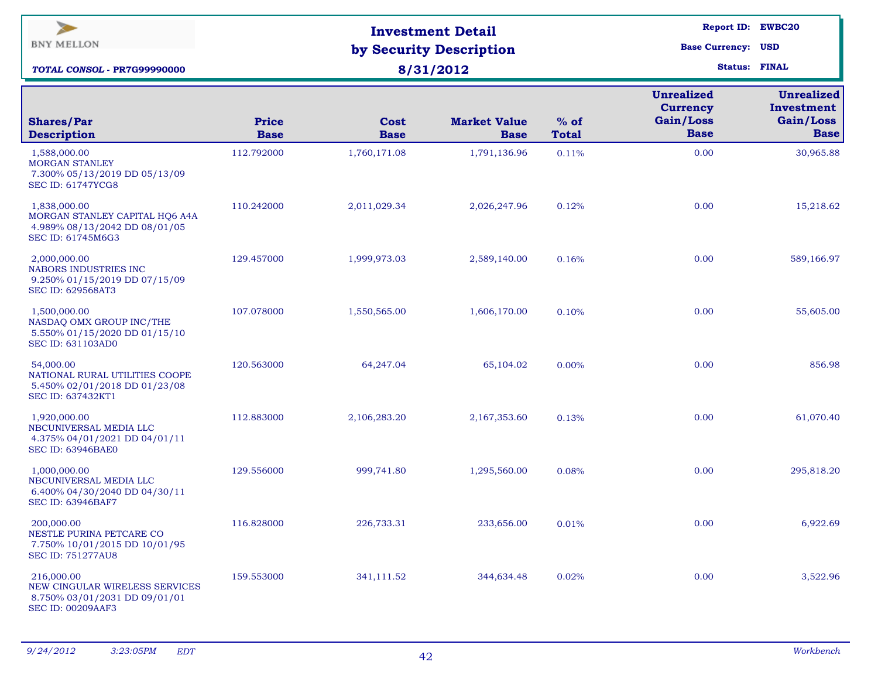BNY MELLON

***TOTAL CONSOL* - PR7G99990000**

# Investment Detail by Security Description

**8/31/2012**

**Report ID:** EWBC20
**Base Currency:** USD
**Status:** FINAL

| Shares/Par Description | Price Base | Cost Base | Market Value Base | % of Total | Unrealized Currency Gain/Loss Base | Unrealized Investment Gain/Loss Base |
|---|---|---|---|---|---|---|
| 1,588,000.00 MORGAN STANLEY 7.300% 05/13/2019 DD 05/13/09 SEC ID: 61747YCG8 | 112.792000 | 1,760,171.08 | 1,791,136.96 | 0.11% | 0.00 | 30,965.88 |
| 1,838,000.00 MORGAN STANLEY CAPITAL HQ6 A4A 4.989% 08/13/2042 DD 08/01/05 SEC ID: 61745M6G3 | 110.242000 | 2,011,029.34 | 2,026,247.96 | 0.12% | 0.00 | 15,218.62 |
| 2,000,000.00 NABORS INDUSTRIES INC 9.250% 01/15/2019 DD 07/15/09 SEC ID: 629568AT3 | 129.457000 | 1,999,973.03 | 2,589,140.00 | 0.16% | 0.00 | 589,166.97 |
| 1,500,000.00 NASDAQ OMX GROUP INC/THE 5.550% 01/15/2020 DD 01/15/10 SEC ID: 631103AD0 | 107.078000 | 1,550,565.00 | 1,606,170.00 | 0.10% | 0.00 | 55,605.00 |
| 54,000.00 NATIONAL RURAL UTILITIES COOPE 5.450% 02/01/2018 DD 01/23/08 SEC ID: 637432KT1 | 120.563000 | 64,247.04 | 65,104.02 | 0.00% | 0.00 | 856.98 |
| 1,920,000.00 NBCUNIVERSAL MEDIA LLC 4.375% 04/01/2021 DD 04/01/11 SEC ID: 63946BAE0 | 112.883000 | 2,106,283.20 | 2,167,353.60 | 0.13% | 0.00 | 61,070.40 |
| 1,000,000.00 NBCUNIVERSAL MEDIA LLC 6.400% 04/30/2040 DD 04/30/11 SEC ID: 63946BAF7 | 129.556000 | 999,741.80 | 1,295,560.00 | 0.08% | 0.00 | 295,818.20 |
| 200,000.00 NESTLE PURINA PETCARE CO 7.750% 10/01/2015 DD 10/01/95 SEC ID: 751277AU8 | 116.828000 | 226,733.31 | 233,656.00 | 0.01% | 0.00 | 6,922.69 |
| 216,000.00 NEW CINGULAR WIRELESS SERVICES 8.750% 03/01/2031 DD 09/01/01 SEC ID: 00209AAF3 | 159.553000 | 341,111.52 | 344,634.48 | 0.02% | 0.00 | 3,522.96 |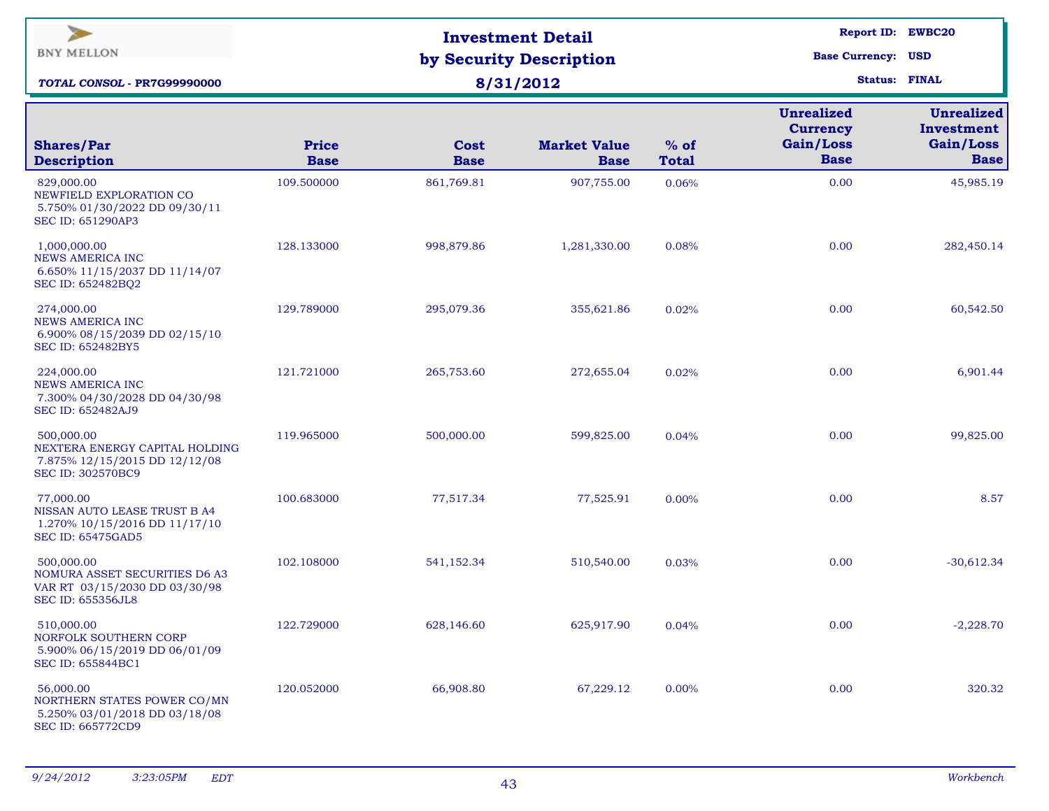BNY MELLON

*TOTAL CONSOL - PR7G99990000*

# Investment Detail by Security Description

## 8/31/2012

**Report ID:** EWBC20
**Base Currency:** USD
**Status:** FINAL

| Shares/Par Description | Price Base | Cost Base | Market Value Base | % of Total | Unrealized Currency Gain/Loss Base | Unrealized Investment Gain/Loss Base |
|---|---|---|---|---|---|---|
| 829,000.00<br>NEWFIELD EXPLORATION CO<br>5.750% 01/30/2022 DD 09/30/11<br>SEC ID: 651290AP3 | 109.500000 | 861,769.81 | 907,755.00 | 0.06% | 0.00 | 45,985.19 |
| 1,000,000.00<br>NEWS AMERICA INC<br>6.650% 11/15/2037 DD 11/14/07<br>SEC ID: 652482BQ2 | 128.133000 | 998,879.86 | 1,281,330.00 | 0.08% | 0.00 | 282,450.14 |
| 274,000.00<br>NEWS AMERICA INC<br>6.900% 08/15/2039 DD 02/15/10<br>SEC ID: 652482BY5 | 129.789000 | 295,079.36 | 355,621.86 | 0.02% | 0.00 | 60,542.50 |
| 224,000.00<br>NEWS AMERICA INC<br>7.300% 04/30/2028 DD 04/30/98<br>SEC ID: 652482AJ9 | 121.721000 | 265,753.60 | 272,655.04 | 0.02% | 0.00 | 6,901.44 |
| 500,000.00<br>NEXTERA ENERGY CAPITAL HOLDING<br>7.875% 12/15/2015 DD 12/12/08<br>SEC ID: 302570BC9 | 119.965000 | 500,000.00 | 599,825.00 | 0.04% | 0.00 | 99,825.00 |
| 77,000.00<br>NISSAN AUTO LEASE TRUST B A4<br>1.270% 10/15/2016 DD 11/17/10<br>SEC ID: 65475GAD5 | 100.683000 | 77,517.34 | 77,525.91 | 0.00% | 0.00 | 8.57 |
| 500,000.00<br>NOMURA ASSET SECURITIES D6 A3<br>VAR RT 03/15/2030 DD 03/30/98<br>SEC ID: 655356JL8 | 102.108000 | 541,152.34 | 510,540.00 | 0.03% | 0.00 | -30,612.34 |
| 510,000.00<br>NORFOLK SOUTHERN CORP<br>5.900% 06/15/2019 DD 06/01/09<br>SEC ID: 655844BC1 | 122.729000 | 628,146.60 | 625,917.90 | 0.04% | 0.00 | -2,228.70 |
| 56,000.00<br>NORTHERN STATES POWER CO/MN<br>5.250% 03/01/2018 DD 03/18/08<br>SEC ID: 665772CD9 | 120.052000 | 66,908.80 | 67,229.12 | 0.00% | 0.00 | 320.32 |

*9/24/2012 3:23:05PM EDT* *Workbench*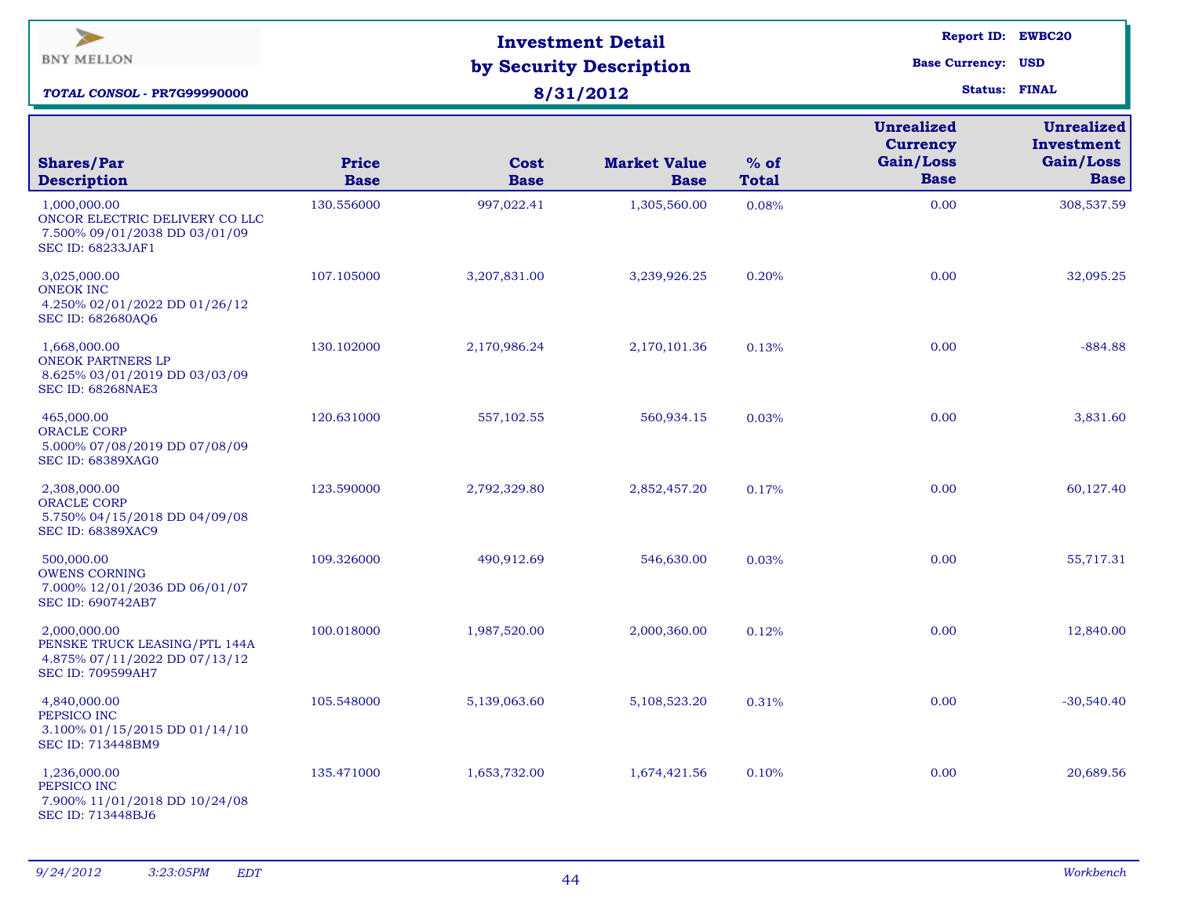BNY MELLON

**TOTAL CONSOL - PR7G99990000**

# Investment Detail by Security Description

## 8/31/2012

**Report ID:** EWBC20
**Base Currency:** USD
**Status:** FINAL

| Shares/Par Description | Price Base | Cost Base | Market Value Base | % of Total | Unrealized Currency Gain/Loss Base | Unrealized Investment Gain/Loss Base |
|---|---|---|---|---|---|---|
| 1,000,000.00 ONCOR ELECTRIC DELIVERY CO LLC 7.500% 09/01/2038 DD 03/01/09 SEC ID: 68233JAF1 | 130.556000 | 997,022.41 | 1,305,560.00 | 0.08% | 0.00 | 308,537.59 |
| 3,025,000.00 ONEOK INC 4.250% 02/01/2022 DD 01/26/12 SEC ID: 682680AQ6 | 107.105000 | 3,207,831.00 | 3,239,926.25 | 0.20% | 0.00 | 32,095.25 |
| 1,668,000.00 ONEOK PARTNERS LP 8.625% 03/01/2019 DD 03/03/09 SEC ID: 68268NAE3 | 130.102000 | 2,170,986.24 | 2,170,101.36 | 0.13% | 0.00 | -884.88 |
| 465,000.00 ORACLE CORP 5.000% 07/08/2019 DD 07/08/09 SEC ID: 68389XAG0 | 120.631000 | 557,102.55 | 560,934.15 | 0.03% | 0.00 | 3,831.60 |
| 2,308,000.00 ORACLE CORP 5.750% 04/15/2018 DD 04/09/08 SEC ID: 68389XAC9 | 123.590000 | 2,792,329.80 | 2,852,457.20 | 0.17% | 0.00 | 60,127.40 |
| 500,000.00 OWENS CORNING 7.000% 12/01/2036 DD 06/01/07 SEC ID: 690742AB7 | 109.326000 | 490,912.69 | 546,630.00 | 0.03% | 0.00 | 55,717.31 |
| 2,000,000.00 PENSKE TRUCK LEASING/PTL 144A 4.875% 07/11/2022 DD 07/13/12 SEC ID: 709599AH7 | 100.018000 | 1,987,520.00 | 2,000,360.00 | 0.12% | 0.00 | 12,840.00 |
| 4,840,000.00 PEPSICO INC 3.100% 01/15/2015 DD 01/14/10 SEC ID: 713448BM9 | 105.548000 | 5,139,063.60 | 5,108,523.20 | 0.31% | 0.00 | -30,540.40 |
| 1,236,000.00 PEPSICO INC 7.900% 11/01/2018 DD 10/24/08 SEC ID: 713448BJ6 | 135.471000 | 1,653,732.00 | 1,674,421.56 | 0.10% | 0.00 | 20,689.56 |

*9/24/2012 3:23:05PM EDT* — *Workbench*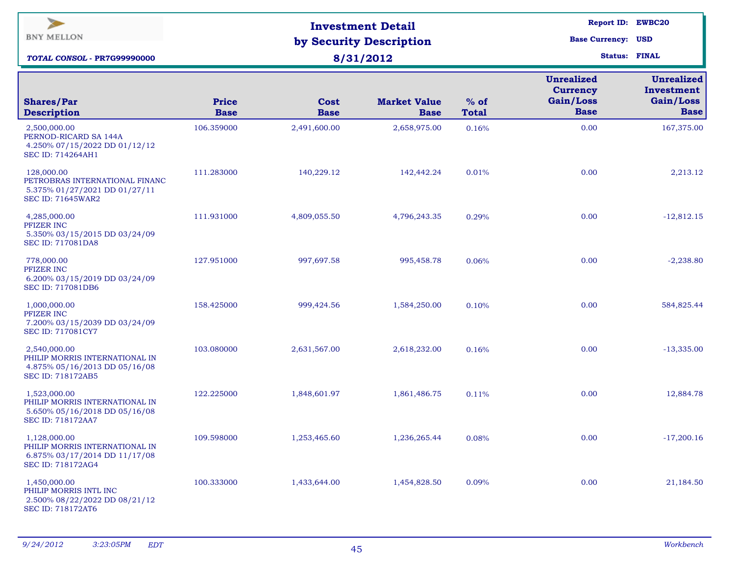BNY MELLON

***TOTAL CONSOL - PR7G99990000***

# Investment Detail by Security Description

## 8/31/2012

**Report ID:** EWBC20
**Base Currency:** USD
**Status:** FINAL

| Shares/Par Description | Price Base | Cost Base | Market Value Base | % of Total | Unrealized Currency Gain/Loss Base | Unrealized Investment Gain/Loss Base |
|---|---|---|---|---|---|---|
| 2,500,000.00 PERNOD-RICARD SA 144A 4.250% 07/15/2022 DD 01/12/12 SEC ID: 714264AH1 | 106.359000 | 2,491,600.00 | 2,658,975.00 | 0.16% | 0.00 | 167,375.00 |
| 128,000.00 PETROBRAS INTERNATIONAL FINANC 5.375% 01/27/2021 DD 01/27/11 SEC ID: 71645WAR2 | 111.283000 | 140,229.12 | 142,442.24 | 0.01% | 0.00 | 2,213.12 |
| 4,285,000.00 PFIZER INC 5.350% 03/15/2015 DD 03/24/09 SEC ID: 717081DA8 | 111.931000 | 4,809,055.50 | 4,796,243.35 | 0.29% | 0.00 | -12,812.15 |
| 778,000.00 PFIZER INC 6.200% 03/15/2019 DD 03/24/09 SEC ID: 717081DB6 | 127.951000 | 997,697.58 | 995,458.78 | 0.06% | 0.00 | -2,238.80 |
| 1,000,000.00 PFIZER INC 7.200% 03/15/2039 DD 03/24/09 SEC ID: 717081CY7 | 158.425000 | 999,424.56 | 1,584,250.00 | 0.10% | 0.00 | 584,825.44 |
| 2,540,000.00 PHILIP MORRIS INTERNATIONAL IN 4.875% 05/16/2013 DD 05/16/08 SEC ID: 718172AB5 | 103.080000 | 2,631,567.00 | 2,618,232.00 | 0.16% | 0.00 | -13,335.00 |
| 1,523,000.00 PHILIP MORRIS INTERNATIONAL IN 5.650% 05/16/2018 DD 05/16/08 SEC ID: 718172AA7 | 122.225000 | 1,848,601.97 | 1,861,486.75 | 0.11% | 0.00 | 12,884.78 |
| 1,128,000.00 PHILIP MORRIS INTERNATIONAL IN 6.875% 03/17/2014 DD 11/17/08 SEC ID: 718172AG4 | 109.598000 | 1,253,465.60 | 1,236,265.44 | 0.08% | 0.00 | -17,200.16 |
| 1,450,000.00 PHILIP MORRIS INTL INC 2.500% 08/22/2022 DD 08/21/12 SEC ID: 718172AT6 | 100.333000 | 1,433,644.00 | 1,454,828.50 | 0.09% | 0.00 | 21,184.50 |

*9/24/2012 3:23:05PM EDT* *Workbench*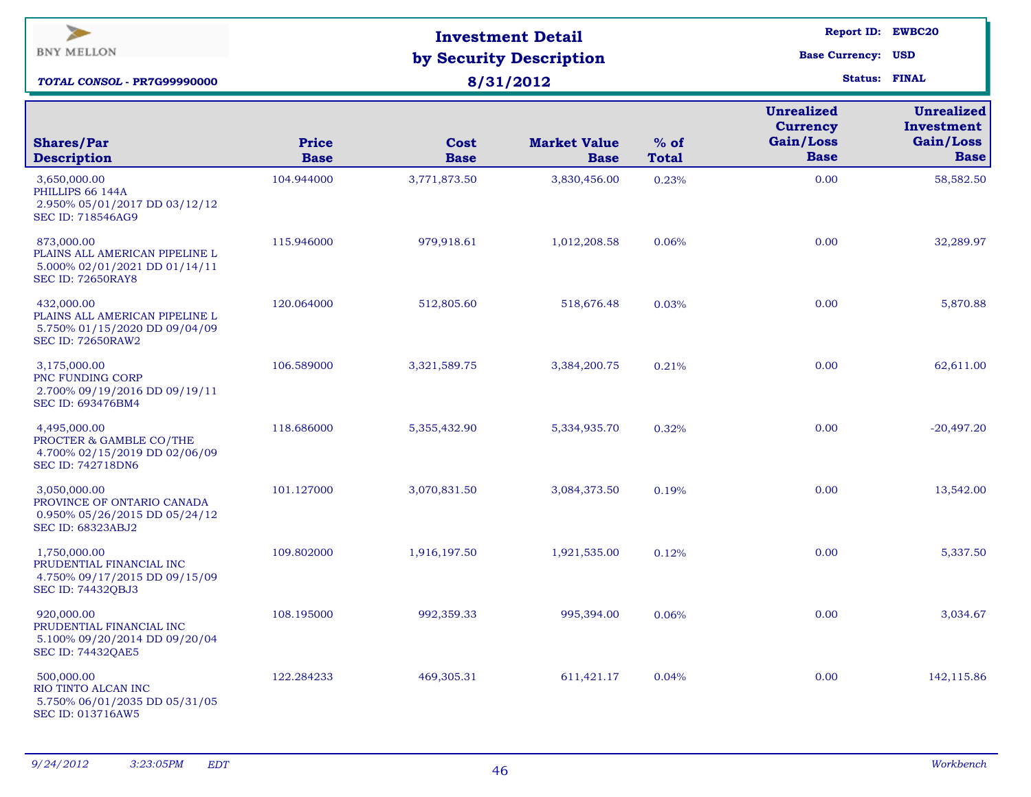BNY MELLON

***TOTAL CONSOL - PR7G99990000***

# Investment Detail by Security Description
## 8/31/2012

**Report ID:** EWBC20
**Base Currency:** USD
**Status:** FINAL

| Shares/Par Description | Price Base | Cost Base | Market Value Base | % of Total | Unrealized Currency Gain/Loss Base | Unrealized Investment Gain/Loss Base |
|---|---|---|---|---|---|---|
| 3,650,000.00 PHILLIPS 66 144A 2.950% 05/01/2017 DD 03/12/12 SEC ID: 718546AG9 | 104.944000 | 3,771,873.50 | 3,830,456.00 | 0.23% | 0.00 | 58,582.50 |
| 873,000.00 PLAINS ALL AMERICAN PIPELINE L 5.000% 02/01/2021 DD 01/14/11 SEC ID: 72650RAY8 | 115.946000 | 979,918.61 | 1,012,208.58 | 0.06% | 0.00 | 32,289.97 |
| 432,000.00 PLAINS ALL AMERICAN PIPELINE L 5.750% 01/15/2020 DD 09/04/09 SEC ID: 72650RAW2 | 120.064000 | 512,805.60 | 518,676.48 | 0.03% | 0.00 | 5,870.88 |
| 3,175,000.00 PNC FUNDING CORP 2.700% 09/19/2016 DD 09/19/11 SEC ID: 693476BM4 | 106.589000 | 3,321,589.75 | 3,384,200.75 | 0.21% | 0.00 | 62,611.00 |
| 4,495,000.00 PROCTER & GAMBLE CO/THE 4.700% 02/15/2019 DD 02/06/09 SEC ID: 742718DN6 | 118.686000 | 5,355,432.90 | 5,334,935.70 | 0.32% | 0.00 | -20,497.20 |
| 3,050,000.00 PROVINCE OF ONTARIO CANADA 0.950% 05/26/2015 DD 05/24/12 SEC ID: 68323ABJ2 | 101.127000 | 3,070,831.50 | 3,084,373.50 | 0.19% | 0.00 | 13,542.00 |
| 1,750,000.00 PRUDENTIAL FINANCIAL INC 4.750% 09/17/2015 DD 09/15/09 SEC ID: 74432QBJ3 | 109.802000 | 1,916,197.50 | 1,921,535.00 | 0.12% | 0.00 | 5,337.50 |
| 920,000.00 PRUDENTIAL FINANCIAL INC 5.100% 09/20/2014 DD 09/20/04 SEC ID: 74432QAE5 | 108.195000 | 992,359.33 | 995,394.00 | 0.06% | 0.00 | 3,034.67 |
| 500,000.00 RIO TINTO ALCAN INC 5.750% 06/01/2035 DD 05/31/05 SEC ID: 013716AW5 | 122.284233 | 469,305.31 | 611,421.17 | 0.04% | 0.00 | 142,115.86 |

*9/24/2012 3:23:05PM EDT* *Workbench*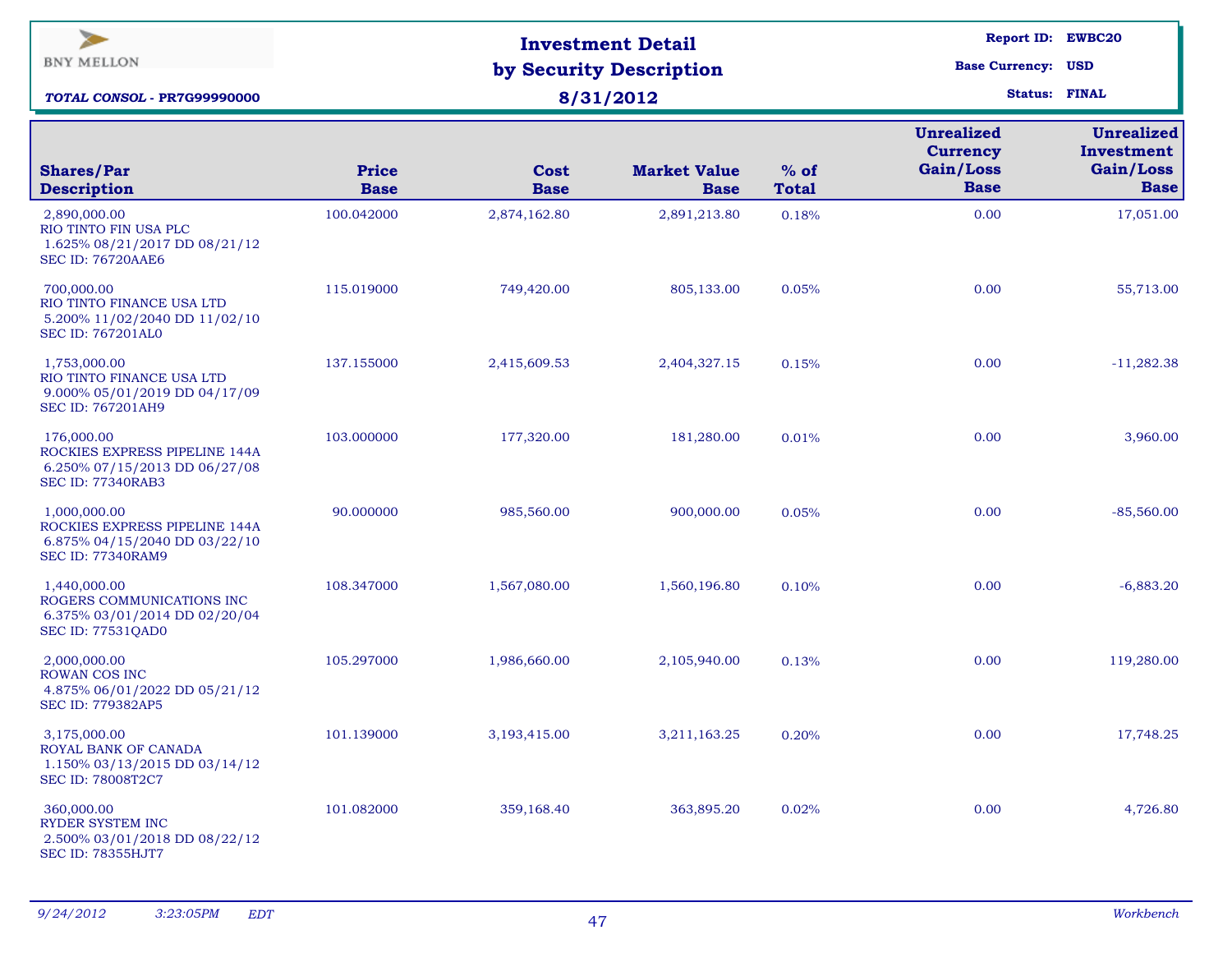BNY MELLON

***TOTAL CONSOL* - PR7G99990000**

# Investment Detail by Security Description

## 8/31/2012

**Report ID:** EWBC20
**Base Currency:** USD
**Status:** FINAL

| Shares/Par Description | Price Base | Cost Base | Market Value Base | % of Total | Unrealized Currency Gain/Loss Base | Unrealized Investment Gain/Loss Base |
|---|---|---|---|---|---|---|
| 2,890,000.00 RIO TINTO FIN USA PLC 1.625% 08/21/2017 DD 08/21/12 SEC ID: 76720AAE6 | 100.042000 | 2,874,162.80 | 2,891,213.80 | 0.18% | 0.00 | 17,051.00 |
| 700,000.00 RIO TINTO FINANCE USA LTD 5.200% 11/02/2040 DD 11/02/10 SEC ID: 767201AL0 | 115.019000 | 749,420.00 | 805,133.00 | 0.05% | 0.00 | 55,713.00 |
| 1,753,000.00 RIO TINTO FINANCE USA LTD 9.000% 05/01/2019 DD 04/17/09 SEC ID: 767201AH9 | 137.155000 | 2,415,609.53 | 2,404,327.15 | 0.15% | 0.00 | -11,282.38 |
| 176,000.00 ROCKIES EXPRESS PIPELINE 144A 6.250% 07/15/2013 DD 06/27/08 SEC ID: 77340RAB3 | 103.000000 | 177,320.00 | 181,280.00 | 0.01% | 0.00 | 3,960.00 |
| 1,000,000.00 ROCKIES EXPRESS PIPELINE 144A 6.875% 04/15/2040 DD 03/22/10 SEC ID: 77340RAM9 | 90.000000 | 985,560.00 | 900,000.00 | 0.05% | 0.00 | -85,560.00 |
| 1,440,000.00 ROGERS COMMUNICATIONS INC 6.375% 03/01/2014 DD 02/20/04 SEC ID: 77531QAD0 | 108.347000 | 1,567,080.00 | 1,560,196.80 | 0.10% | 0.00 | -6,883.20 |
| 2,000,000.00 ROWAN COS INC 4.875% 06/01/2022 DD 05/21/12 SEC ID: 779382AP5 | 105.297000 | 1,986,660.00 | 2,105,940.00 | 0.13% | 0.00 | 119,280.00 |
| 3,175,000.00 ROYAL BANK OF CANADA 1.150% 03/13/2015 DD 03/14/12 SEC ID: 78008T2C7 | 101.139000 | 3,193,415.00 | 3,211,163.25 | 0.20% | 0.00 | 17,748.25 |
| 360,000.00 RYDER SYSTEM INC 2.500% 03/01/2018 DD 08/22/12 SEC ID: 78355HJT7 | 101.082000 | 359,168.40 | 363,895.20 | 0.02% | 0.00 | 4,726.80 |

*9/24/2012 3:23:05PM EDT* *Workbench*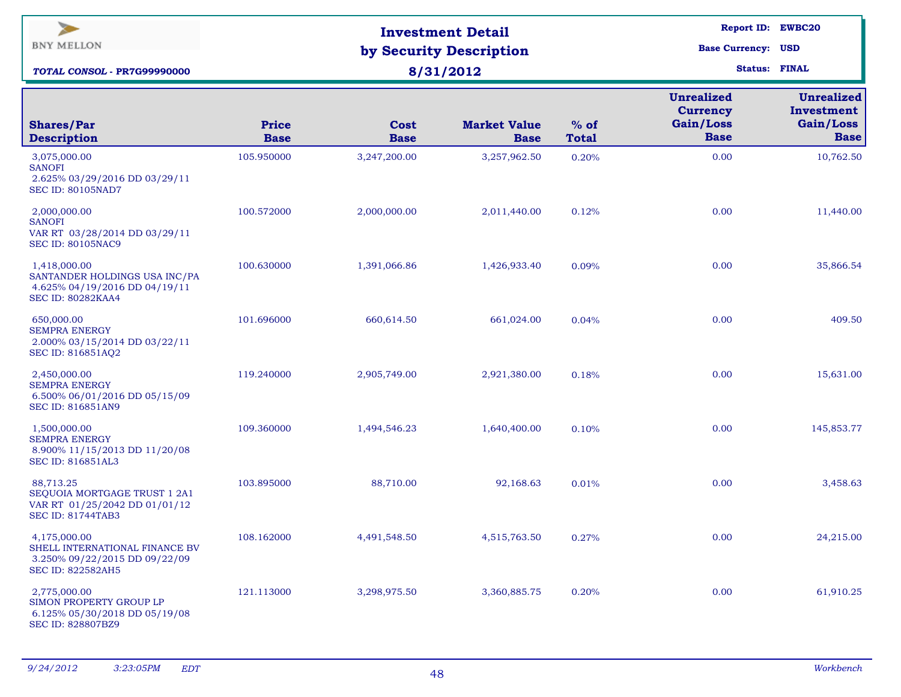BNY MELLON

# Investment Detail by Security Description

**8/31/2012**

*TOTAL CONSOL - PR7G99990000*

**Report ID:** EWBC20
**Base Currency:** USD
**Status:** FINAL

| Shares/Par Description | Price Base | Cost Base | Market Value Base | % of Total | Unrealized Currency Gain/Loss Base | Unrealized Investment Gain/Loss Base |
|---|---|---|---|---|---|---|
| 3,075,000.00 SANOFI 2.625% 03/29/2016 DD 03/29/11 SEC ID: 80105NAD7 | 105.950000 | 3,247,200.00 | 3,257,962.50 | 0.20% | 0.00 | 10,762.50 |
| 2,000,000.00 SANOFI VAR RT 03/28/2014 DD 03/29/11 SEC ID: 80105NAC9 | 100.572000 | 2,000,000.00 | 2,011,440.00 | 0.12% | 0.00 | 11,440.00 |
| 1,418,000.00 SANTANDER HOLDINGS USA INC/PA 4.625% 04/19/2016 DD 04/19/11 SEC ID: 80282KAA4 | 100.630000 | 1,391,066.86 | 1,426,933.40 | 0.09% | 0.00 | 35,866.54 |
| 650,000.00 SEMPRA ENERGY 2.000% 03/15/2014 DD 03/22/11 SEC ID: 816851AQ2 | 101.696000 | 660,614.50 | 661,024.00 | 0.04% | 0.00 | 409.50 |
| 2,450,000.00 SEMPRA ENERGY 6.500% 06/01/2016 DD 05/15/09 SEC ID: 816851AN9 | 119.240000 | 2,905,749.00 | 2,921,380.00 | 0.18% | 0.00 | 15,631.00 |
| 1,500,000.00 SEMPRA ENERGY 8.900% 11/15/2013 DD 11/20/08 SEC ID: 816851AL3 | 109.360000 | 1,494,546.23 | 1,640,400.00 | 0.10% | 0.00 | 145,853.77 |
| 88,713.25 SEQUOIA MORTGAGE TRUST 1 2A1 VAR RT 01/25/2042 DD 01/01/12 SEC ID: 81744TAB3 | 103.895000 | 88,710.00 | 92,168.63 | 0.01% | 0.00 | 3,458.63 |
| 4,175,000.00 SHELL INTERNATIONAL FINANCE BV 3.250% 09/22/2015 DD 09/22/09 SEC ID: 822582AH5 | 108.162000 | 4,491,548.50 | 4,515,763.50 | 0.27% | 0.00 | 24,215.00 |
| 2,775,000.00 SIMON PROPERTY GROUP LP 6.125% 05/30/2018 DD 05/19/08 SEC ID: 828807BZ9 | 121.113000 | 3,298,975.50 | 3,360,885.75 | 0.20% | 0.00 | 61,910.25 |

*9/24/2012 3:23:05PM EDT* *Workbench*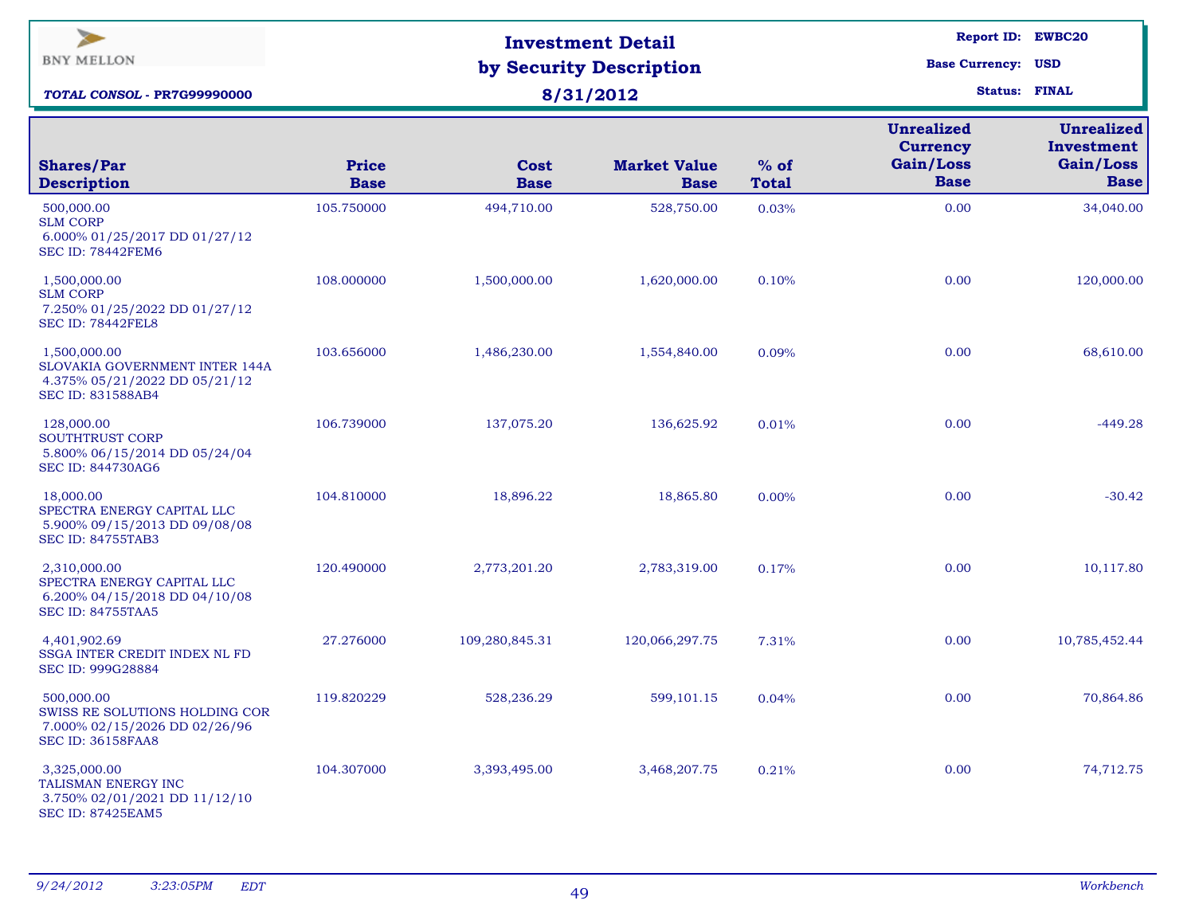BNY MELLON

***TOTAL CONSOL - PR7G99990000***

# Investment Detail by Security Description

## 8/31/2012

**Report ID:** EWBC20
**Base Currency:** USD
**Status:** FINAL

| Shares/Par Description | Price Base | Cost Base | Market Value Base | % of Total | Unrealized Currency Gain/Loss Base | Unrealized Investment Gain/Loss Base |
|---|---|---|---|---|---|---|
| 500,000.00 SLM CORP 6.000% 01/25/2017 DD 01/27/12 SEC ID: 78442FEM6 | 105.750000 | 494,710.00 | 528,750.00 | 0.03% | 0.00 | 34,040.00 |
| 1,500,000.00 SLM CORP 7.250% 01/25/2022 DD 01/27/12 SEC ID: 78442FEL8 | 108.000000 | 1,500,000.00 | 1,620,000.00 | 0.10% | 0.00 | 120,000.00 |
| 1,500,000.00 SLOVAKIA GOVERNMENT INTER 144A 4.375% 05/21/2022 DD 05/21/12 SEC ID: 831588AB4 | 103.656000 | 1,486,230.00 | 1,554,840.00 | 0.09% | 0.00 | 68,610.00 |
| 128,000.00 SOUTHTRUST CORP 5.800% 06/15/2014 DD 05/24/04 SEC ID: 844730AG6 | 106.739000 | 137,075.20 | 136,625.92 | 0.01% | 0.00 | -449.28 |
| 18,000.00 SPECTRA ENERGY CAPITAL LLC 5.900% 09/15/2013 DD 09/08/08 SEC ID: 84755TAB3 | 104.810000 | 18,896.22 | 18,865.80 | 0.00% | 0.00 | -30.42 |
| 2,310,000.00 SPECTRA ENERGY CAPITAL LLC 6.200% 04/15/2018 DD 04/10/08 SEC ID: 84755TAA5 | 120.490000 | 2,773,201.20 | 2,783,319.00 | 0.17% | 0.00 | 10,117.80 |
| 4,401,902.69 SSGA INTER CREDIT INDEX NL FD SEC ID: 999G28884 | 27.276000 | 109,280,845.31 | 120,066,297.75 | 7.31% | 0.00 | 10,785,452.44 |
| 500,000.00 SWISS RE SOLUTIONS HOLDING COR 7.000% 02/15/2026 DD 02/26/96 SEC ID: 36158FAA8 | 119.820229 | 528,236.29 | 599,101.15 | 0.04% | 0.00 | 70,864.86 |
| 3,325,000.00 TALISMAN ENERGY INC 3.750% 02/01/2021 DD 11/12/10 SEC ID: 87425EAM5 | 104.307000 | 3,393,495.00 | 3,468,207.75 | 0.21% | 0.00 | 74,712.75 |

*9/24/2012 3:23:05PM EDT* *Workbench*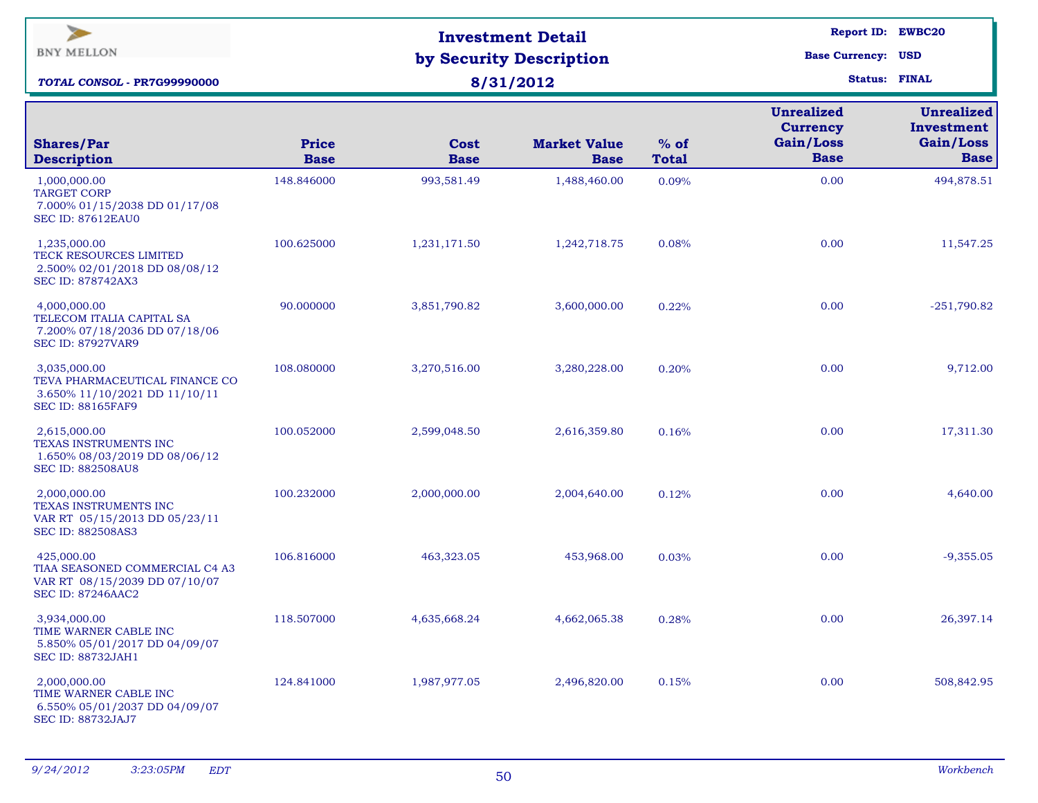BNY MELLON

***TOTAL CONSOL - PR7G99990000***

# Investment Detail by Security Description

## 8/31/2012

**Report ID:** EWBC20
**Base Currency:** USD
**Status:** FINAL

| Shares/Par Description | Price Base | Cost Base | Market Value Base | % of Total | Unrealized Currency Gain/Loss Base | Unrealized Investment Gain/Loss Base |
|---|---|---|---|---|---|---|
| 1,000,000.00 TARGET CORP 7.000% 01/15/2038 DD 01/17/08 SEC ID: 87612EAU0 | 148.846000 | 993,581.49 | 1,488,460.00 | 0.09% | 0.00 | 494,878.51 |
| 1,235,000.00 TECK RESOURCES LIMITED 2.500% 02/01/2018 DD 08/08/12 SEC ID: 878742AX3 | 100.625000 | 1,231,171.50 | 1,242,718.75 | 0.08% | 0.00 | 11,547.25 |
| 4,000,000.00 TELECOM ITALIA CAPITAL SA 7.200% 07/18/2036 DD 07/18/06 SEC ID: 87927VAR9 | 90.000000 | 3,851,790.82 | 3,600,000.00 | 0.22% | 0.00 | -251,790.82 |
| 3,035,000.00 TEVA PHARMACEUTICAL FINANCE CO 3.650% 11/10/2021 DD 11/10/11 SEC ID: 88165FAF9 | 108.080000 | 3,270,516.00 | 3,280,228.00 | 0.20% | 0.00 | 9,712.00 |
| 2,615,000.00 TEXAS INSTRUMENTS INC 1.650% 08/03/2019 DD 08/06/12 SEC ID: 882508AU8 | 100.052000 | 2,599,048.50 | 2,616,359.80 | 0.16% | 0.00 | 17,311.30 |
| 2,000,000.00 TEXAS INSTRUMENTS INC VAR RT 05/15/2013 DD 05/23/11 SEC ID: 882508AS3 | 100.232000 | 2,000,000.00 | 2,004,640.00 | 0.12% | 0.00 | 4,640.00 |
| 425,000.00 TIAA SEASONED COMMERCIAL C4 A3 VAR RT 08/15/2039 DD 07/10/07 SEC ID: 87246AAC2 | 106.816000 | 463,323.05 | 453,968.00 | 0.03% | 0.00 | -9,355.05 |
| 3,934,000.00 TIME WARNER CABLE INC 5.850% 05/01/2017 DD 04/09/07 SEC ID: 88732JAH1 | 118.507000 | 4,635,668.24 | 4,662,065.38 | 0.28% | 0.00 | 26,397.14 |
| 2,000,000.00 TIME WARNER CABLE INC 6.550% 05/01/2037 DD 04/09/07 SEC ID: 88732JAJ7 | 124.841000 | 1,987,977.05 | 2,496,820.00 | 0.15% | 0.00 | 508,842.95 |

*9/24/2012 3:23:05PM EDT* *Workbench*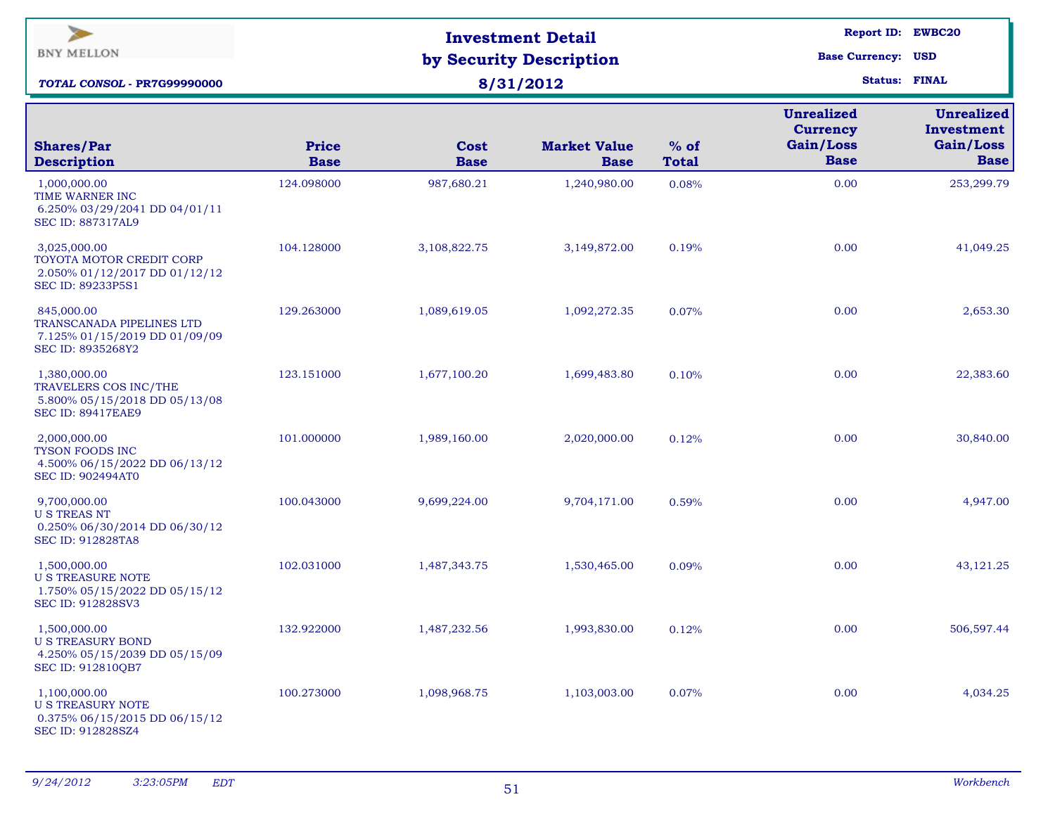BNY MELLON

# Investment Detail by Security Description

## 8/31/2012

**TOTAL CONSOL - PR7G99990000**

**Report ID:** EWBC20
**Base Currency:** USD
**Status:** FINAL

| Shares/Par Description | Price Base | Cost Base | Market Value Base | % of Total | Unrealized Currency Gain/Loss Base | Unrealized Investment Gain/Loss Base |
|---|---|---|---|---|---|---|
| 1,000,000.00 TIME WARNER INC 6.250% 03/29/2041 DD 04/01/11 SEC ID: 887317AL9 | 124.098000 | 987,680.21 | 1,240,980.00 | 0.08% | 0.00 | 253,299.79 |
| 3,025,000.00 TOYOTA MOTOR CREDIT CORP 2.050% 01/12/2017 DD 01/12/12 SEC ID: 89233P5S1 | 104.128000 | 3,108,822.75 | 3,149,872.00 | 0.19% | 0.00 | 41,049.25 |
| 845,000.00 TRANSCANADA PIPELINES LTD 7.125% 01/15/2019 DD 01/09/09 SEC ID: 8935268Y2 | 129.263000 | 1,089,619.05 | 1,092,272.35 | 0.07% | 0.00 | 2,653.30 |
| 1,380,000.00 TRAVELERS COS INC/THE 5.800% 05/15/2018 DD 05/13/08 SEC ID: 89417EAE9 | 123.151000 | 1,677,100.20 | 1,699,483.80 | 0.10% | 0.00 | 22,383.60 |
| 2,000,000.00 TYSON FOODS INC 4.500% 06/15/2022 DD 06/13/12 SEC ID: 902494AT0 | 101.000000 | 1,989,160.00 | 2,020,000.00 | 0.12% | 0.00 | 30,840.00 |
| 9,700,000.00 U S TREAS NT 0.250% 06/30/2014 DD 06/30/12 SEC ID: 912828TA8 | 100.043000 | 9,699,224.00 | 9,704,171.00 | 0.59% | 0.00 | 4,947.00 |
| 1,500,000.00 U S TREASURE NOTE 1.750% 05/15/2022 DD 05/15/12 SEC ID: 912828SV3 | 102.031000 | 1,487,343.75 | 1,530,465.00 | 0.09% | 0.00 | 43,121.25 |
| 1,500,000.00 U S TREASURY BOND 4.250% 05/15/2039 DD 05/15/09 SEC ID: 912810QB7 | 132.922000 | 1,487,232.56 | 1,993,830.00 | 0.12% | 0.00 | 506,597.44 |
| 1,100,000.00 U S TREASURY NOTE 0.375% 06/15/2015 DD 06/15/12 SEC ID: 912828SZ4 | 100.273000 | 1,098,968.75 | 1,103,003.00 | 0.07% | 0.00 | 4,034.25 |

*9/24/2012 3:23:05PM EDT* *Workbench*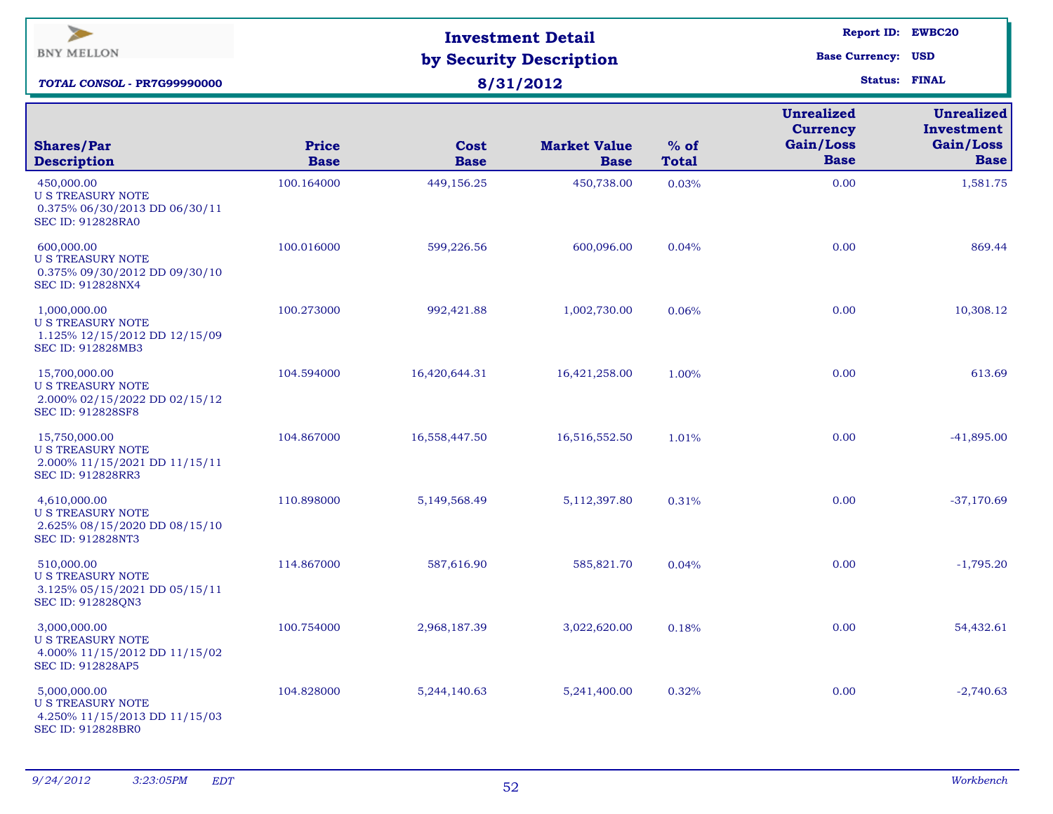BNY MELLON

***TOTAL CONSOL - PR7G99990000***

# Investment Detail by Security Description

## 8/31/2012

**Report ID:** EWBC20
**Base Currency:** USD
**Status:** FINAL

| Shares/Par Description | Price Base | Cost Base | Market Value Base | % of Total | Unrealized Currency Gain/Loss Base | Unrealized Investment Gain/Loss Base |
|---|---|---|---|---|---|---|
| 450,000.00 U S TREASURY NOTE 0.375% 06/30/2013 DD 06/30/11 SEC ID: 912828RA0 | 100.164000 | 449,156.25 | 450,738.00 | 0.03% | 0.00 | 1,581.75 |
| 600,000.00 U S TREASURY NOTE 0.375% 09/30/2012 DD 09/30/10 SEC ID: 912828NX4 | 100.016000 | 599,226.56 | 600,096.00 | 0.04% | 0.00 | 869.44 |
| 1,000,000.00 U S TREASURY NOTE 1.125% 12/15/2012 DD 12/15/09 SEC ID: 912828MB3 | 100.273000 | 992,421.88 | 1,002,730.00 | 0.06% | 0.00 | 10,308.12 |
| 15,700,000.00 U S TREASURY NOTE 2.000% 02/15/2022 DD 02/15/12 SEC ID: 912828SF8 | 104.594000 | 16,420,644.31 | 16,421,258.00 | 1.00% | 0.00 | 613.69 |
| 15,750,000.00 U S TREASURY NOTE 2.000% 11/15/2021 DD 11/15/11 SEC ID: 912828RR3 | 104.867000 | 16,558,447.50 | 16,516,552.50 | 1.01% | 0.00 | -41,895.00 |
| 4,610,000.00 U S TREASURY NOTE 2.625% 08/15/2020 DD 08/15/10 SEC ID: 912828NT3 | 110.898000 | 5,149,568.49 | 5,112,397.80 | 0.31% | 0.00 | -37,170.69 |
| 510,000.00 U S TREASURY NOTE 3.125% 05/15/2021 DD 05/15/11 SEC ID: 912828QN3 | 114.867000 | 587,616.90 | 585,821.70 | 0.04% | 0.00 | -1,795.20 |
| 3,000,000.00 U S TREASURY NOTE 4.000% 11/15/2012 DD 11/15/02 SEC ID: 912828AP5 | 100.754000 | 2,968,187.39 | 3,022,620.00 | 0.18% | 0.00 | 54,432.61 |
| 5,000,000.00 U S TREASURY NOTE 4.250% 11/15/2013 DD 11/15/03 SEC ID: 912828BR0 | 104.828000 | 5,244,140.63 | 5,241,400.00 | 0.32% | 0.00 | -2,740.63 |

*9/24/2012 3:23:05PM EDT* *Workbench*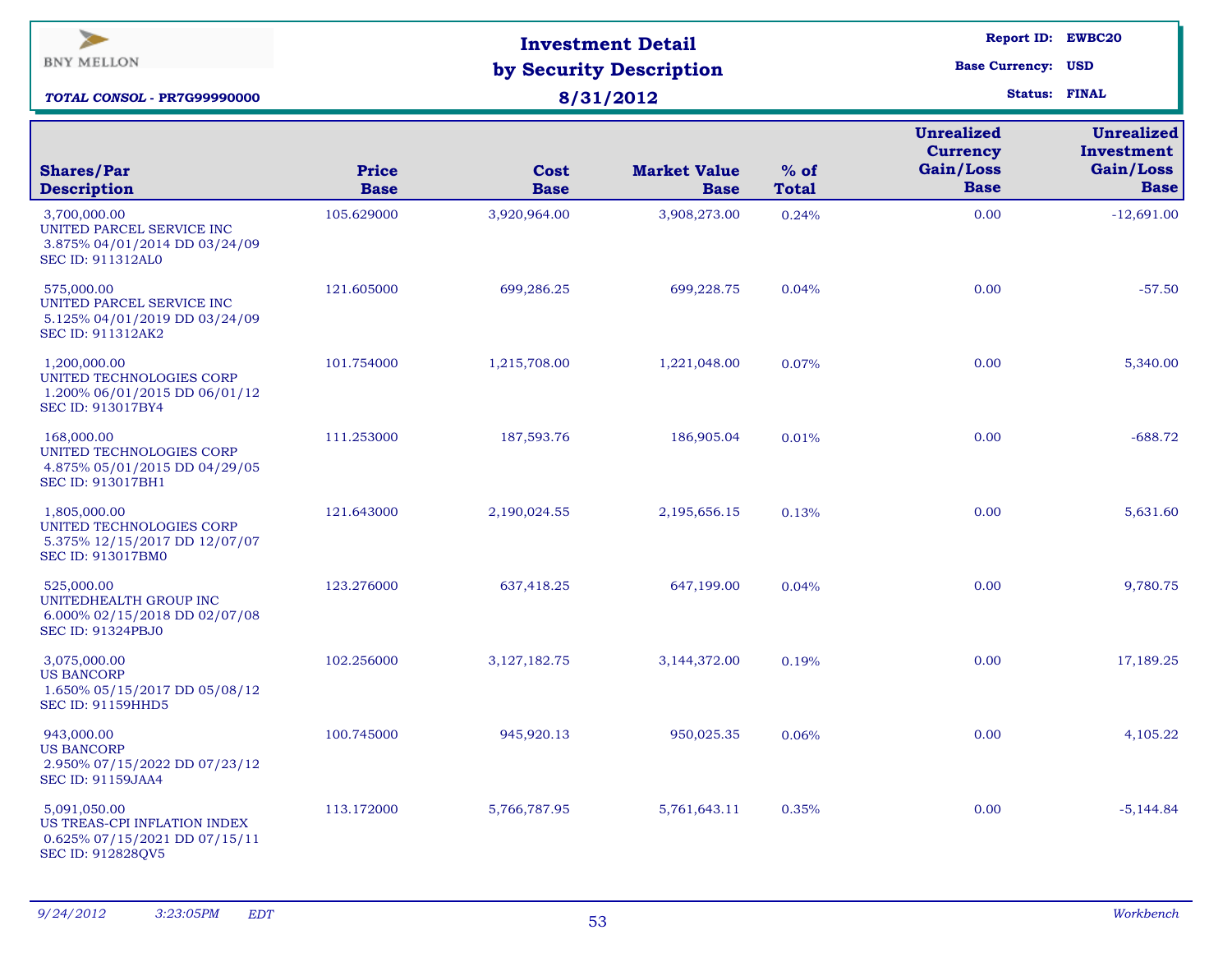BNY MELLON

***TOTAL CONSOL - PR7G99990000***

# Investment Detail by Security Description

**8/31/2012**

**Report ID:** EWBC20
**Base Currency:** USD
**Status:** FINAL

| Shares/Par Description | Price Base | Cost Base | Market Value Base | % of Total | Unrealized Currency Gain/Loss Base | Unrealized Investment Gain/Loss Base |
|---|---|---|---|---|---|---|
| 3,700,000.00 UNITED PARCEL SERVICE INC 3.875% 04/01/2014 DD 03/24/09 SEC ID: 911312AL0 | 105.629000 | 3,920,964.00 | 3,908,273.00 | 0.24% | 0.00 | -12,691.00 |
| 575,000.00 UNITED PARCEL SERVICE INC 5.125% 04/01/2019 DD 03/24/09 SEC ID: 911312AK2 | 121.605000 | 699,286.25 | 699,228.75 | 0.04% | 0.00 | -57.50 |
| 1,200,000.00 UNITED TECHNOLOGIES CORP 1.200% 06/01/2015 DD 06/01/12 SEC ID: 913017BY4 | 101.754000 | 1,215,708.00 | 1,221,048.00 | 0.07% | 0.00 | 5,340.00 |
| 168,000.00 UNITED TECHNOLOGIES CORP 4.875% 05/01/2015 DD 04/29/05 SEC ID: 913017BH1 | 111.253000 | 187,593.76 | 186,905.04 | 0.01% | 0.00 | -688.72 |
| 1,805,000.00 UNITED TECHNOLOGIES CORP 5.375% 12/15/2017 DD 12/07/07 SEC ID: 913017BM0 | 121.643000 | 2,190,024.55 | 2,195,656.15 | 0.13% | 0.00 | 5,631.60 |
| 525,000.00 UNITEDHEALTH GROUP INC 6.000% 02/15/2018 DD 02/07/08 SEC ID: 91324PBJ0 | 123.276000 | 637,418.25 | 647,199.00 | 0.04% | 0.00 | 9,780.75 |
| 3,075,000.00 US BANCORP 1.650% 05/15/2017 DD 05/08/12 SEC ID: 91159HHD5 | 102.256000 | 3,127,182.75 | 3,144,372.00 | 0.19% | 0.00 | 17,189.25 |
| 943,000.00 US BANCORP 2.950% 07/15/2022 DD 07/23/12 SEC ID: 91159JAA4 | 100.745000 | 945,920.13 | 950,025.35 | 0.06% | 0.00 | 4,105.22 |
| 5,091,050.00 US TREAS-CPI INFLATION INDEX 0.625% 07/15/2021 DD 07/15/11 SEC ID: 912828QV5 | 113.172000 | 5,766,787.95 | 5,761,643.11 | 0.35% | 0.00 | -5,144.84 |

*9/24/2012 3:23:05PM EDT* *Workbench*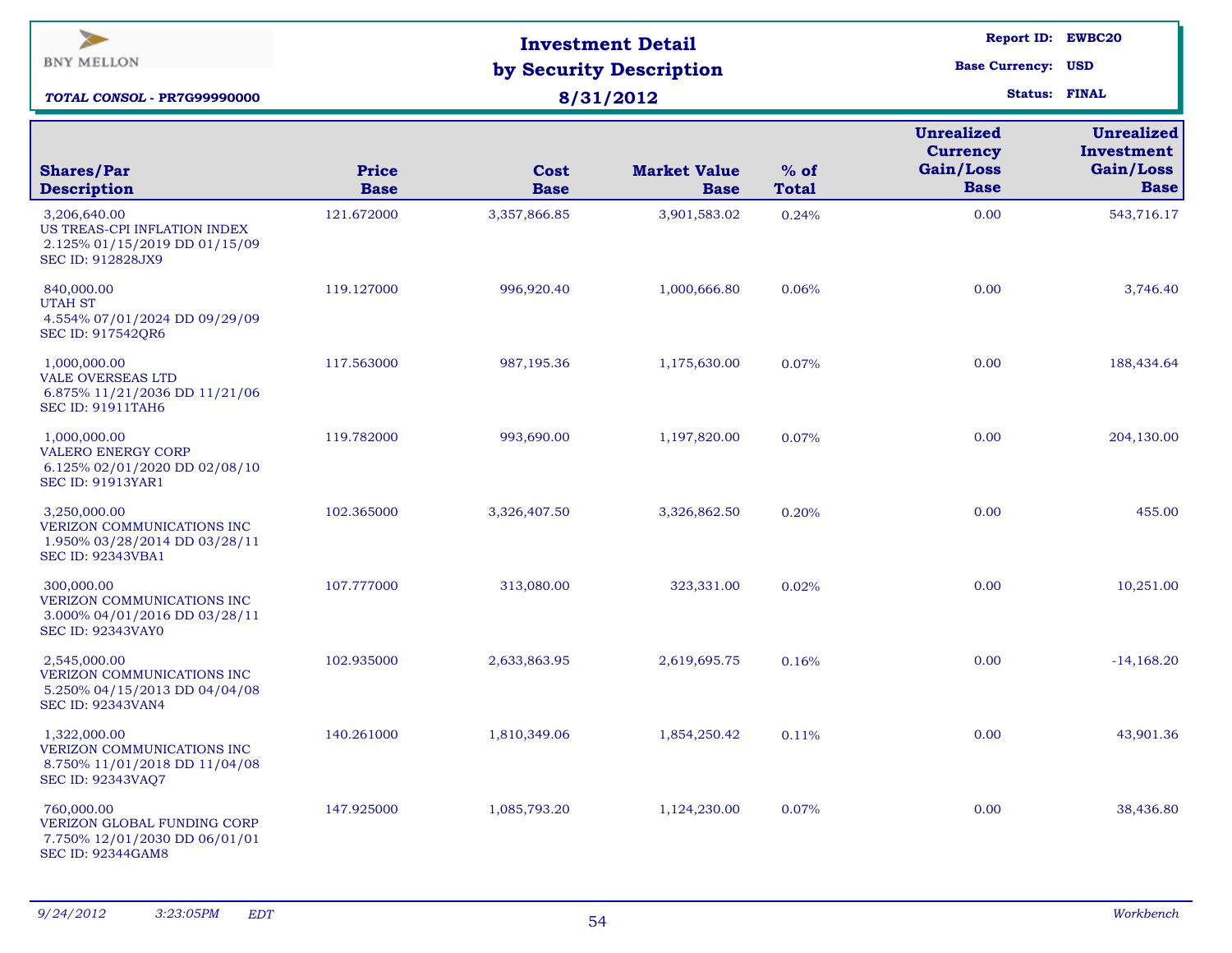BNY MELLON

**TOTAL CONSOL - PR7G99990000**

# Investment Detail by Security Description

## 8/31/2012

**Report ID:** EWBC20
**Base Currency:** USD
**Status:** FINAL

| Shares/Par Description | Price Base | Cost Base | Market Value Base | % of Total | Unrealized Currency Gain/Loss Base | Unrealized Investment Gain/Loss Base |
|---|---|---|---|---|---|---|
| 3,206,640.00 US TREAS-CPI INFLATION INDEX 2.125% 01/15/2019 DD 01/15/09 SEC ID: 912828JX9 | 121.672000 | 3,357,866.85 | 3,901,583.02 | 0.24% | 0.00 | 543,716.17 |
| 840,000.00 UTAH ST 4.554% 07/01/2024 DD 09/29/09 SEC ID: 917542QR6 | 119.127000 | 996,920.40 | 1,000,666.80 | 0.06% | 0.00 | 3,746.40 |
| 1,000,000.00 VALE OVERSEAS LTD 6.875% 11/21/2036 DD 11/21/06 SEC ID: 91911TAH6 | 117.563000 | 987,195.36 | 1,175,630.00 | 0.07% | 0.00 | 188,434.64 |
| 1,000,000.00 VALERO ENERGY CORP 6.125% 02/01/2020 DD 02/08/10 SEC ID: 91913YAR1 | 119.782000 | 993,690.00 | 1,197,820.00 | 0.07% | 0.00 | 204,130.00 |
| 3,250,000.00 VERIZON COMMUNICATIONS INC 1.950% 03/28/2014 DD 03/28/11 SEC ID: 92343VBA1 | 102.365000 | 3,326,407.50 | 3,326,862.50 | 0.20% | 0.00 | 455.00 |
| 300,000.00 VERIZON COMMUNICATIONS INC 3.000% 04/01/2016 DD 03/28/11 SEC ID: 92343VAY0 | 107.777000 | 313,080.00 | 323,331.00 | 0.02% | 0.00 | 10,251.00 |
| 2,545,000.00 VERIZON COMMUNICATIONS INC 5.250% 04/15/2013 DD 04/04/08 SEC ID: 92343VAN4 | 102.935000 | 2,633,863.95 | 2,619,695.75 | 0.16% | 0.00 | -14,168.20 |
| 1,322,000.00 VERIZON COMMUNICATIONS INC 8.750% 11/01/2018 DD 11/04/08 SEC ID: 92343VAQ7 | 140.261000 | 1,810,349.06 | 1,854,250.42 | 0.11% | 0.00 | 43,901.36 |
| 760,000.00 VERIZON GLOBAL FUNDING CORP 7.750% 12/01/2030 DD 06/01/01 SEC ID: 92344GAM8 | 147.925000 | 1,085,793.20 | 1,124,230.00 | 0.07% | 0.00 | 38,436.80 |

*9/24/2012 3:23:05PM EDT* *Workbench*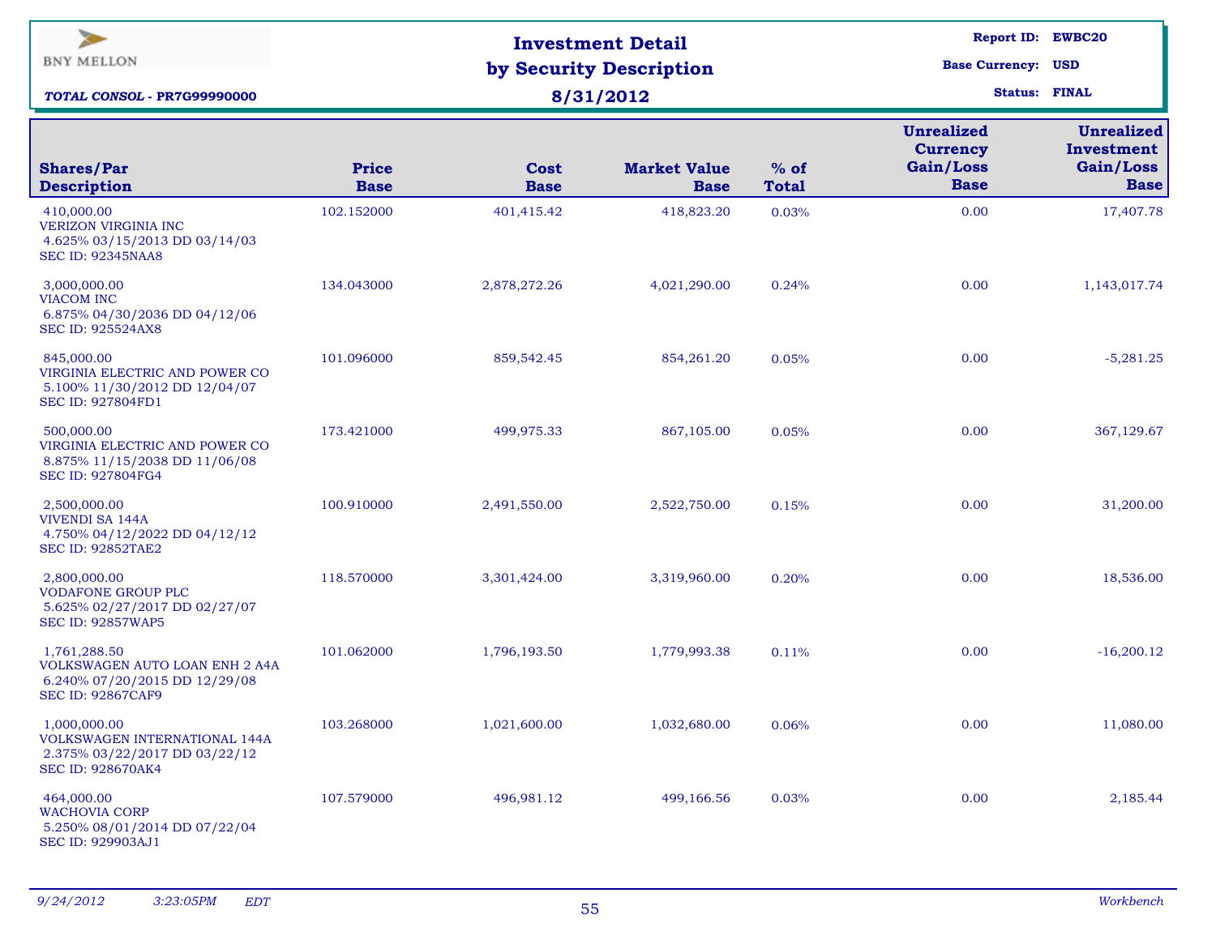BNY MELLON

**TOTAL CONSOL - PR7G99990000**

# Investment Detail by Security Description

## 8/31/2012

**Report ID:** EWBC20
**Base Currency:** USD
**Status:** FINAL

| Shares/Par Description | Price Base | Cost Base | Market Value Base | % of Total | Unrealized Currency Gain/Loss Base | Unrealized Investment Gain/Loss Base |
|---|---|---|---|---|---|---|
| 410,000.00 VERIZON VIRGINIA INC 4.625% 03/15/2013 DD 03/14/03 SEC ID: 92345NAA8 | 102.152000 | 401,415.42 | 418,823.20 | 0.03% | 0.00 | 17,407.78 |
| 3,000,000.00 VIACOM INC 6.875% 04/30/2036 DD 04/12/06 SEC ID: 925524AX8 | 134.043000 | 2,878,272.26 | 4,021,290.00 | 0.24% | 0.00 | 1,143,017.74 |
| 845,000.00 VIRGINIA ELECTRIC AND POWER CO 5.100% 11/30/2012 DD 12/04/07 SEC ID: 927804FD1 | 101.096000 | 859,542.45 | 854,261.20 | 0.05% | 0.00 | -5,281.25 |
| 500,000.00 VIRGINIA ELECTRIC AND POWER CO 8.875% 11/15/2038 DD 11/06/08 SEC ID: 927804FG4 | 173.421000 | 499,975.33 | 867,105.00 | 0.05% | 0.00 | 367,129.67 |
| 2,500,000.00 VIVENDI SA 144A 4.750% 04/12/2022 DD 04/12/12 SEC ID: 92852TAE2 | 100.910000 | 2,491,550.00 | 2,522,750.00 | 0.15% | 0.00 | 31,200.00 |
| 2,800,000.00 VODAFONE GROUP PLC 5.625% 02/27/2017 DD 02/27/07 SEC ID: 92857WAP5 | 118.570000 | 3,301,424.00 | 3,319,960.00 | 0.20% | 0.00 | 18,536.00 |
| 1,761,288.50 VOLKSWAGEN AUTO LOAN ENH 2 A4A 6.240% 07/20/2015 DD 12/29/08 SEC ID: 92867CAF9 | 101.062000 | 1,796,193.50 | 1,779,993.38 | 0.11% | 0.00 | -16,200.12 |
| 1,000,000.00 VOLKSWAGEN INTERNATIONAL 144A 2.375% 03/22/2017 DD 03/22/12 SEC ID: 928670AK4 | 103.268000 | 1,021,600.00 | 1,032,680.00 | 0.06% | 0.00 | 11,080.00 |
| 464,000.00 WACHOVIA CORP 5.250% 08/01/2014 DD 07/22/04 SEC ID: 929903AJ1 | 107.579000 | 496,981.12 | 499,166.56 | 0.03% | 0.00 | 2,185.44 |

*9/24/2012 3:23:05PM EDT* *Workbench*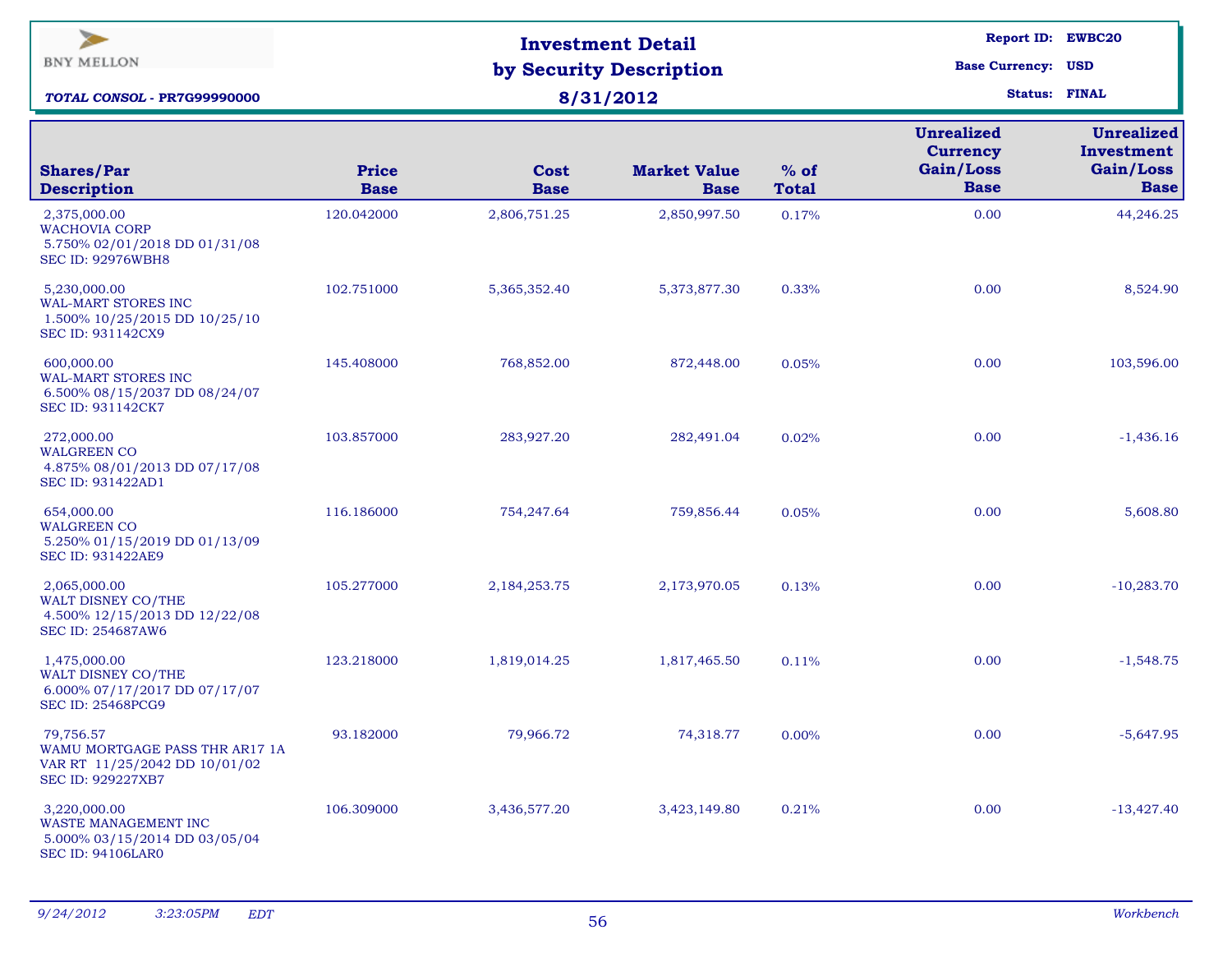BNY MELLON

**TOTAL CONSOL - PR7G99990000**

# Investment Detail by Security Description

## 8/31/2012

**Report ID:** EWBC20
**Base Currency:** USD
**Status:** FINAL

| Shares/Par Description | Price Base | Cost Base | Market Value Base | % of Total | Unrealized Currency Gain/Loss Base | Unrealized Investment Gain/Loss Base |
|---|---|---|---|---|---|---|
| 2,375,000.00 WACHOVIA CORP 5.750% 02/01/2018 DD 01/31/08 SEC ID: 92976WBH8 | 120.042000 | 2,806,751.25 | 2,850,997.50 | 0.17% | 0.00 | 44,246.25 |
| 5,230,000.00 WAL-MART STORES INC 1.500% 10/25/2015 DD 10/25/10 SEC ID: 931142CX9 | 102.751000 | 5,365,352.40 | 5,373,877.30 | 0.33% | 0.00 | 8,524.90 |
| 600,000.00 WAL-MART STORES INC 6.500% 08/15/2037 DD 08/24/07 SEC ID: 931142CK7 | 145.408000 | 768,852.00 | 872,448.00 | 0.05% | 0.00 | 103,596.00 |
| 272,000.00 WALGREEN CO 4.875% 08/01/2013 DD 07/17/08 SEC ID: 931422AD1 | 103.857000 | 283,927.20 | 282,491.04 | 0.02% | 0.00 | -1,436.16 |
| 654,000.00 WALGREEN CO 5.250% 01/15/2019 DD 01/13/09 SEC ID: 931422AE9 | 116.186000 | 754,247.64 | 759,856.44 | 0.05% | 0.00 | 5,608.80 |
| 2,065,000.00 WALT DISNEY CO/THE 4.500% 12/15/2013 DD 12/22/08 SEC ID: 254687AW6 | 105.277000 | 2,184,253.75 | 2,173,970.05 | 0.13% | 0.00 | -10,283.70 |
| 1,475,000.00 WALT DISNEY CO/THE 6.000% 07/17/2017 DD 07/17/07 SEC ID: 25468PCG9 | 123.218000 | 1,819,014.25 | 1,817,465.50 | 0.11% | 0.00 | -1,548.75 |
| 79,756.57 WAMU MORTGAGE PASS THR AR17 1A VAR RT 11/25/2042 DD 10/01/02 SEC ID: 929227XB7 | 93.182000 | 79,966.72 | 74,318.77 | 0.00% | 0.00 | -5,647.95 |
| 3,220,000.00 WASTE MANAGEMENT INC 5.000% 03/15/2014 DD 03/05/04 SEC ID: 94106LAR0 | 106.309000 | 3,436,577.20 | 3,423,149.80 | 0.21% | 0.00 | -13,427.40 |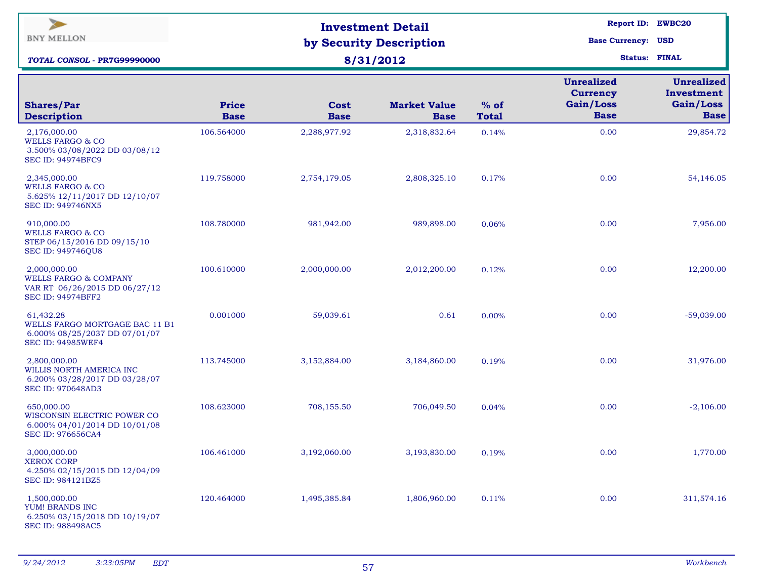BNY MELLON

# Investment Detail by Security Description

## 8/31/2012

***TOTAL CONSOL - PR7G99990000***

**Report ID:** EWBC20
**Base Currency:** USD
**Status:** FINAL

| Shares/Par Description | Price Base | Cost Base | Market Value Base | % of Total | Unrealized Currency Gain/Loss Base | Unrealized Investment Gain/Loss Base |
|---|---|---|---|---|---|---|
| 2,176,000.00 WELLS FARGO & CO 3.500% 03/08/2022 DD 03/08/12 SEC ID: 94974BFC9 | 106.564000 | 2,288,977.92 | 2,318,832.64 | 0.14% | 0.00 | 29,854.72 |
| 2,345,000.00 WELLS FARGO & CO 5.625% 12/11/2017 DD 12/10/07 SEC ID: 949746NX5 | 119.758000 | 2,754,179.05 | 2,808,325.10 | 0.17% | 0.00 | 54,146.05 |
| 910,000.00 WELLS FARGO & CO STEP 06/15/2016 DD 09/15/10 SEC ID: 949746QU8 | 108.780000 | 981,942.00 | 989,898.00 | 0.06% | 0.00 | 7,956.00 |
| 2,000,000.00 WELLS FARGO & COMPANY VAR RT 06/26/2015 DD 06/27/12 SEC ID: 94974BFF2 | 100.610000 | 2,000,000.00 | 2,012,200.00 | 0.12% | 0.00 | 12,200.00 |
| 61,432.28 WELLS FARGO MORTGAGE BAC 11 B1 6.000% 08/25/2037 DD 07/01/07 SEC ID: 94985WEF4 | 0.001000 | 59,039.61 | 0.61 | 0.00% | 0.00 | -59,039.00 |
| 2,800,000.00 WILLIS NORTH AMERICA INC 6.200% 03/28/2017 DD 03/28/07 SEC ID: 970648AD3 | 113.745000 | 3,152,884.00 | 3,184,860.00 | 0.19% | 0.00 | 31,976.00 |
| 650,000.00 WISCONSIN ELECTRIC POWER CO 6.000% 04/01/2014 DD 10/01/08 SEC ID: 976656CA4 | 108.623000 | 708,155.50 | 706,049.50 | 0.04% | 0.00 | -2,106.00 |
| 3,000,000.00 XEROX CORP 4.250% 02/15/2015 DD 12/04/09 SEC ID: 984121BZ5 | 106.461000 | 3,192,060.00 | 3,193,830.00 | 0.19% | 0.00 | 1,770.00 |
| 1,500,000.00 YUM! BRANDS INC 6.250% 03/15/2018 DD 10/19/07 SEC ID: 988498AC5 | 120.464000 | 1,495,385.84 | 1,806,960.00 | 0.11% | 0.00 | 311,574.16 |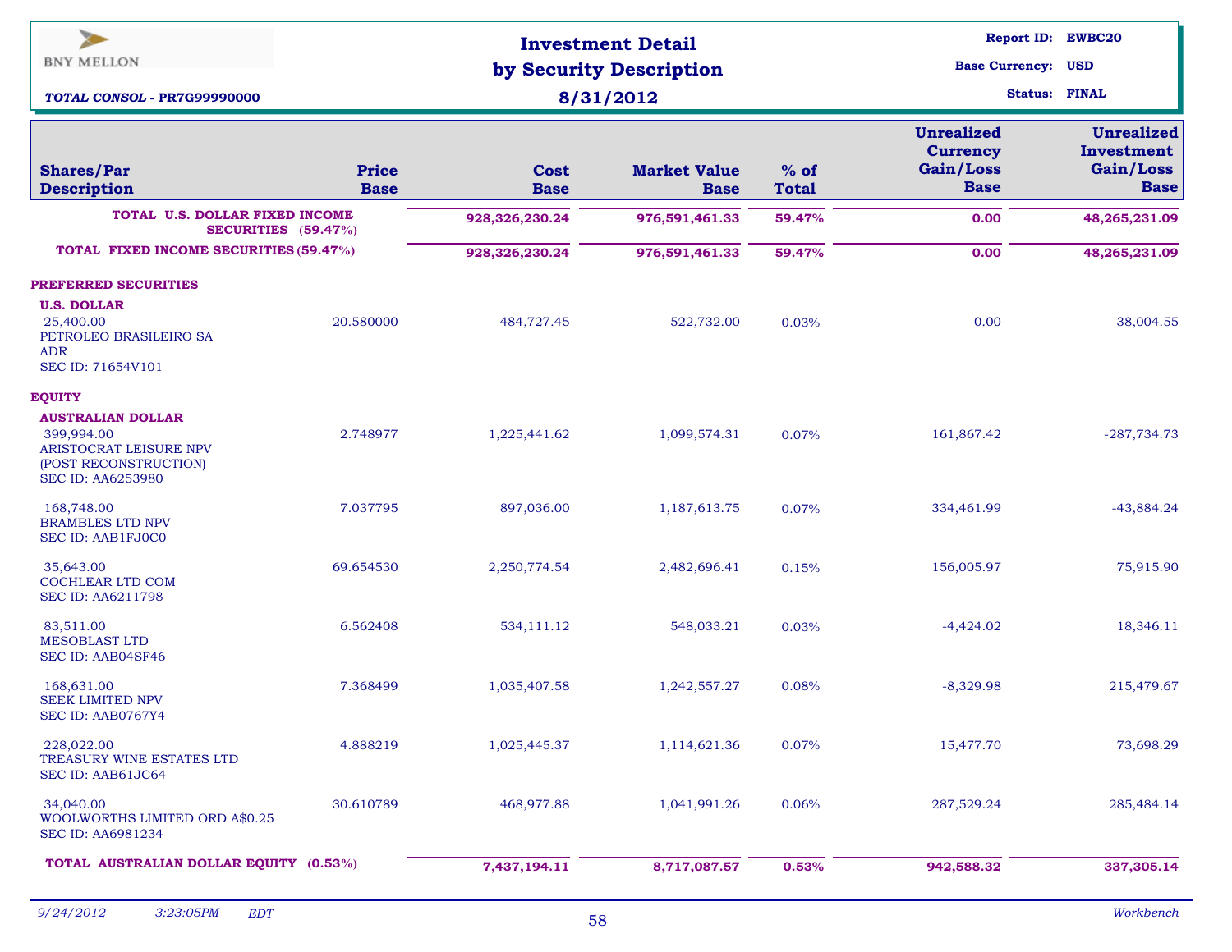**BNY MELLON**

# Investment Detail by Security Description

**8/31/2012**

*TOTAL CONSOL* - PR7G99990000

Report ID: EWBC20
Base Currency: USD
Status: FINAL

| Shares/Par Description | Price Base | Cost Base | Market Value Base | % of Total | Unrealized Currency Gain/Loss Base | Unrealized Investment Gain/Loss Base |
|---|---|---|---|---|---|---|
| **TOTAL U.S. DOLLAR FIXED INCOME SECURITIES (59.47%)** | | **928,326,230.24** | **976,591,461.33** | **59.47%** | **0.00** | **48,265,231.09** |
| **TOTAL FIXED INCOME SECURITIES (59.47%)** | | **928,326,230.24** | **976,591,461.33** | **59.47%** | **0.00** | **48,265,231.09** |
| **PREFERRED SECURITIES** | | | | | | |
| **U.S. DOLLAR** | | | | | | |
| 25,400.00 PETROLEO BRASILEIRO SA ADR SEC ID: 71654V101 | 20.580000 | 484,727.45 | 522,732.00 | 0.03% | 0.00 | 38,004.55 |
| **EQUITY** | | | | | | |
| **AUSTRALIAN DOLLAR** | | | | | | |
| 399,994.00 ARISTOCRAT LEISURE NPV (POST RECONSTRUCTION) SEC ID: AA6253980 | 2.748977 | 1,225,441.62 | 1,099,574.31 | 0.07% | 161,867.42 | -287,734.73 |
| 168,748.00 BRAMBLES LTD NPV SEC ID: AAB1FJ0C0 | 7.037795 | 897,036.00 | 1,187,613.75 | 0.07% | 334,461.99 | -43,884.24 |
| 35,643.00 COCHLEAR LTD COM SEC ID: AA6211798 | 69.654530 | 2,250,774.54 | 2,482,696.41 | 0.15% | 156,005.97 | 75,915.90 |
| 83,511.00 MESOBLAST LTD SEC ID: AAB04SF46 | 6.562408 | 534,111.12 | 548,033.21 | 0.03% | -4,424.02 | 18,346.11 |
| 168,631.00 SEEK LIMITED NPV SEC ID: AAB0767Y4 | 7.368499 | 1,035,407.58 | 1,242,557.27 | 0.08% | -8,329.98 | 215,479.67 |
| 228,022.00 TREASURY WINE ESTATES LTD SEC ID: AAB61JC64 | 4.888219 | 1,025,445.37 | 1,114,621.36 | 0.07% | 15,477.70 | 73,698.29 |
| 34,040.00 WOOLWORTHS LIMITED ORD A$0.25 SEC ID: AA6981234 | 30.610789 | 468,977.88 | 1,041,991.26 | 0.06% | 287,529.24 | 285,484.14 |
| **TOTAL AUSTRALIAN DOLLAR EQUITY (0.53%)** | | **7,437,194.11** | **8,717,087.57** | **0.53%** | **942,588.32** | **337,305.14** |

*9/24/2012 3:23:05PM EDT* — *Workbench*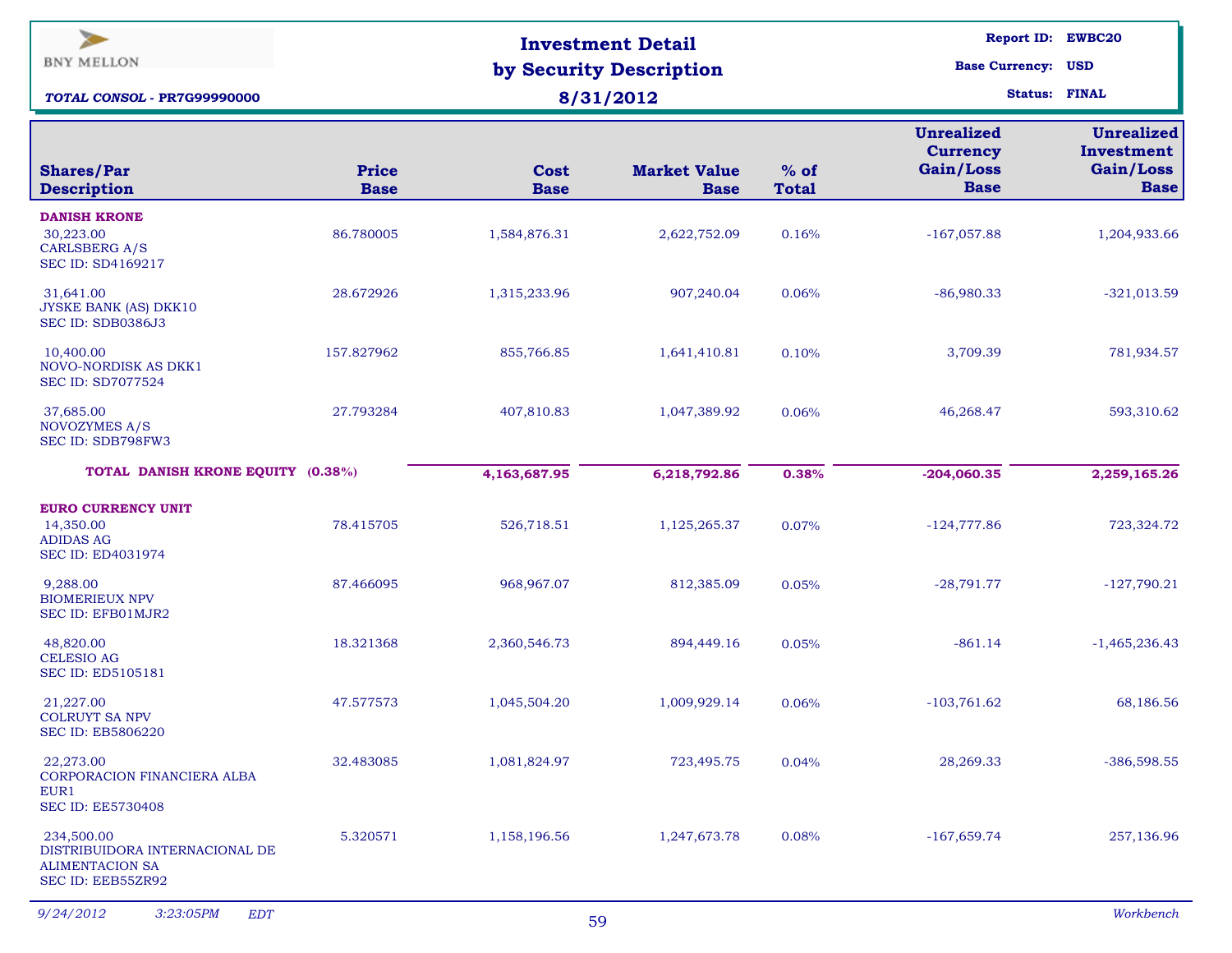BNY MELLON

***TOTAL CONSOL* - PR7G99990000**

# Investment Detail by Security Description

## 8/31/2012

**Report ID:** EWBC20
**Base Currency:** USD
**Status:** FINAL

| Shares/Par Description | Price Base | Cost Base | Market Value Base | % of Total | Unrealized Currency Gain/Loss Base | Unrealized Investment Gain/Loss Base |
|---|---|---|---|---|---|---|
| **DANISH KRONE** | | | | | | |
| 30,223.00 CARLSBERG A/S SEC ID: SD4169217 | 86.780005 | 1,584,876.31 | 2,622,752.09 | 0.16% | -167,057.88 | 1,204,933.66 |
| 31,641.00 JYSKE BANK (AS) DKK10 SEC ID: SDB0386J3 | 28.672926 | 1,315,233.96 | 907,240.04 | 0.06% | -86,980.33 | -321,013.59 |
| 10,400.00 NOVO-NORDISK AS DKK1 SEC ID: SD7077524 | 157.827962 | 855,766.85 | 1,641,410.81 | 0.10% | 3,709.39 | 781,934.57 |
| 37,685.00 NOVOZYMES A/S SEC ID: SDB798FW3 | 27.793284 | 407,810.83 | 1,047,389.92 | 0.06% | 46,268.47 | 593,310.62 |
| **TOTAL DANISH KRONE EQUITY (0.38%)** | | **4,163,687.95** | **6,218,792.86** | **0.38%** | **-204,060.35** | **2,259,165.26** |
| **EURO CURRENCY UNIT** | | | | | | |
| 14,350.00 ADIDAS AG SEC ID: ED4031974 | 78.415705 | 526,718.51 | 1,125,265.37 | 0.07% | -124,777.86 | 723,324.72 |
| 9,288.00 BIOMERIEUX NPV SEC ID: EFB01MJR2 | 87.466095 | 968,967.07 | 812,385.09 | 0.05% | -28,791.77 | -127,790.21 |
| 48,820.00 CELESIO AG SEC ID: ED5105181 | 18.321368 | 2,360,546.73 | 894,449.16 | 0.05% | -861.14 | -1,465,236.43 |
| 21,227.00 COLRUYT SA NPV SEC ID: EB5806220 | 47.577573 | 1,045,504.20 | 1,009,929.14 | 0.06% | -103,761.62 | 68,186.56 |
| 22,273.00 CORPORACION FINANCIERA ALBA EUR1 SEC ID: EE5730408 | 32.483085 | 1,081,824.97 | 723,495.75 | 0.04% | 28,269.33 | -386,598.55 |
| 234,500.00 DISTRIBUIDORA INTERNACIONAL DE ALIMENTACION SA SEC ID: EEB55ZR92 | 5.320571 | 1,158,196.56 | 1,247,673.78 | 0.08% | -167,659.74 | 257,136.96 |

*9/24/2012 3:23:05PM EDT* — *Workbench*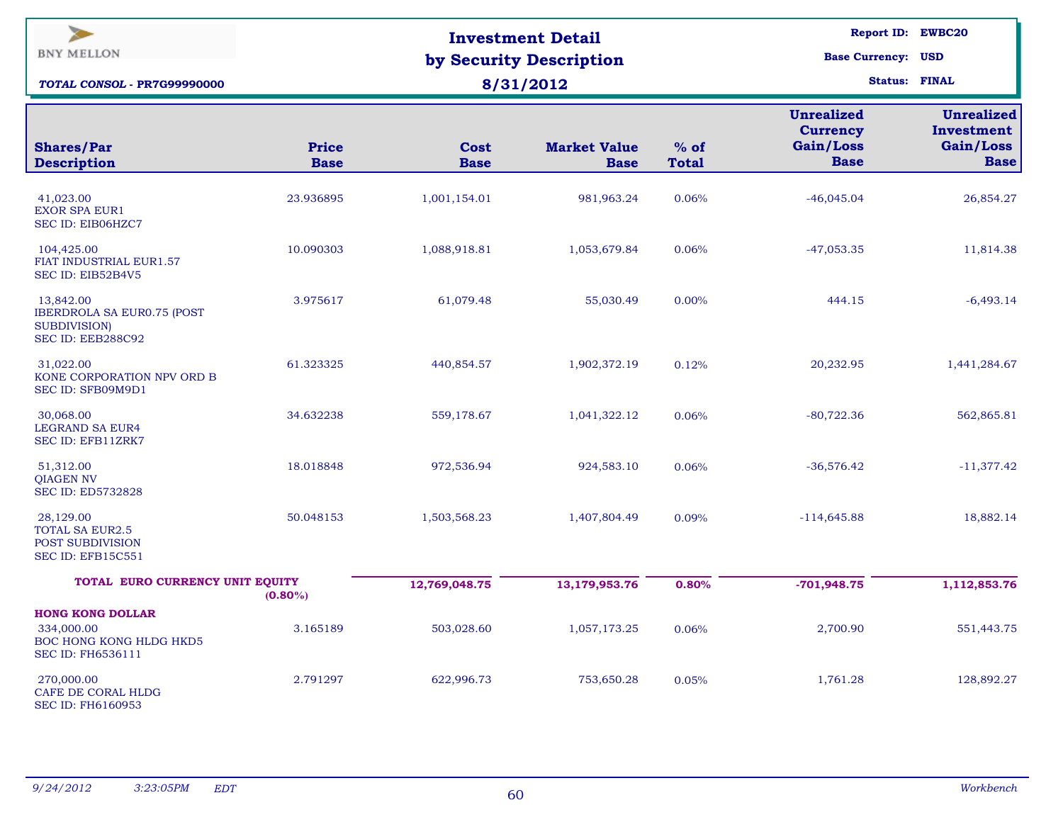**BNY MELLON**

# Investment Detail by Security Description

**8/31/2012**

**TOTAL CONSOL - PR7G99990000**

**Report ID:** EWBC20
**Base Currency:** USD
**Status:** FINAL

| Shares/Par Description | Price Base | Cost Base | Market Value Base | % of Total | Unrealized Currency Gain/Loss Base | Unrealized Investment Gain/Loss Base |
|---|---|---|---|---|---|---|
| 41,023.00 EXOR SPA EUR1 SEC ID: EIB06HZC7 | 23.936895 | 1,001,154.01 | 981,963.24 | 0.06% | -46,045.04 | 26,854.27 |
| 104,425.00 FIAT INDUSTRIAL EUR1.57 SEC ID: EIB52B4V5 | 10.090303 | 1,088,918.81 | 1,053,679.84 | 0.06% | -47,053.35 | 11,814.38 |
| 13,842.00 IBERDROLA SA EUR0.75 (POST SUBDIVISION) SEC ID: EEB288C92 | 3.975617 | 61,079.48 | 55,030.49 | 0.00% | 444.15 | -6,493.14 |
| 31,022.00 KONE CORPORATION NPV ORD B SEC ID: SFB09M9D1 | 61.323325 | 440,854.57 | 1,902,372.19 | 0.12% | 20,232.95 | 1,441,284.67 |
| 30,068.00 LEGRAND SA EUR4 SEC ID: EFB11ZRK7 | 34.632238 | 559,178.67 | 1,041,322.12 | 0.06% | -80,722.36 | 562,865.81 |
| 51,312.00 QIAGEN NV SEC ID: ED5732828 | 18.018848 | 972,536.94 | 924,583.10 | 0.06% | -36,576.42 | -11,377.42 |
| 28,129.00 TOTAL SA EUR2.5 POST SUBDIVISION SEC ID: EFB15C551 | 50.048153 | 1,503,568.23 | 1,407,804.49 | 0.09% | -114,645.88 | 18,882.14 |
| **TOTAL EURO CURRENCY UNIT EQUITY (0.80%)** | | **12,769,048.75** | **13,179,953.76** | **0.80%** | **-701,948.75** | **1,112,853.76** |
| **HONG KONG DOLLAR** | | | | | | |
| 334,000.00 BOC HONG KONG HLDG HKD5 SEC ID: FH6536111 | 3.165189 | 503,028.60 | 1,057,173.25 | 0.06% | 2,700.90 | 551,443.75 |
| 270,000.00 CAFE DE CORAL HLDG SEC ID: FH6160953 | 2.791297 | 622,996.73 | 753,650.28 | 0.05% | 1,761.28 | 128,892.27 |

*9/24/2012 3:23:05PM EDT* — *Workbench*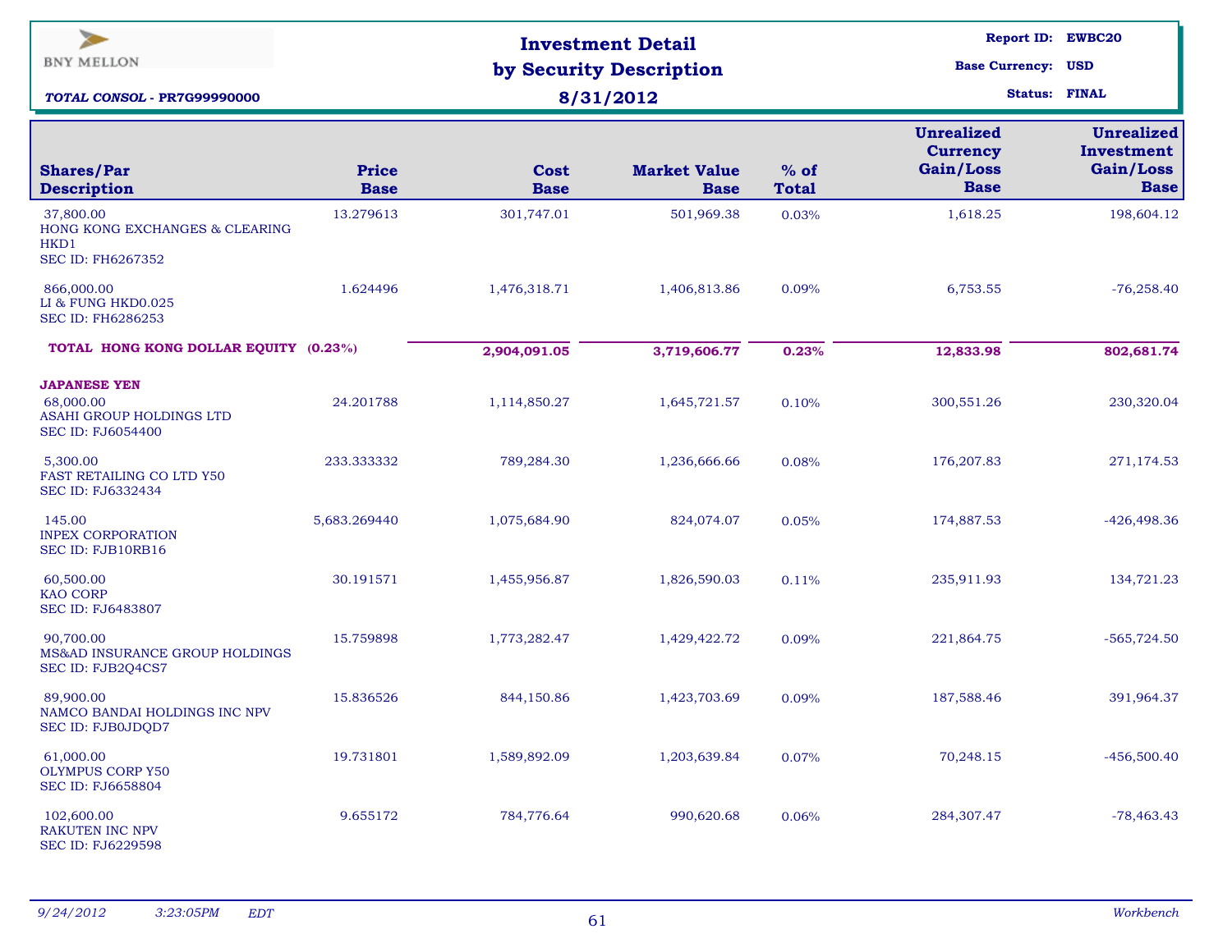BNY MELLON

**TOTAL CONSOL - PR7G99990000**

# Investment Detail by Security Description

**8/31/2012**

**Report ID:** EWBC20
**Base Currency:** USD
**Status:** FINAL

| Shares/Par Description | Price Base | Cost Base | Market Value Base | % of Total | Unrealized Currency Gain/Loss Base | Unrealized Investment Gain/Loss Base |
|---|---|---|---|---|---|---|
| 37,800.00 HONG KONG EXCHANGES & CLEARING HKD1 SEC ID: FH6267352 | 13.279613 | 301,747.01 | 501,969.38 | 0.03% | 1,618.25 | 198,604.12 |
| 866,000.00 LI & FUNG HKD0.025 SEC ID: FH6286253 | 1.624496 | 1,476,318.71 | 1,406,813.86 | 0.09% | 6,753.55 | -76,258.40 |
| **TOTAL HONG KONG DOLLAR EQUITY (0.23%)** | | **2,904,091.05** | **3,719,606.77** | **0.23%** | **12,833.98** | **802,681.74** |
| **JAPANESE YEN** | | | | | | |
| 68,000.00 ASAHI GROUP HOLDINGS LTD SEC ID: FJ6054400 | 24.201788 | 1,114,850.27 | 1,645,721.57 | 0.10% | 300,551.26 | 230,320.04 |
| 5,300.00 FAST RETAILING CO LTD Y50 SEC ID: FJ6332434 | 233.333332 | 789,284.30 | 1,236,666.66 | 0.08% | 176,207.83 | 271,174.53 |
| 145.00 INPEX CORPORATION SEC ID: FJB10RB16 | 5,683.269440 | 1,075,684.90 | 824,074.07 | 0.05% | 174,887.53 | -426,498.36 |
| 60,500.00 KAO CORP SEC ID: FJ6483807 | 30.191571 | 1,455,956.87 | 1,826,590.03 | 0.11% | 235,911.93 | 134,721.23 |
| 90,700.00 MS&AD INSURANCE GROUP HOLDINGS SEC ID: FJB2Q4CS7 | 15.759898 | 1,773,282.47 | 1,429,422.72 | 0.09% | 221,864.75 | -565,724.50 |
| 89,900.00 NAMCO BANDAI HOLDINGS INC NPV SEC ID: FJB0JDQD7 | 15.836526 | 844,150.86 | 1,423,703.69 | 0.09% | 187,588.46 | 391,964.37 |
| 61,000.00 OLYMPUS CORP Y50 SEC ID: FJ6658804 | 19.731801 | 1,589,892.09 | 1,203,639.84 | 0.07% | 70,248.15 | -456,500.40 |
| 102,600.00 RAKUTEN INC NPV SEC ID: FJ6229598 | 9.655172 | 784,776.64 | 990,620.68 | 0.06% | 284,307.47 | -78,463.43 |

*9/24/2012 3:23:05PM EDT* — *Workbench*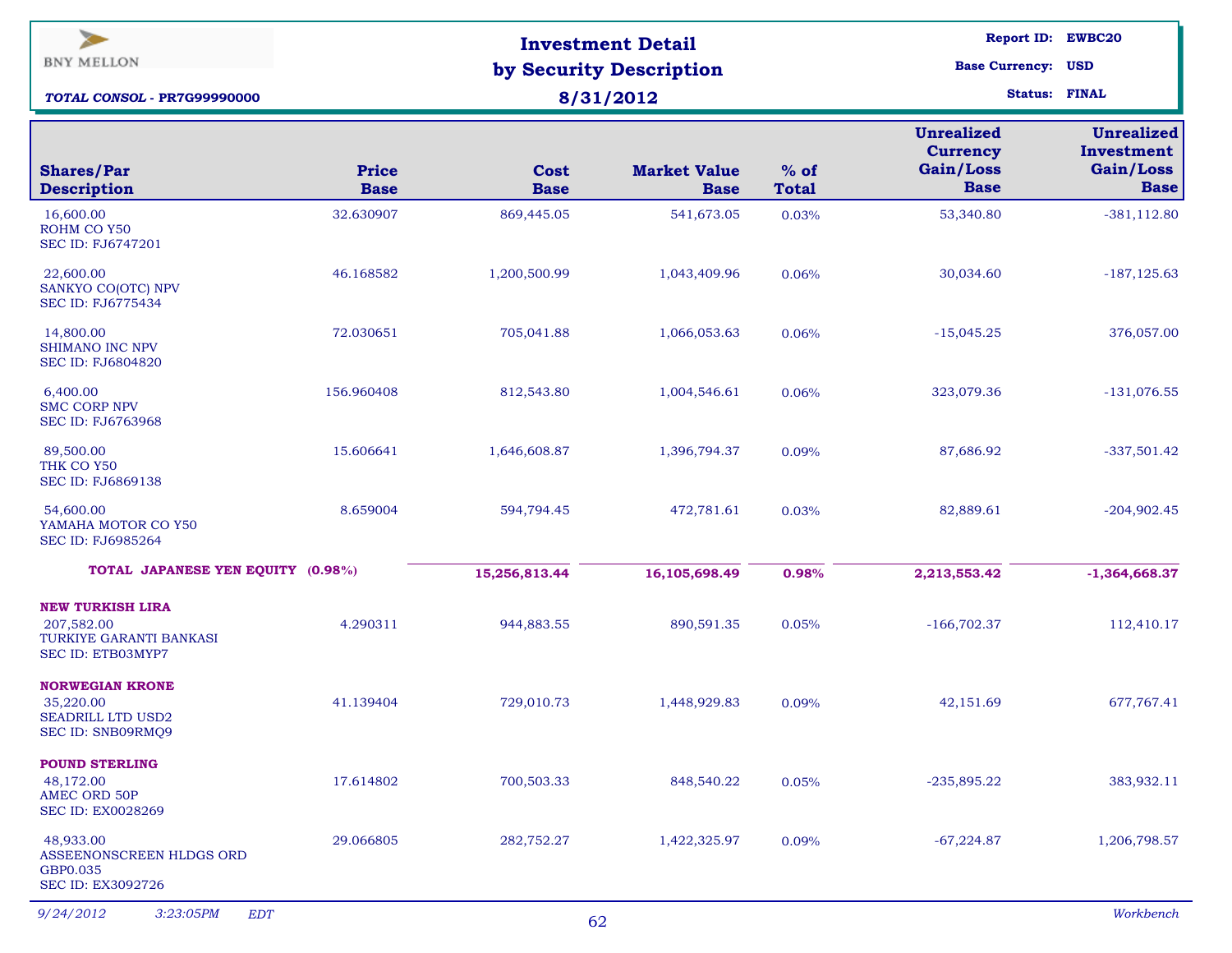BNY MELLON

**TOTAL CONSOL - PR7G99990000**

# Investment Detail by Security Description

**8/31/2012**

**Report ID:** EWBC20
**Base Currency:** USD
**Status:** FINAL

| Shares/Par Description | Price Base | Cost Base | Market Value Base | % of Total | Unrealized Currency Gain/Loss Base | Unrealized Investment Gain/Loss Base |
|---|---|---|---|---|---|---|
| 16,600.00 ROHM CO Y50 SEC ID: FJ6747201 | 32.630907 | 869,445.05 | 541,673.05 | 0.03% | 53,340.80 | -381,112.80 |
| 22,600.00 SANKYO CO(OTC) NPV SEC ID: FJ6775434 | 46.168582 | 1,200,500.99 | 1,043,409.96 | 0.06% | 30,034.60 | -187,125.63 |
| 14,800.00 SHIMANO INC NPV SEC ID: FJ6804820 | 72.030651 | 705,041.88 | 1,066,053.63 | 0.06% | -15,045.25 | 376,057.00 |
| 6,400.00 SMC CORP NPV SEC ID: FJ6763968 | 156.960408 | 812,543.80 | 1,004,546.61 | 0.06% | 323,079.36 | -131,076.55 |
| 89,500.00 THK CO Y50 SEC ID: FJ6869138 | 15.606641 | 1,646,608.87 | 1,396,794.37 | 0.09% | 87,686.92 | -337,501.42 |
| 54,600.00 YAMAHA MOTOR CO Y50 SEC ID: FJ6985264 | 8.659004 | 594,794.45 | 472,781.61 | 0.03% | 82,889.61 | -204,902.45 |
| **TOTAL JAPANESE YEN EQUITY (0.98%)** | | **15,256,813.44** | **16,105,698.49** | **0.98%** | **2,213,553.42** | **-1,364,668.37** |
| **NEW TURKISH LIRA** | | | | | | |
| 207,582.00 TURKIYE GARANTI BANKASI SEC ID: ETB03MYP7 | 4.290311 | 944,883.55 | 890,591.35 | 0.05% | -166,702.37 | 112,410.17 |
| **NORWEGIAN KRONE** | | | | | | |
| 35,220.00 SEADRILL LTD USD2 SEC ID: SNB09RMQ9 | 41.139404 | 729,010.73 | 1,448,929.83 | 0.09% | 42,151.69 | 677,767.41 |
| **POUND STERLING** | | | | | | |
| 48,172.00 AMEC ORD 50P SEC ID: EX0028269 | 17.614802 | 700,503.33 | 848,540.22 | 0.05% | -235,895.22 | 383,932.11 |
| 48,933.00 ASSEENONSCREEN HLDGS ORD GBP0.035 SEC ID: EX3092726 | 29.066805 | 282,752.27 | 1,422,325.97 | 0.09% | -67,224.87 | 1,206,798.57 |

*9/24/2012 3:23:05PM EDT* *Workbench*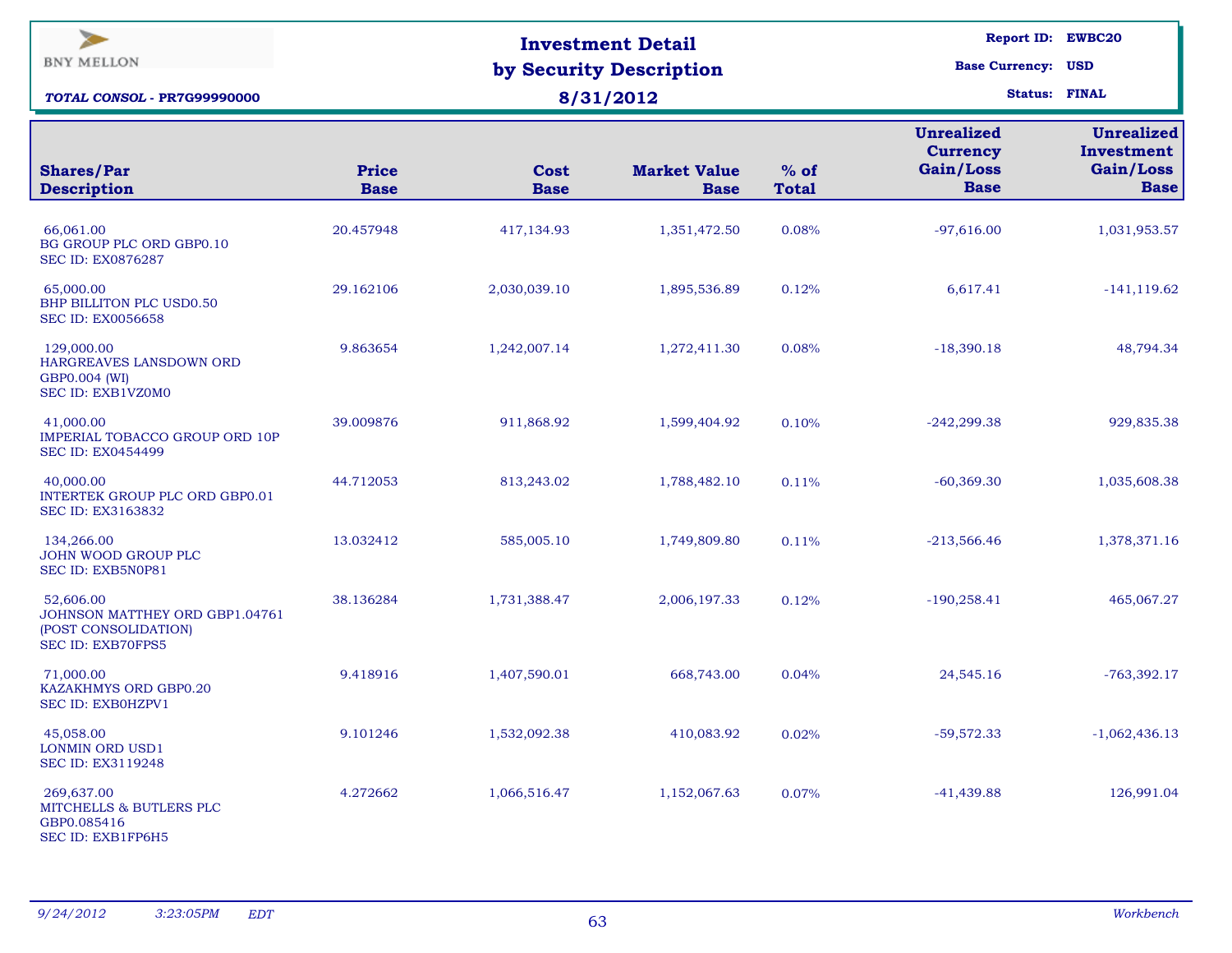BNY MELLON

***TOTAL CONSOL* - PR7G99990000**

# Investment Detail by Security Description

## 8/31/2012

**Report ID:** EWBC20
**Base Currency:** USD
**Status:** FINAL

| Shares/Par Description | Price Base | Cost Base | Market Value Base | % of Total | Unrealized Currency Gain/Loss Base | Unrealized Investment Gain/Loss Base |
|---|---|---|---|---|---|---|
| 66,061.00 BG GROUP PLC ORD GBP0.10 SEC ID: EX0876287 | 20.457948 | 417,134.93 | 1,351,472.50 | 0.08% | -97,616.00 | 1,031,953.57 |
| 65,000.00 BHP BILLITON PLC USD0.50 SEC ID: EX0056658 | 29.162106 | 2,030,039.10 | 1,895,536.89 | 0.12% | 6,617.41 | -141,119.62 |
| 129,000.00 HARGREAVES LANSDOWN ORD GBP0.004 (WI) SEC ID: EXB1VZ0M0 | 9.863654 | 1,242,007.14 | 1,272,411.30 | 0.08% | -18,390.18 | 48,794.34 |
| 41,000.00 IMPERIAL TOBACCO GROUP ORD 10P SEC ID: EX0454499 | 39.009876 | 911,868.92 | 1,599,404.92 | 0.10% | -242,299.38 | 929,835.38 |
| 40,000.00 INTERTEK GROUP PLC ORD GBP0.01 SEC ID: EX3163832 | 44.712053 | 813,243.02 | 1,788,482.10 | 0.11% | -60,369.30 | 1,035,608.38 |
| 134,266.00 JOHN WOOD GROUP PLC SEC ID: EXB5N0P81 | 13.032412 | 585,005.10 | 1,749,809.80 | 0.11% | -213,566.46 | 1,378,371.16 |
| 52,606.00 JOHNSON MATTHEY ORD GBP1.04761 (POST CONSOLIDATION) SEC ID: EXB70FPS5 | 38.136284 | 1,731,388.47 | 2,006,197.33 | 0.12% | -190,258.41 | 465,067.27 |
| 71,000.00 KAZAKHMYS ORD GBP0.20 SEC ID: EXB0HZPV1 | 9.418916 | 1,407,590.01 | 668,743.00 | 0.04% | 24,545.16 | -763,392.17 |
| 45,058.00 LONMIN ORD USD1 SEC ID: EX3119248 | 9.101246 | 1,532,092.38 | 410,083.92 | 0.02% | -59,572.33 | -1,062,436.13 |
| 269,637.00 MITCHELLS & BUTLERS PLC GBP0.085416 SEC ID: EXB1FP6H5 | 4.272662 | 1,066,516.47 | 1,152,067.63 | 0.07% | -41,439.88 | 126,991.04 |

*9/24/2012 3:23:05PM EDT* *Workbench*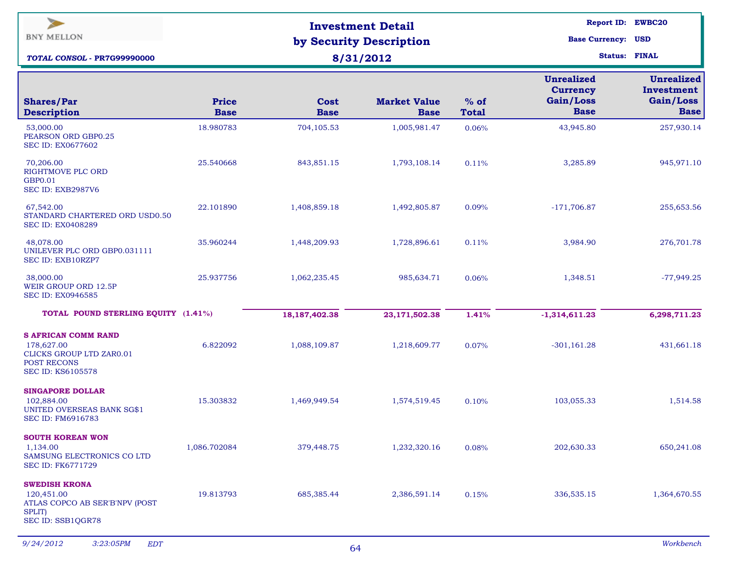BNY MELLON

# Investment Detail by Security Description

## 8/31/2012

*TOTAL CONSOL* - PR7G99990000

Report ID: EWBC20
Base Currency: USD
Status: FINAL

| Shares/Par Description | Price Base | Cost Base | Market Value Base | % of Total | Unrealized Currency Gain/Loss Base | Unrealized Investment Gain/Loss Base |
|---|---|---|---|---|---|---|
| 53,000.00 PEARSON ORD GBP0.25 SEC ID: EX0677602 | 18.980783 | 704,105.53 | 1,005,981.47 | 0.06% | 43,945.80 | 257,930.14 |
| 70,206.00 RIGHTMOVE PLC ORD GBP0.01 SEC ID: EXB2987V6 | 25.540668 | 843,851.15 | 1,793,108.14 | 0.11% | 3,285.89 | 945,971.10 |
| 67,542.00 STANDARD CHARTERED ORD USD0.50 SEC ID: EX0408289 | 22.101890 | 1,408,859.18 | 1,492,805.87 | 0.09% | -171,706.87 | 255,653.56 |
| 48,078.00 UNILEVER PLC ORD GBP0.031111 SEC ID: EXB10RZP7 | 35.960244 | 1,448,209.93 | 1,728,896.61 | 0.11% | 3,984.90 | 276,701.78 |
| 38,000.00 WEIR GROUP ORD 12.5P SEC ID: EX0946585 | 25.937756 | 1,062,235.45 | 985,634.71 | 0.06% | 1,348.51 | -77,949.25 |
| **TOTAL POUND STERLING EQUITY (1.41%)** | | **18,187,402.38** | **23,171,502.38** | **1.41%** | **-1,314,611.23** | **6,298,711.23** |
| **S AFRICAN COMM RAND** | | | | | | |
| 178,627.00 CLICKS GROUP LTD ZAR0.01 POST RECONS SEC ID: KS6105578 | 6.822092 | 1,088,109.87 | 1,218,609.77 | 0.07% | -301,161.28 | 431,661.18 |
| **SINGAPORE DOLLAR** | | | | | | |
| 102,884.00 UNITED OVERSEAS BANK SG$1 SEC ID: FM6916783 | 15.303832 | 1,469,949.54 | 1,574,519.45 | 0.10% | 103,055.33 | 1,514.58 |
| **SOUTH KOREAN WON** | | | | | | |
| 1,134.00 SAMSUNG ELECTRONICS CO LTD SEC ID: FK6771729 | 1,086.702084 | 379,448.75 | 1,232,320.16 | 0.08% | 202,630.33 | 650,241.08 |
| **SWEDISH KRONA** | | | | | | |
| 120,451.00 ATLAS COPCO AB SER'B'NPV (POST SPLIT) SEC ID: SSB1QGR78 | 19.813793 | 685,385.44 | 2,386,591.14 | 0.15% | 336,535.15 | 1,364,670.55 |

*9/24/2012 3:23:05PM EDT* *Workbench*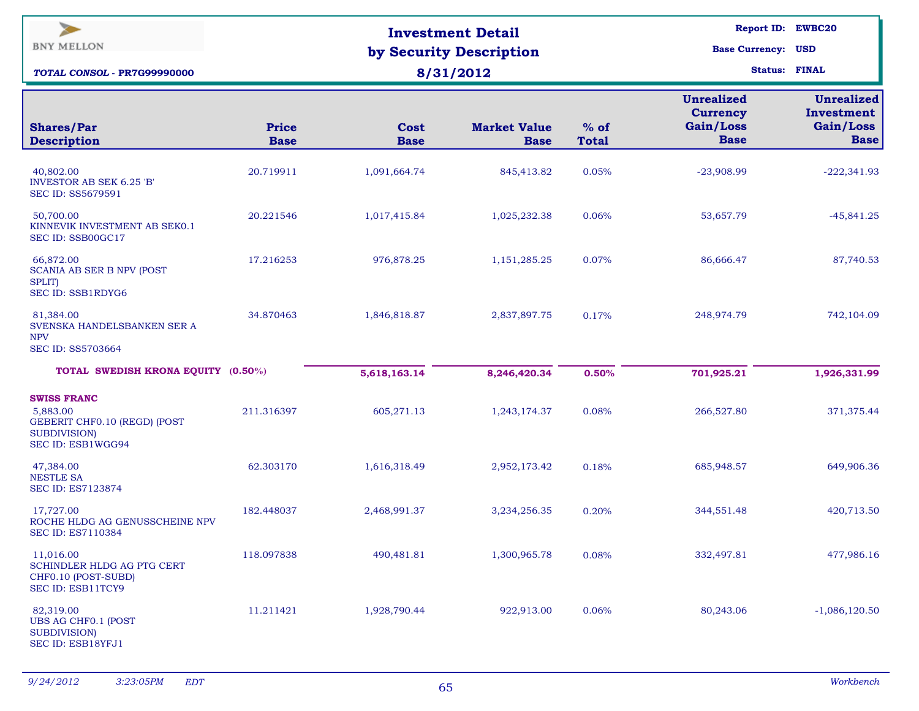**BNY MELLON**

# Investment Detail by Security Description

**8/31/2012**

*TOTAL CONSOL* - PR7G99990000

Report ID: EWBC20
Base Currency: USD
Status: FINAL

| Shares/Par Description | Price Base | Cost Base | Market Value Base | % of Total | Unrealized Currency Gain/Loss Base | Unrealized Investment Gain/Loss Base |
|---|---|---|---|---|---|---|
| 40,802.00 INVESTOR AB SEK 6.25 'B' SEC ID: SS5679591 | 20.719911 | 1,091,664.74 | 845,413.82 | 0.05% | -23,908.99 | -222,341.93 |
| 50,700.00 KINNEVIK INVESTMENT AB SEK0.1 SEC ID: SSB00GC17 | 20.221546 | 1,017,415.84 | 1,025,232.38 | 0.06% | 53,657.79 | -45,841.25 |
| 66,872.00 SCANIA AB SER B NPV (POST SPLIT) SEC ID: SSB1RDYG6 | 17.216253 | 976,878.25 | 1,151,285.25 | 0.07% | 86,666.47 | 87,740.53 |
| 81,384.00 SVENSKA HANDELSBANKEN SER A NPV SEC ID: SS5703664 | 34.870463 | 1,846,818.87 | 2,837,897.75 | 0.17% | 248,974.79 | 742,104.09 |
| **TOTAL SWEDISH KRONA EQUITY (0.50%)** | | **5,618,163.14** | **8,246,420.34** | **0.50%** | **701,925.21** | **1,926,331.99** |
| **SWISS FRANC** | | | | | | |
| 5,883.00 GEBERIT CHF0.10 (REGD) (POST SUBDIVISION) SEC ID: ESB1WGG94 | 211.316397 | 605,271.13 | 1,243,174.37 | 0.08% | 266,527.80 | 371,375.44 |
| 47,384.00 NESTLE SA SEC ID: ES7123874 | 62.303170 | 1,616,318.49 | 2,952,173.42 | 0.18% | 685,948.57 | 649,906.36 |
| 17,727.00 ROCHE HLDG AG GENUSSCHEINE NPV SEC ID: ES7110384 | 182.448037 | 2,468,991.37 | 3,234,256.35 | 0.20% | 344,551.48 | 420,713.50 |
| 11,016.00 SCHINDLER HLDG AG PTG CERT CHF0.10 (POST-SUBD) SEC ID: ESB11TCY9 | 118.097838 | 490,481.81 | 1,300,965.78 | 0.08% | 332,497.81 | 477,986.16 |
| 82,319.00 UBS AG CHF0.1 (POST SUBDIVISION) SEC ID: ESB18YFJ1 | 11.211421 | 1,928,790.44 | 922,913.00 | 0.06% | 80,243.06 | -1,086,120.50 |

*9/24/2012 3:23:05PM EDT* *Workbench*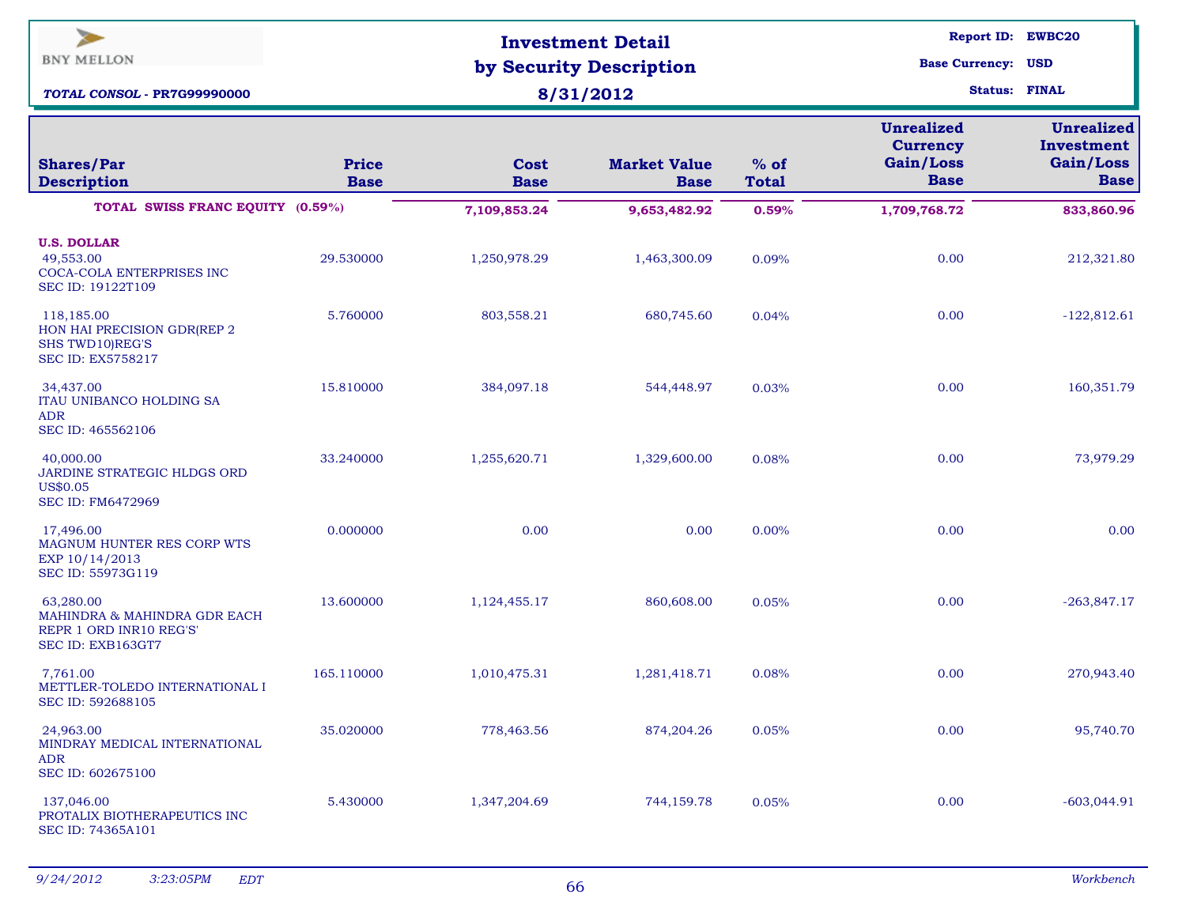**BNY MELLON**

# Investment Detail by Security Description

## 8/31/2012

*TOTAL CONSOL* - **PR7G99990000**

**Report ID:** EWBC20
**Base Currency:** USD
**Status:** FINAL

| Shares/Par Description | Price Base | Cost Base | Market Value Base | % of Total | Unrealized Currency Gain/Loss Base | Unrealized Investment Gain/Loss Base |
|---|---|---|---|---|---|---|
| **TOTAL SWISS FRANC EQUITY (0.59%)** | | **7,109,853.24** | **9,653,482.92** | **0.59%** | **1,709,768.72** | **833,860.96** |
| **U.S. DOLLAR** | | | | | | |
| 49,553.00 COCA-COLA ENTERPRISES INC SEC ID: 19122T109 | 29.530000 | 1,250,978.29 | 1,463,300.09 | 0.09% | 0.00 | 212,321.80 |
| 118,185.00 HON HAI PRECISION GDR(REP 2 SHS TWD10)REG'S SEC ID: EX5758217 | 5.760000 | 803,558.21 | 680,745.60 | 0.04% | 0.00 | -122,812.61 |
| 34,437.00 ITAU UNIBANCO HOLDING SA ADR SEC ID: 465562106 | 15.810000 | 384,097.18 | 544,448.97 | 0.03% | 0.00 | 160,351.79 |
| 40,000.00 JARDINE STRATEGIC HLDGS ORD US$0.05 SEC ID: FM6472969 | 33.240000 | 1,255,620.71 | 1,329,600.00 | 0.08% | 0.00 | 73,979.29 |
| 17,496.00 MAGNUM HUNTER RES CORP WTS EXP 10/14/2013 SEC ID: 55973G119 | 0.000000 | 0.00 | 0.00 | 0.00% | 0.00 | 0.00 |
| 63,280.00 MAHINDRA & MAHINDRA GDR EACH REPR 1 ORD INR10 REG'S' SEC ID: EXB163GT7 | 13.600000 | 1,124,455.17 | 860,608.00 | 0.05% | 0.00 | -263,847.17 |
| 7,761.00 METTLER-TOLEDO INTERNATIONAL I SEC ID: 592688105 | 165.110000 | 1,010,475.31 | 1,281,418.71 | 0.08% | 0.00 | 270,943.40 |
| 24,963.00 MINDRAY MEDICAL INTERNATIONAL ADR SEC ID: 602675100 | 35.020000 | 778,463.56 | 874,204.26 | 0.05% | 0.00 | 95,740.70 |
| 137,046.00 PROTALIX BIOTHERAPEUTICS INC SEC ID: 74365A101 | 5.430000 | 1,347,204.69 | 744,159.78 | 0.05% | 0.00 | -603,044.91 |

*9/24/2012 3:23:05PM EDT* *Workbench*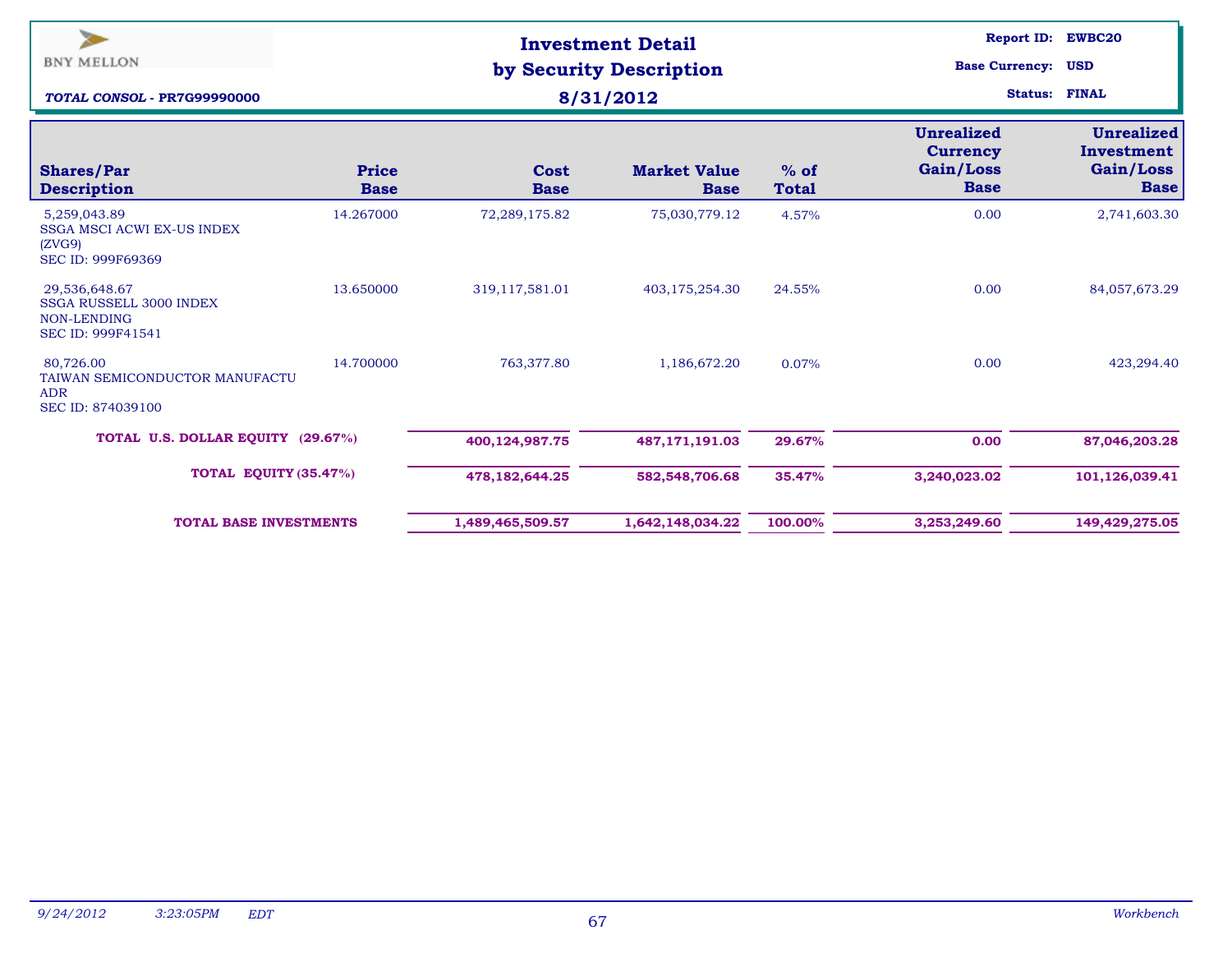BNY MELLON

# Investment Detail by Security Description

**8/31/2012**

*TOTAL CONSOL* - **PR7G99990000**

**Report ID:** EWBC20
**Base Currency:** USD
**Status:** FINAL

| Shares/Par Description | Price Base | Cost Base | Market Value Base | % of Total | Unrealized Currency Gain/Loss Base | Unrealized Investment Gain/Loss Base |
|---|---|---|---|---|---|---|
| 5,259,043.89 SSGA MSCI ACWI EX-US INDEX (ZVG9) SEC ID: 999F69369 | 14.267000 | 72,289,175.82 | 75,030,779.12 | 4.57% | 0.00 | 2,741,603.30 |
| 29,536,648.67 SSGA RUSSELL 3000 INDEX NON-LENDING SEC ID: 999F41541 | 13.650000 | 319,117,581.01 | 403,175,254.30 | 24.55% | 0.00 | 84,057,673.29 |
| 80,726.00 TAIWAN SEMICONDUCTOR MANUFACTU ADR SEC ID: 874039100 | 14.700000 | 763,377.80 | 1,186,672.20 | 0.07% | 0.00 | 423,294.40 |
| **TOTAL U.S. DOLLAR EQUITY (29.67%)** | | **400,124,987.75** | **487,171,191.03** | **29.67%** | **0.00** | **87,046,203.28** |
| **TOTAL EQUITY (35.47%)** | | **478,182,644.25** | **582,548,706.68** | **35.47%** | **3,240,023.02** | **101,126,039.41** |
| **TOTAL BASE INVESTMENTS** | | **1,489,465,509.57** | **1,642,148,034.22** | **100.00%** | **3,253,249.60** | **149,429,275.05** |

*9/24/2012 3:23:05PM EDT* *Workbench*